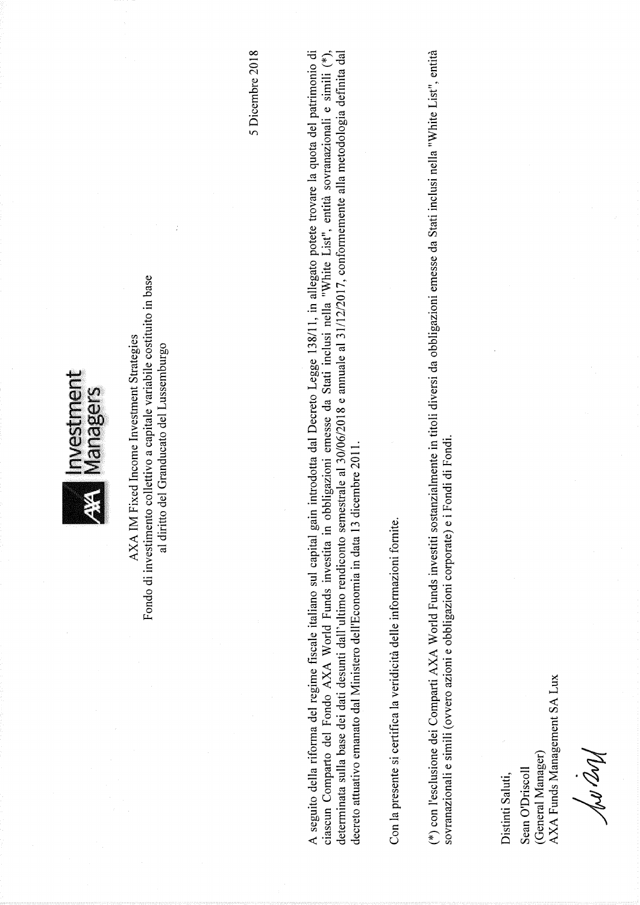AXA Investment Managers

AXA IM Fixed Income Investment Strategies
Fondo di investimento collettivo a capitale variabile costituito in base al diritto del Granducato del Lussemburgo

5 Dicembre 2018

A seguito della riforma del regime fiscale italiano sul capital gain introdotta dal Decreto Legge 138/11, in allegato potete trovare la quota del patrimonio di ciascun Comparto del Fondo AXA World Funds investita in obbligazioni emesse da Stati inclusi nella "White List", entità sovranazionali e simili (*), determinata sulla base dei dati desunti dall'ultimo rendiconto semestrale al 30/06/2018 e annuale al 31/12/2017, conformemente alla metodologia definita dal decreto attuativo emanato dal Ministero dell'Economia in data 13 dicembre 2011.

Con la presente si certifica la veridicità delle informazioni fornite.

(*) con l'esclusione dei Comparti AXA World Funds investiti sostanzialmente in titoli diversi da obbligazioni emesse da Stati inclusi nella "White List", entità sovranazionali e simili (ovvero azioni e obbligazioni corporate) e i Fondi di Fondi.

Distinti Saluti,

Sean O'Driscoll
(General Manager)
AXA Funds Management SA Lux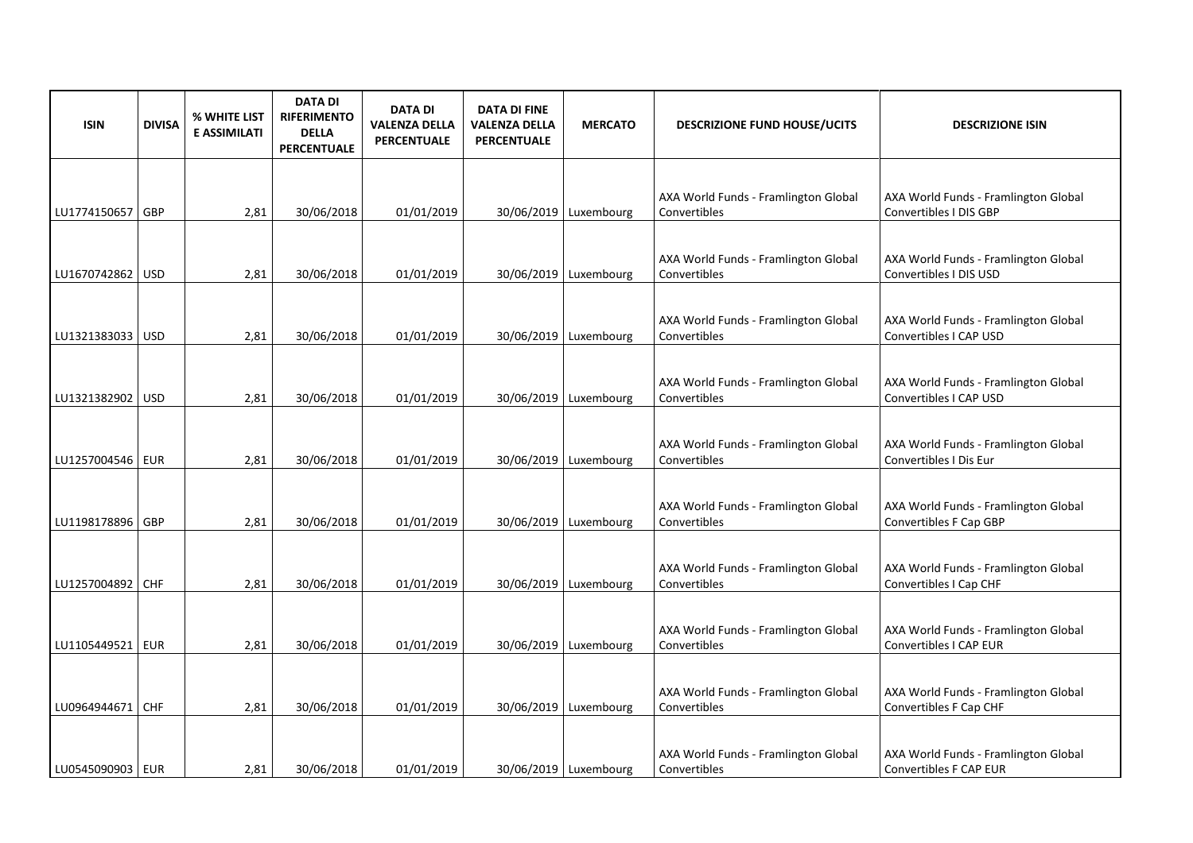| ISIN | DIVISA | % WHITE LIST E ASSIMILATI | DATA DI RIFERIMENTO DELLA PERCENTUALE | DATA DI VALENZA DELLA PERCENTUALE | DATA DI FINE VALENZA DELLA PERCENTUALE | MERCATO | DESCRIZIONE FUND HOUSE/UCITS | DESCRIZIONE ISIN |
|---|---|---|---|---|---|---|---|---|
| LU1774150657 | GBP | 2,81 | 30/06/2018 | 01/01/2019 | 30/06/2019 | Luxembourg | AXA World Funds - Framlington Global Convertibles | AXA World Funds - Framlington Global Convertibles I DIS GBP |
| LU1670742862 | USD | 2,81 | 30/06/2018 | 01/01/2019 | 30/06/2019 | Luxembourg | AXA World Funds - Framlington Global Convertibles | AXA World Funds - Framlington Global Convertibles I DIS USD |
| LU1321383033 | USD | 2,81 | 30/06/2018 | 01/01/2019 | 30/06/2019 | Luxembourg | AXA World Funds - Framlington Global Convertibles | AXA World Funds - Framlington Global Convertibles I CAP USD |
| LU1321382902 | USD | 2,81 | 30/06/2018 | 01/01/2019 | 30/06/2019 | Luxembourg | AXA World Funds - Framlington Global Convertibles | AXA World Funds - Framlington Global Convertibles I CAP USD |
| LU1257004546 | EUR | 2,81 | 30/06/2018 | 01/01/2019 | 30/06/2019 | Luxembourg | AXA World Funds - Framlington Global Convertibles | AXA World Funds - Framlington Global Convertibles I Dis Eur |
| LU1198178896 | GBP | 2,81 | 30/06/2018 | 01/01/2019 | 30/06/2019 | Luxembourg | AXA World Funds - Framlington Global Convertibles | AXA World Funds - Framlington Global Convertibles F Cap GBP |
| LU1257004892 | CHF | 2,81 | 30/06/2018 | 01/01/2019 | 30/06/2019 | Luxembourg | AXA World Funds - Framlington Global Convertibles | AXA World Funds - Framlington Global Convertibles I Cap CHF |
| LU1105449521 | EUR | 2,81 | 30/06/2018 | 01/01/2019 | 30/06/2019 | Luxembourg | AXA World Funds - Framlington Global Convertibles | AXA World Funds - Framlington Global Convertibles I CAP EUR |
| LU0964944671 | CHF | 2,81 | 30/06/2018 | 01/01/2019 | 30/06/2019 | Luxembourg | AXA World Funds - Framlington Global Convertibles | AXA World Funds - Framlington Global Convertibles F Cap CHF |
| LU0545090903 | EUR | 2,81 | 30/06/2018 | 01/01/2019 | 30/06/2019 | Luxembourg | AXA World Funds - Framlington Global Convertibles | AXA World Funds - Framlington Global Convertibles F CAP EUR |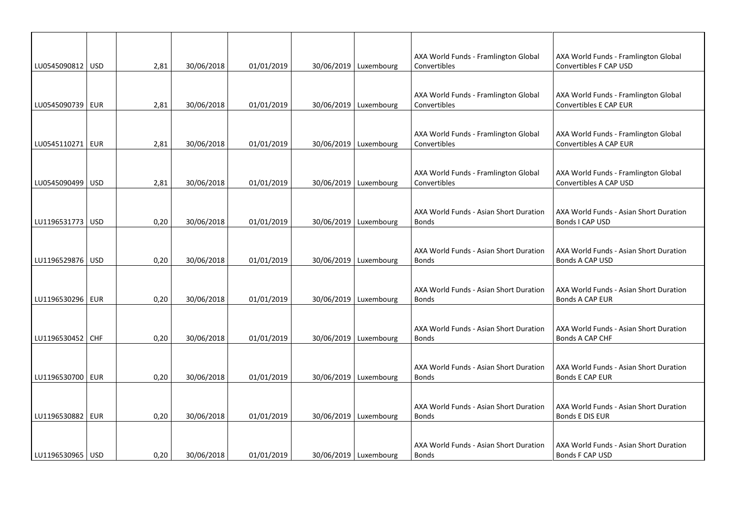| | | | | | | | | |
|---|---|---|---|---|---|---|---|---|
| LU0545090812 | USD | 2,81 | 30/06/2018 | 01/01/2019 | 30/06/2019 | Luxembourg | AXA World Funds - Framlington Global Convertibles | AXA World Funds - Framlington Global Convertibles F CAP USD |
| LU0545090739 | EUR | 2,81 | 30/06/2018 | 01/01/2019 | 30/06/2019 | Luxembourg | AXA World Funds - Framlington Global Convertibles | AXA World Funds - Framlington Global Convertibles E CAP EUR |
| LU0545110271 | EUR | 2,81 | 30/06/2018 | 01/01/2019 | 30/06/2019 | Luxembourg | AXA World Funds - Framlington Global Convertibles | AXA World Funds - Framlington Global Convertibles A CAP EUR |
| LU0545090499 | USD | 2,81 | 30/06/2018 | 01/01/2019 | 30/06/2019 | Luxembourg | AXA World Funds - Framlington Global Convertibles | AXA World Funds - Framlington Global Convertibles A CAP USD |
| LU1196531773 | USD | 0,20 | 30/06/2018 | 01/01/2019 | 30/06/2019 | Luxembourg | AXA World Funds - Asian Short Duration Bonds | AXA World Funds - Asian Short Duration Bonds I CAP USD |
| LU1196529876 | USD | 0,20 | 30/06/2018 | 01/01/2019 | 30/06/2019 | Luxembourg | AXA World Funds - Asian Short Duration Bonds | AXA World Funds - Asian Short Duration Bonds A CAP USD |
| LU1196530296 | EUR | 0,20 | 30/06/2018 | 01/01/2019 | 30/06/2019 | Luxembourg | AXA World Funds - Asian Short Duration Bonds | AXA World Funds - Asian Short Duration Bonds A CAP EUR |
| LU1196530452 | CHF | 0,20 | 30/06/2018 | 01/01/2019 | 30/06/2019 | Luxembourg | AXA World Funds - Asian Short Duration Bonds | AXA World Funds - Asian Short Duration Bonds A CAP CHF |
| LU1196530700 | EUR | 0,20 | 30/06/2018 | 01/01/2019 | 30/06/2019 | Luxembourg | AXA World Funds - Asian Short Duration Bonds | AXA World Funds - Asian Short Duration Bonds E CAP EUR |
| LU1196530882 | EUR | 0,20 | 30/06/2018 | 01/01/2019 | 30/06/2019 | Luxembourg | AXA World Funds - Asian Short Duration Bonds | AXA World Funds - Asian Short Duration Bonds E DIS EUR |
| LU1196530965 | USD | 0,20 | 30/06/2018 | 01/01/2019 | 30/06/2019 | Luxembourg | AXA World Funds - Asian Short Duration Bonds | AXA World Funds - Asian Short Duration Bonds F CAP USD |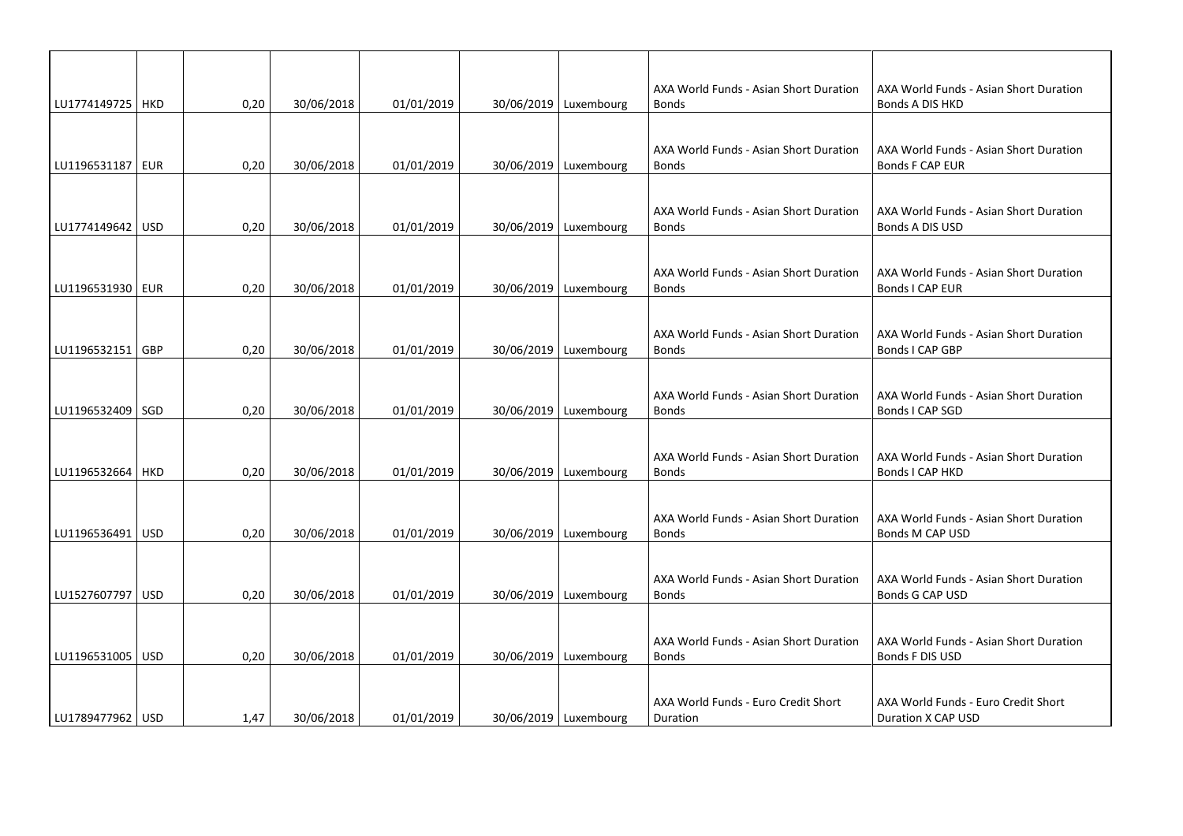| | | | | | | | | |
|---|---|---|---|---|---|---|---|---|
| LU1774149725 | HKD | 0,20 | 30/06/2018 | 01/01/2019 | 30/06/2019 | Luxembourg | AXA World Funds - Asian Short Duration Bonds | AXA World Funds - Asian Short Duration Bonds A DIS HKD |
| LU1196531187 | EUR | 0,20 | 30/06/2018 | 01/01/2019 | 30/06/2019 | Luxembourg | AXA World Funds - Asian Short Duration Bonds | AXA World Funds - Asian Short Duration Bonds F CAP EUR |
| LU1774149642 | USD | 0,20 | 30/06/2018 | 01/01/2019 | 30/06/2019 | Luxembourg | AXA World Funds - Asian Short Duration Bonds | AXA World Funds - Asian Short Duration Bonds A DIS USD |
| LU1196531930 | EUR | 0,20 | 30/06/2018 | 01/01/2019 | 30/06/2019 | Luxembourg | AXA World Funds - Asian Short Duration Bonds | AXA World Funds - Asian Short Duration Bonds I CAP EUR |
| LU1196532151 | GBP | 0,20 | 30/06/2018 | 01/01/2019 | 30/06/2019 | Luxembourg | AXA World Funds - Asian Short Duration Bonds | AXA World Funds - Asian Short Duration Bonds I CAP GBP |
| LU1196532409 | SGD | 0,20 | 30/06/2018 | 01/01/2019 | 30/06/2019 | Luxembourg | AXA World Funds - Asian Short Duration Bonds | AXA World Funds - Asian Short Duration Bonds I CAP SGD |
| LU1196532664 | HKD | 0,20 | 30/06/2018 | 01/01/2019 | 30/06/2019 | Luxembourg | AXA World Funds - Asian Short Duration Bonds | AXA World Funds - Asian Short Duration Bonds I CAP HKD |
| LU1196536491 | USD | 0,20 | 30/06/2018 | 01/01/2019 | 30/06/2019 | Luxembourg | AXA World Funds - Asian Short Duration Bonds | AXA World Funds - Asian Short Duration Bonds M CAP USD |
| LU1527607797 | USD | 0,20 | 30/06/2018 | 01/01/2019 | 30/06/2019 | Luxembourg | AXA World Funds - Asian Short Duration Bonds | AXA World Funds - Asian Short Duration Bonds G CAP USD |
| LU1196531005 | USD | 0,20 | 30/06/2018 | 01/01/2019 | 30/06/2019 | Luxembourg | AXA World Funds - Asian Short Duration Bonds | AXA World Funds - Asian Short Duration Bonds F DIS USD |
| LU1789477962 | USD | 1,47 | 30/06/2018 | 01/01/2019 | 30/06/2019 | Luxembourg | AXA World Funds - Euro Credit Short Duration | AXA World Funds - Euro Credit Short Duration X CAP USD |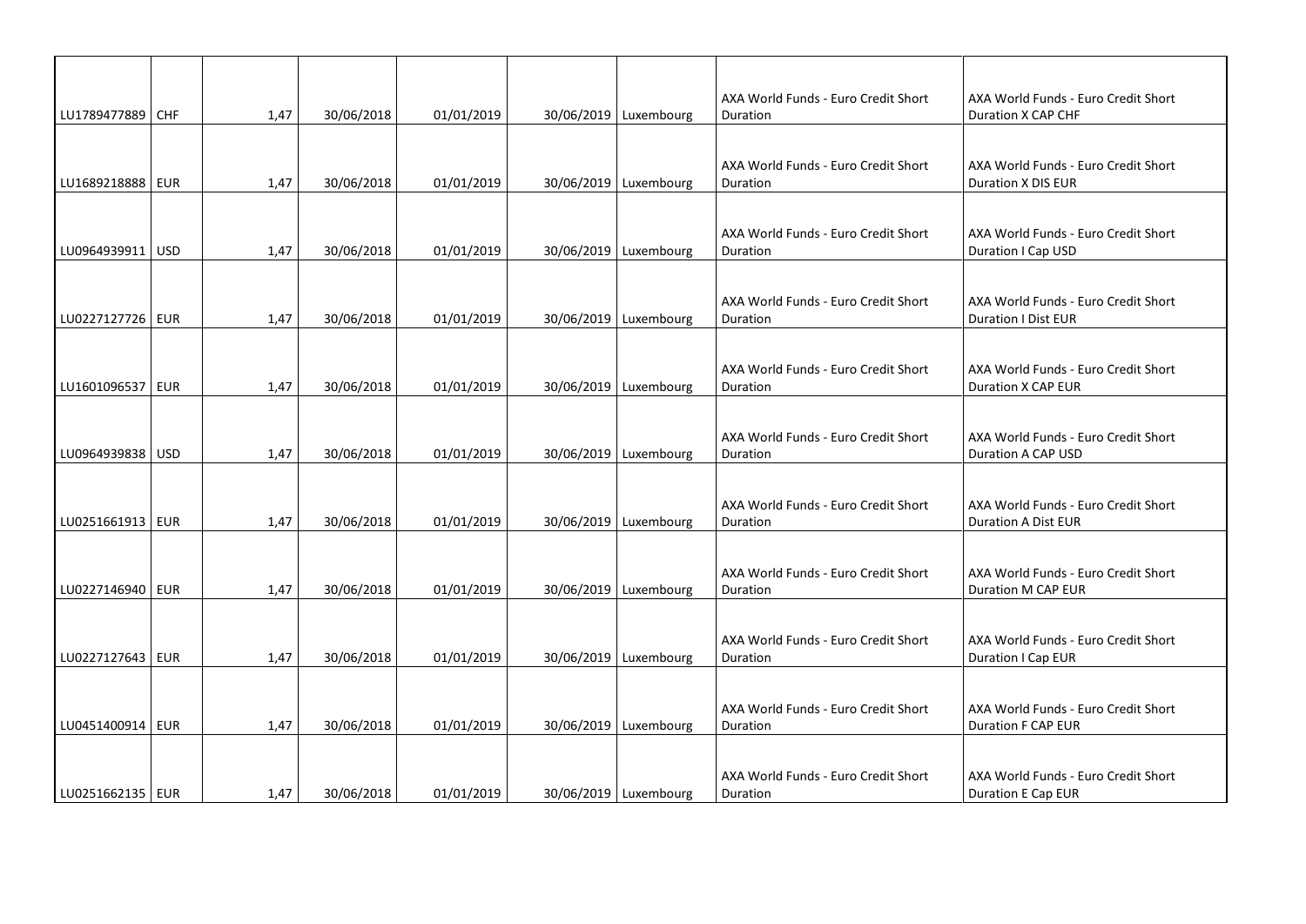| | | | | | | | | |
|---|---|---|---|---|---|---|---|---|
| LU1789477889 | CHF | 1,47 | 30/06/2018 | 01/01/2019 | 30/06/2019 | Luxembourg | AXA World Funds - Euro Credit Short Duration | AXA World Funds - Euro Credit Short Duration X CAP CHF |
| LU1689218888 | EUR | 1,47 | 30/06/2018 | 01/01/2019 | 30/06/2019 | Luxembourg | AXA World Funds - Euro Credit Short Duration | AXA World Funds - Euro Credit Short Duration X DIS EUR |
| LU0964939911 | USD | 1,47 | 30/06/2018 | 01/01/2019 | 30/06/2019 | Luxembourg | AXA World Funds - Euro Credit Short Duration | AXA World Funds - Euro Credit Short Duration I Cap USD |
| LU0227127726 | EUR | 1,47 | 30/06/2018 | 01/01/2019 | 30/06/2019 | Luxembourg | AXA World Funds - Euro Credit Short Duration | AXA World Funds - Euro Credit Short Duration I Dist EUR |
| LU1601096537 | EUR | 1,47 | 30/06/2018 | 01/01/2019 | 30/06/2019 | Luxembourg | AXA World Funds - Euro Credit Short Duration | AXA World Funds - Euro Credit Short Duration X CAP EUR |
| LU0964939838 | USD | 1,47 | 30/06/2018 | 01/01/2019 | 30/06/2019 | Luxembourg | AXA World Funds - Euro Credit Short Duration | AXA World Funds - Euro Credit Short Duration A CAP USD |
| LU0251661913 | EUR | 1,47 | 30/06/2018 | 01/01/2019 | 30/06/2019 | Luxembourg | AXA World Funds - Euro Credit Short Duration | AXA World Funds - Euro Credit Short Duration A Dist EUR |
| LU0227146940 | EUR | 1,47 | 30/06/2018 | 01/01/2019 | 30/06/2019 | Luxembourg | AXA World Funds - Euro Credit Short Duration | AXA World Funds - Euro Credit Short Duration M CAP EUR |
| LU0227127643 | EUR | 1,47 | 30/06/2018 | 01/01/2019 | 30/06/2019 | Luxembourg | AXA World Funds - Euro Credit Short Duration | AXA World Funds - Euro Credit Short Duration I Cap EUR |
| LU0451400914 | EUR | 1,47 | 30/06/2018 | 01/01/2019 | 30/06/2019 | Luxembourg | AXA World Funds - Euro Credit Short Duration | AXA World Funds - Euro Credit Short Duration F CAP EUR |
| LU0251662135 | EUR | 1,47 | 30/06/2018 | 01/01/2019 | 30/06/2019 | Luxembourg | AXA World Funds - Euro Credit Short Duration | AXA World Funds - Euro Credit Short Duration E Cap EUR |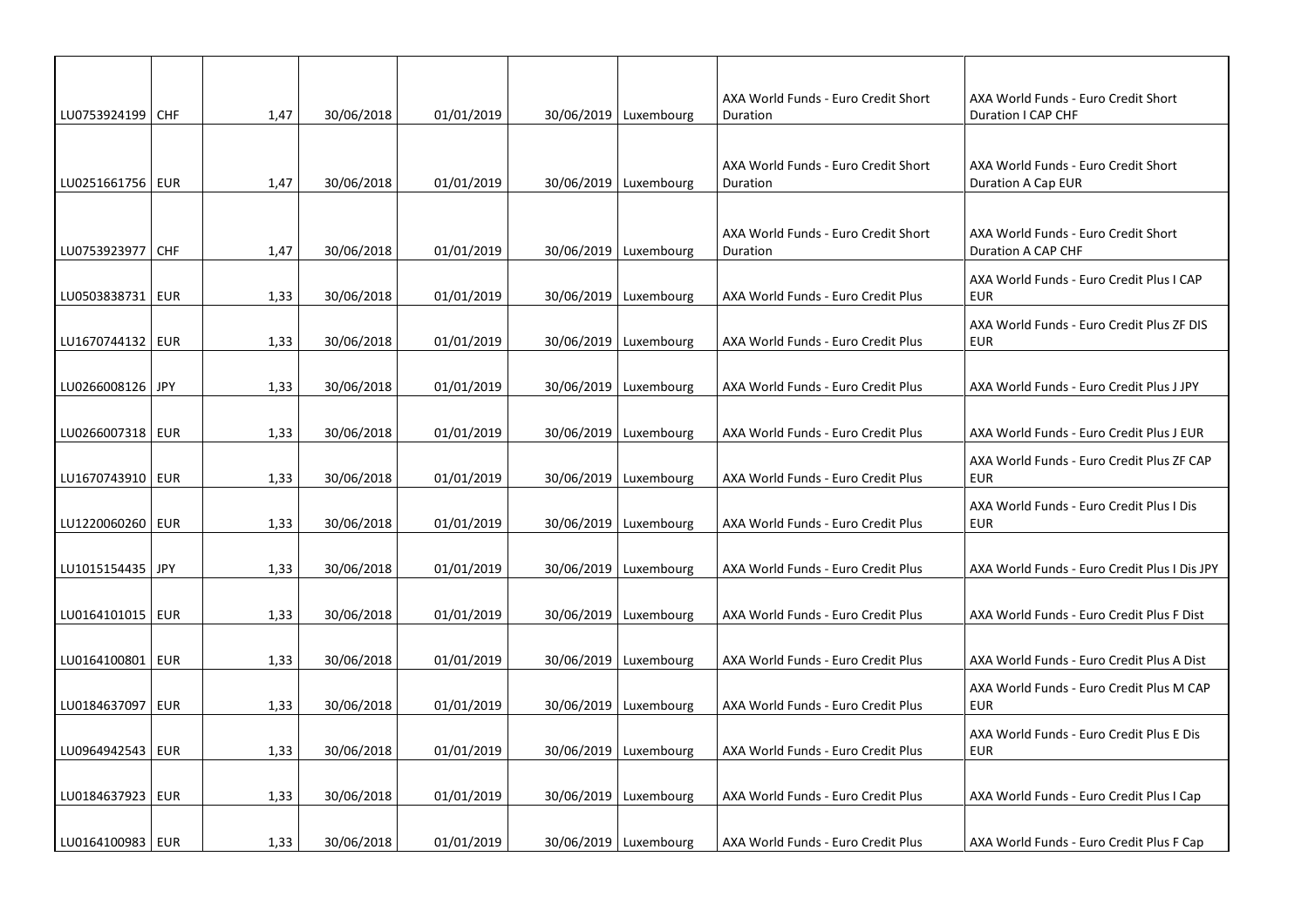| | | | | | | | | |
|---|---|---|---|---|---|---|---|---|
| LU0753924199 | CHF | 1,47 | 30/06/2018 | 01/01/2019 | 30/06/2019 | Luxembourg | AXA World Funds - Euro Credit Short Duration | AXA World Funds - Euro Credit Short Duration I CAP CHF |
| LU0251661756 | EUR | 1,47 | 30/06/2018 | 01/01/2019 | 30/06/2019 | Luxembourg | AXA World Funds - Euro Credit Short Duration | AXA World Funds - Euro Credit Short Duration A Cap EUR |
| LU0753923977 | CHF | 1,47 | 30/06/2018 | 01/01/2019 | 30/06/2019 | Luxembourg | AXA World Funds - Euro Credit Short Duration | AXA World Funds - Euro Credit Short Duration A CAP CHF |
| LU0503838731 | EUR | 1,33 | 30/06/2018 | 01/01/2019 | 30/06/2019 | Luxembourg | AXA World Funds - Euro Credit Plus | AXA World Funds - Euro Credit Plus I CAP EUR |
| LU1670744132 | EUR | 1,33 | 30/06/2018 | 01/01/2019 | 30/06/2019 | Luxembourg | AXA World Funds - Euro Credit Plus | AXA World Funds - Euro Credit Plus ZF DIS EUR |
| LU0266008126 | JPY | 1,33 | 30/06/2018 | 01/01/2019 | 30/06/2019 | Luxembourg | AXA World Funds - Euro Credit Plus | AXA World Funds - Euro Credit Plus J JPY |
| LU0266007318 | EUR | 1,33 | 30/06/2018 | 01/01/2019 | 30/06/2019 | Luxembourg | AXA World Funds - Euro Credit Plus | AXA World Funds - Euro Credit Plus J EUR |
| LU1670743910 | EUR | 1,33 | 30/06/2018 | 01/01/2019 | 30/06/2019 | Luxembourg | AXA World Funds - Euro Credit Plus | AXA World Funds - Euro Credit Plus ZF CAP EUR |
| LU1220060260 | EUR | 1,33 | 30/06/2018 | 01/01/2019 | 30/06/2019 | Luxembourg | AXA World Funds - Euro Credit Plus | AXA World Funds - Euro Credit Plus I Dis EUR |
| LU1015154435 | JPY | 1,33 | 30/06/2018 | 01/01/2019 | 30/06/2019 | Luxembourg | AXA World Funds - Euro Credit Plus | AXA World Funds - Euro Credit Plus I Dis JPY |
| LU0164101015 | EUR | 1,33 | 30/06/2018 | 01/01/2019 | 30/06/2019 | Luxembourg | AXA World Funds - Euro Credit Plus | AXA World Funds - Euro Credit Plus F Dist |
| LU0164100801 | EUR | 1,33 | 30/06/2018 | 01/01/2019 | 30/06/2019 | Luxembourg | AXA World Funds - Euro Credit Plus | AXA World Funds - Euro Credit Plus A Dist |
| LU0184637097 | EUR | 1,33 | 30/06/2018 | 01/01/2019 | 30/06/2019 | Luxembourg | AXA World Funds - Euro Credit Plus | AXA World Funds - Euro Credit Plus M CAP EUR |
| LU0964942543 | EUR | 1,33 | 30/06/2018 | 01/01/2019 | 30/06/2019 | Luxembourg | AXA World Funds - Euro Credit Plus | AXA World Funds - Euro Credit Plus E Dis EUR |
| LU0184637923 | EUR | 1,33 | 30/06/2018 | 01/01/2019 | 30/06/2019 | Luxembourg | AXA World Funds - Euro Credit Plus | AXA World Funds - Euro Credit Plus I Cap |
| LU0164100983 | EUR | 1,33 | 30/06/2018 | 01/01/2019 | 30/06/2019 | Luxembourg | AXA World Funds - Euro Credit Plus | AXA World Funds - Euro Credit Plus F Cap |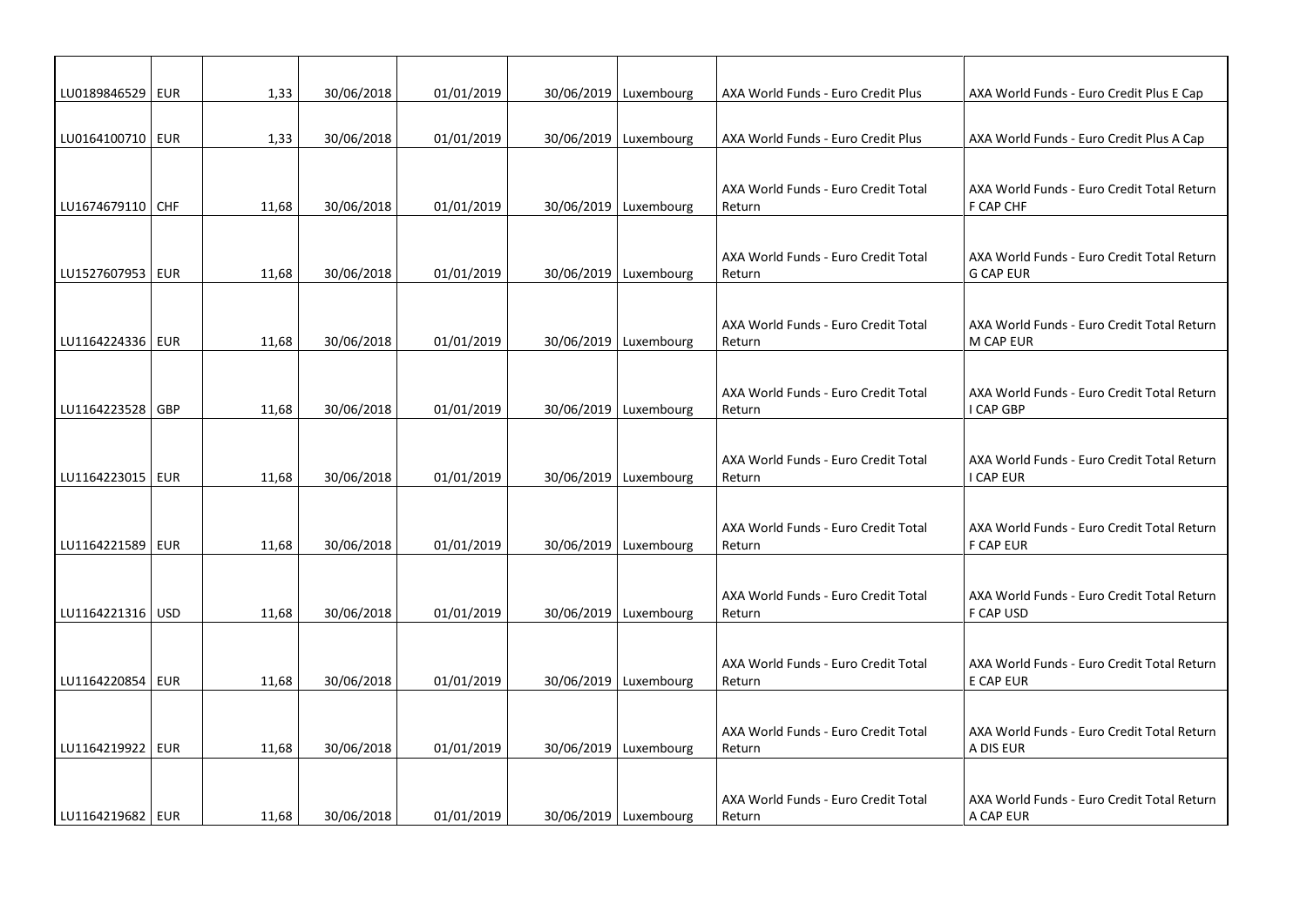| | | | | | | | | |
|---|---|---|---|---|---|---|---|---|
| LU0189846529 | EUR | 1,33 | 30/06/2018 | 01/01/2019 | 30/06/2019 | Luxembourg | AXA World Funds - Euro Credit Plus | AXA World Funds - Euro Credit Plus E Cap |
| LU0164100710 | EUR | 1,33 | 30/06/2018 | 01/01/2019 | 30/06/2019 | Luxembourg | AXA World Funds - Euro Credit Plus | AXA World Funds - Euro Credit Plus A Cap |
| LU1674679110 | CHF | 11,68 | 30/06/2018 | 01/01/2019 | 30/06/2019 | Luxembourg | AXA World Funds - Euro Credit Total Return | AXA World Funds - Euro Credit Total Return F CAP CHF |
| LU1527607953 | EUR | 11,68 | 30/06/2018 | 01/01/2019 | 30/06/2019 | Luxembourg | AXA World Funds - Euro Credit Total Return | AXA World Funds - Euro Credit Total Return G CAP EUR |
| LU1164224336 | EUR | 11,68 | 30/06/2018 | 01/01/2019 | 30/06/2019 | Luxembourg | AXA World Funds - Euro Credit Total Return | AXA World Funds - Euro Credit Total Return M CAP EUR |
| LU1164223528 | GBP | 11,68 | 30/06/2018 | 01/01/2019 | 30/06/2019 | Luxembourg | AXA World Funds - Euro Credit Total Return | AXA World Funds - Euro Credit Total Return I CAP GBP |
| LU1164223015 | EUR | 11,68 | 30/06/2018 | 01/01/2019 | 30/06/2019 | Luxembourg | AXA World Funds - Euro Credit Total Return | AXA World Funds - Euro Credit Total Return I CAP EUR |
| LU1164221589 | EUR | 11,68 | 30/06/2018 | 01/01/2019 | 30/06/2019 | Luxembourg | AXA World Funds - Euro Credit Total Return | AXA World Funds - Euro Credit Total Return F CAP EUR |
| LU1164221316 | USD | 11,68 | 30/06/2018 | 01/01/2019 | 30/06/2019 | Luxembourg | AXA World Funds - Euro Credit Total Return | AXA World Funds - Euro Credit Total Return F CAP USD |
| LU1164220854 | EUR | 11,68 | 30/06/2018 | 01/01/2019 | 30/06/2019 | Luxembourg | AXA World Funds - Euro Credit Total Return | AXA World Funds - Euro Credit Total Return E CAP EUR |
| LU1164219922 | EUR | 11,68 | 30/06/2018 | 01/01/2019 | 30/06/2019 | Luxembourg | AXA World Funds - Euro Credit Total Return | AXA World Funds - Euro Credit Total Return A DIS EUR |
| LU1164219682 | EUR | 11,68 | 30/06/2018 | 01/01/2019 | 30/06/2019 | Luxembourg | AXA World Funds - Euro Credit Total Return | AXA World Funds - Euro Credit Total Return A CAP EUR |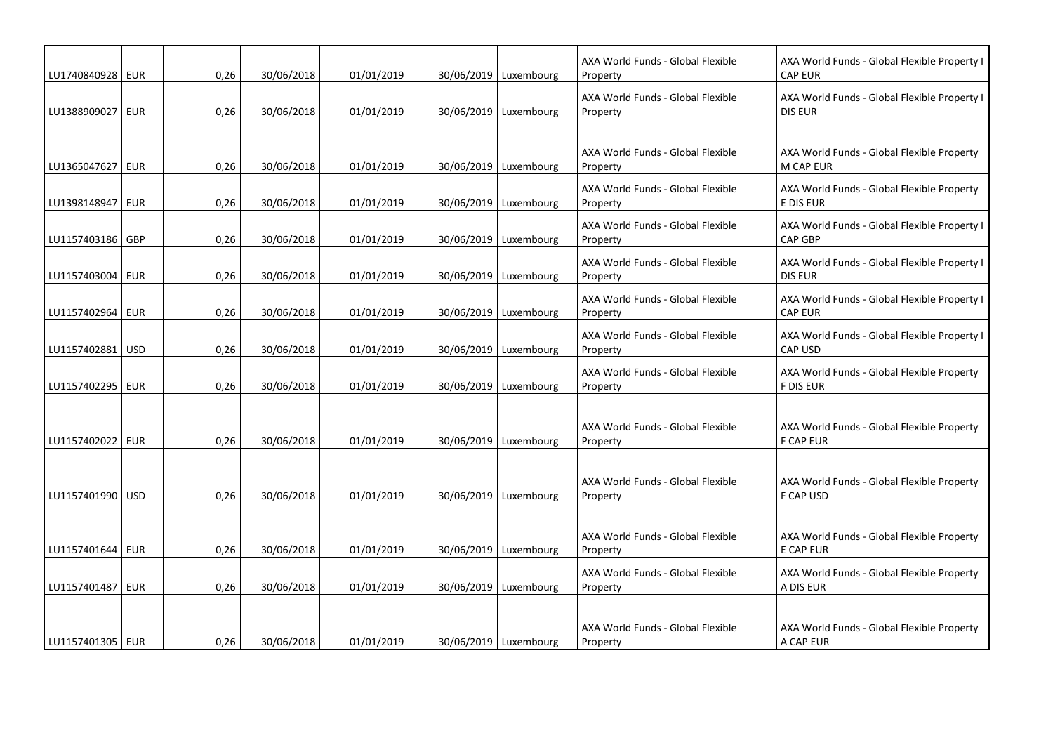| | | | | | | | | |
|---|---|---|---|---|---|---|---|---|
| LU1740840928 | EUR | 0,26 | 30/06/2018 | 01/01/2019 | 30/06/2019 | Luxembourg | AXA World Funds - Global Flexible Property | AXA World Funds - Global Flexible Property I CAP EUR |
| LU1388909027 | EUR | 0,26 | 30/06/2018 | 01/01/2019 | 30/06/2019 | Luxembourg | AXA World Funds - Global Flexible Property | AXA World Funds - Global Flexible Property I DIS EUR |
| LU1365047627 | EUR | 0,26 | 30/06/2018 | 01/01/2019 | 30/06/2019 | Luxembourg | AXA World Funds - Global Flexible Property | AXA World Funds - Global Flexible Property M CAP EUR |
| LU1398148947 | EUR | 0,26 | 30/06/2018 | 01/01/2019 | 30/06/2019 | Luxembourg | AXA World Funds - Global Flexible Property | AXA World Funds - Global Flexible Property E DIS EUR |
| LU1157403186 | GBP | 0,26 | 30/06/2018 | 01/01/2019 | 30/06/2019 | Luxembourg | AXA World Funds - Global Flexible Property | AXA World Funds - Global Flexible Property I CAP GBP |
| LU1157403004 | EUR | 0,26 | 30/06/2018 | 01/01/2019 | 30/06/2019 | Luxembourg | AXA World Funds - Global Flexible Property | AXA World Funds - Global Flexible Property I DIS EUR |
| LU1157402964 | EUR | 0,26 | 30/06/2018 | 01/01/2019 | 30/06/2019 | Luxembourg | AXA World Funds - Global Flexible Property | AXA World Funds - Global Flexible Property I CAP EUR |
| LU1157402881 | USD | 0,26 | 30/06/2018 | 01/01/2019 | 30/06/2019 | Luxembourg | AXA World Funds - Global Flexible Property | AXA World Funds - Global Flexible Property I CAP USD |
| LU1157402295 | EUR | 0,26 | 30/06/2018 | 01/01/2019 | 30/06/2019 | Luxembourg | AXA World Funds - Global Flexible Property | AXA World Funds - Global Flexible Property F DIS EUR |
| LU1157402022 | EUR | 0,26 | 30/06/2018 | 01/01/2019 | 30/06/2019 | Luxembourg | AXA World Funds - Global Flexible Property | AXA World Funds - Global Flexible Property F CAP EUR |
| LU1157401990 | USD | 0,26 | 30/06/2018 | 01/01/2019 | 30/06/2019 | Luxembourg | AXA World Funds - Global Flexible Property | AXA World Funds - Global Flexible Property F CAP USD |
| LU1157401644 | EUR | 0,26 | 30/06/2018 | 01/01/2019 | 30/06/2019 | Luxembourg | AXA World Funds - Global Flexible Property | AXA World Funds - Global Flexible Property E CAP EUR |
| LU1157401487 | EUR | 0,26 | 30/06/2018 | 01/01/2019 | 30/06/2019 | Luxembourg | AXA World Funds - Global Flexible Property | AXA World Funds - Global Flexible Property A DIS EUR |
| LU1157401305 | EUR | 0,26 | 30/06/2018 | 01/01/2019 | 30/06/2019 | Luxembourg | AXA World Funds - Global Flexible Property | AXA World Funds - Global Flexible Property A CAP EUR |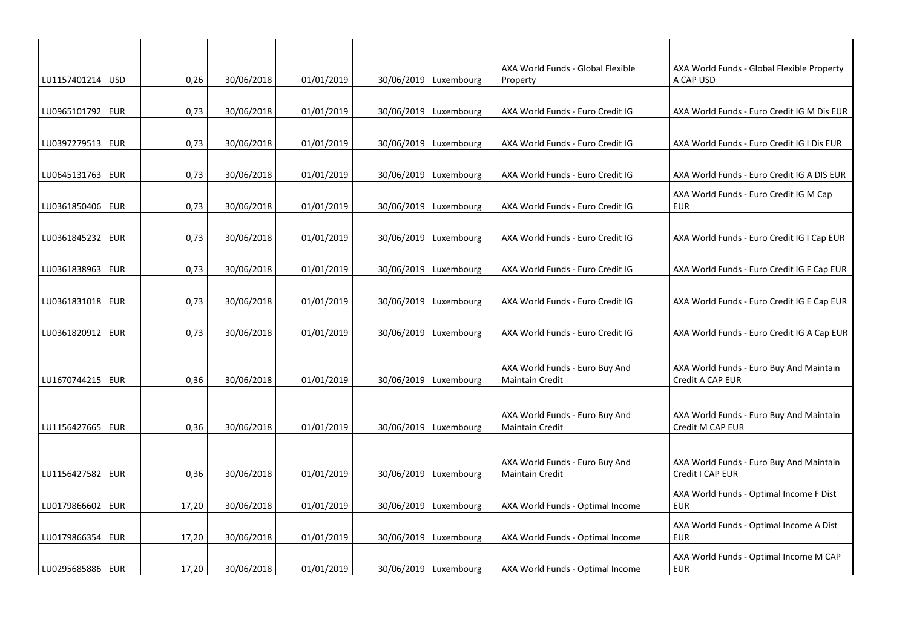| | | | | | | | | |
|---|---|---|---|---|---|---|---|---|
| LU1157401214 | USD | 0,26 | 30/06/2018 | 01/01/2019 | 30/06/2019 | Luxembourg | AXA World Funds - Global Flexible Property | AXA World Funds - Global Flexible Property A CAP USD |
| LU0965101792 | EUR | 0,73 | 30/06/2018 | 01/01/2019 | 30/06/2019 | Luxembourg | AXA World Funds - Euro Credit IG | AXA World Funds - Euro Credit IG M Dis EUR |
| LU0397279513 | EUR | 0,73 | 30/06/2018 | 01/01/2019 | 30/06/2019 | Luxembourg | AXA World Funds - Euro Credit IG | AXA World Funds - Euro Credit IG I Dis EUR |
| LU0645131763 | EUR | 0,73 | 30/06/2018 | 01/01/2019 | 30/06/2019 | Luxembourg | AXA World Funds - Euro Credit IG | AXA World Funds - Euro Credit IG A DIS EUR |
| LU0361850406 | EUR | 0,73 | 30/06/2018 | 01/01/2019 | 30/06/2019 | Luxembourg | AXA World Funds - Euro Credit IG | AXA World Funds - Euro Credit IG M Cap EUR |
| LU0361845232 | EUR | 0,73 | 30/06/2018 | 01/01/2019 | 30/06/2019 | Luxembourg | AXA World Funds - Euro Credit IG | AXA World Funds - Euro Credit IG I Cap EUR |
| LU0361838963 | EUR | 0,73 | 30/06/2018 | 01/01/2019 | 30/06/2019 | Luxembourg | AXA World Funds - Euro Credit IG | AXA World Funds - Euro Credit IG F Cap EUR |
| LU0361831018 | EUR | 0,73 | 30/06/2018 | 01/01/2019 | 30/06/2019 | Luxembourg | AXA World Funds - Euro Credit IG | AXA World Funds - Euro Credit IG E Cap EUR |
| LU0361820912 | EUR | 0,73 | 30/06/2018 | 01/01/2019 | 30/06/2019 | Luxembourg | AXA World Funds - Euro Credit IG | AXA World Funds - Euro Credit IG A Cap EUR |
| LU1670744215 | EUR | 0,36 | 30/06/2018 | 01/01/2019 | 30/06/2019 | Luxembourg | AXA World Funds - Euro Buy And Maintain Credit | AXA World Funds - Euro Buy And Maintain Credit A CAP EUR |
| LU1156427665 | EUR | 0,36 | 30/06/2018 | 01/01/2019 | 30/06/2019 | Luxembourg | AXA World Funds - Euro Buy And Maintain Credit | AXA World Funds - Euro Buy And Maintain Credit M CAP EUR |
| LU1156427582 | EUR | 0,36 | 30/06/2018 | 01/01/2019 | 30/06/2019 | Luxembourg | AXA World Funds - Euro Buy And Maintain Credit | AXA World Funds - Euro Buy And Maintain Credit I CAP EUR |
| LU0179866602 | EUR | 17,20 | 30/06/2018 | 01/01/2019 | 30/06/2019 | Luxembourg | AXA World Funds - Optimal Income | AXA World Funds - Optimal Income F Dist EUR |
| LU0179866354 | EUR | 17,20 | 30/06/2018 | 01/01/2019 | 30/06/2019 | Luxembourg | AXA World Funds - Optimal Income | AXA World Funds - Optimal Income A Dist EUR |
| LU0295685886 | EUR | 17,20 | 30/06/2018 | 01/01/2019 | 30/06/2019 | Luxembourg | AXA World Funds - Optimal Income | AXA World Funds - Optimal Income M CAP EUR |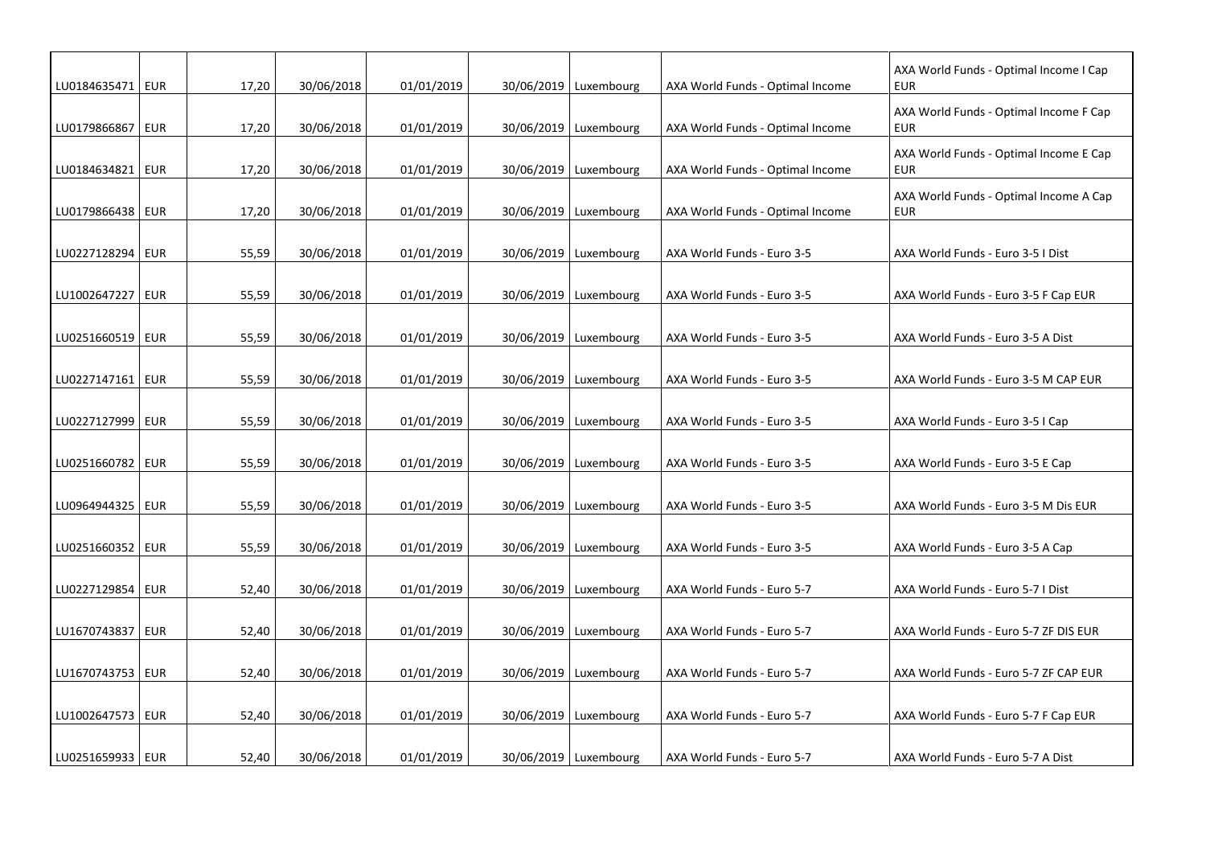| | | | | | | | | |
|---|---|---|---|---|---|---|---|---|
| LU0184635471 | EUR | 17,20 | 30/06/2018 | 01/01/2019 | 30/06/2019 | Luxembourg | AXA World Funds - Optimal Income | AXA World Funds - Optimal Income I Cap EUR |
| LU0179866867 | EUR | 17,20 | 30/06/2018 | 01/01/2019 | 30/06/2019 | Luxembourg | AXA World Funds - Optimal Income | AXA World Funds - Optimal Income F Cap EUR |
| LU0184634821 | EUR | 17,20 | 30/06/2018 | 01/01/2019 | 30/06/2019 | Luxembourg | AXA World Funds - Optimal Income | AXA World Funds - Optimal Income E Cap EUR |
| LU0179866438 | EUR | 17,20 | 30/06/2018 | 01/01/2019 | 30/06/2019 | Luxembourg | AXA World Funds - Optimal Income | AXA World Funds - Optimal Income A Cap EUR |
| LU0227128294 | EUR | 55,59 | 30/06/2018 | 01/01/2019 | 30/06/2019 | Luxembourg | AXA World Funds - Euro 3-5 | AXA World Funds - Euro 3-5 I Dist |
| LU1002647227 | EUR | 55,59 | 30/06/2018 | 01/01/2019 | 30/06/2019 | Luxembourg | AXA World Funds - Euro 3-5 | AXA World Funds - Euro 3-5 F Cap EUR |
| LU0251660519 | EUR | 55,59 | 30/06/2018 | 01/01/2019 | 30/06/2019 | Luxembourg | AXA World Funds - Euro 3-5 | AXA World Funds - Euro 3-5 A Dist |
| LU0227147161 | EUR | 55,59 | 30/06/2018 | 01/01/2019 | 30/06/2019 | Luxembourg | AXA World Funds - Euro 3-5 | AXA World Funds - Euro 3-5 M CAP EUR |
| LU0227127999 | EUR | 55,59 | 30/06/2018 | 01/01/2019 | 30/06/2019 | Luxembourg | AXA World Funds - Euro 3-5 | AXA World Funds - Euro 3-5 I Cap |
| LU0251660782 | EUR | 55,59 | 30/06/2018 | 01/01/2019 | 30/06/2019 | Luxembourg | AXA World Funds - Euro 3-5 | AXA World Funds - Euro 3-5 E Cap |
| LU0964944325 | EUR | 55,59 | 30/06/2018 | 01/01/2019 | 30/06/2019 | Luxembourg | AXA World Funds - Euro 3-5 | AXA World Funds - Euro 3-5 M Dis EUR |
| LU0251660352 | EUR | 55,59 | 30/06/2018 | 01/01/2019 | 30/06/2019 | Luxembourg | AXA World Funds - Euro 3-5 | AXA World Funds - Euro 3-5 A Cap |
| LU0227129854 | EUR | 52,40 | 30/06/2018 | 01/01/2019 | 30/06/2019 | Luxembourg | AXA World Funds - Euro 5-7 | AXA World Funds - Euro 5-7 I Dist |
| LU1670743837 | EUR | 52,40 | 30/06/2018 | 01/01/2019 | 30/06/2019 | Luxembourg | AXA World Funds - Euro 5-7 | AXA World Funds - Euro 5-7 ZF DIS EUR |
| LU1670743753 | EUR | 52,40 | 30/06/2018 | 01/01/2019 | 30/06/2019 | Luxembourg | AXA World Funds - Euro 5-7 | AXA World Funds - Euro 5-7 ZF CAP EUR |
| LU1002647573 | EUR | 52,40 | 30/06/2018 | 01/01/2019 | 30/06/2019 | Luxembourg | AXA World Funds - Euro 5-7 | AXA World Funds - Euro 5-7 F Cap EUR |
| LU0251659933 | EUR | 52,40 | 30/06/2018 | 01/01/2019 | 30/06/2019 | Luxembourg | AXA World Funds - Euro 5-7 | AXA World Funds - Euro 5-7 A Dist |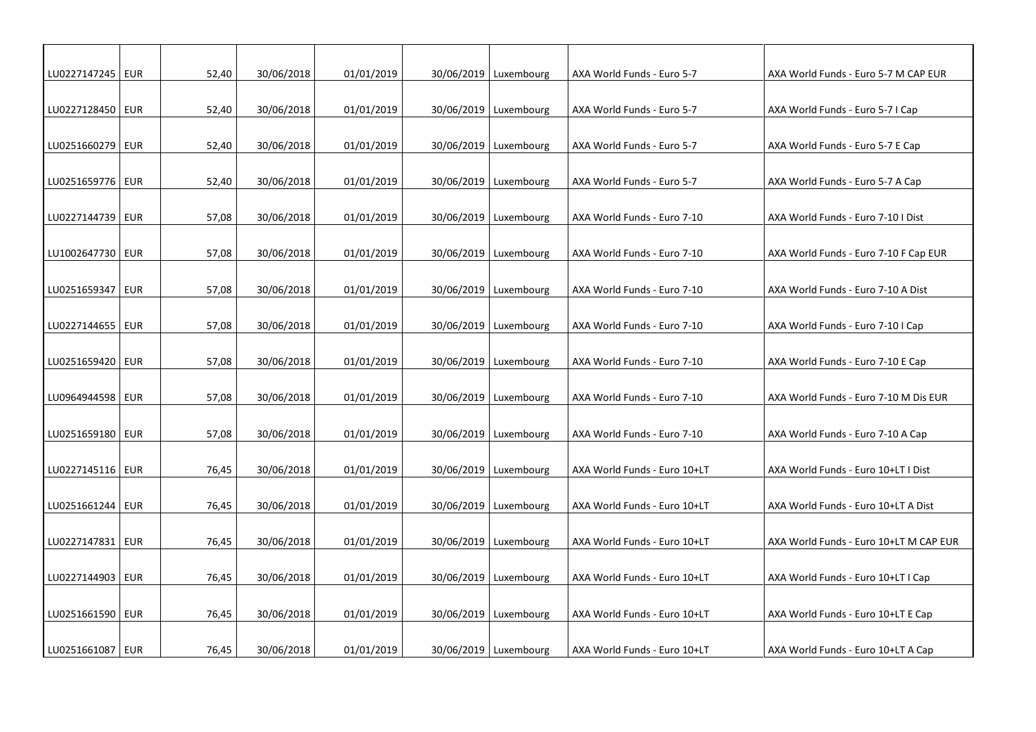| | | | | | | | | |
|---|---|---|---|---|---|---|---|---|
| LU0227147245 | EUR | 52,40 | 30/06/2018 | 01/01/2019 | 30/06/2019 | Luxembourg | AXA World Funds - Euro 5-7 | AXA World Funds - Euro 5-7 M CAP EUR |
| LU0227128450 | EUR | 52,40 | 30/06/2018 | 01/01/2019 | 30/06/2019 | Luxembourg | AXA World Funds - Euro 5-7 | AXA World Funds - Euro 5-7 I Cap |
| LU0251660279 | EUR | 52,40 | 30/06/2018 | 01/01/2019 | 30/06/2019 | Luxembourg | AXA World Funds - Euro 5-7 | AXA World Funds - Euro 5-7 E Cap |
| LU0251659776 | EUR | 52,40 | 30/06/2018 | 01/01/2019 | 30/06/2019 | Luxembourg | AXA World Funds - Euro 5-7 | AXA World Funds - Euro 5-7 A Cap |
| LU0227144739 | EUR | 57,08 | 30/06/2018 | 01/01/2019 | 30/06/2019 | Luxembourg | AXA World Funds - Euro 7-10 | AXA World Funds - Euro 7-10 I Dist |
| LU1002647730 | EUR | 57,08 | 30/06/2018 | 01/01/2019 | 30/06/2019 | Luxembourg | AXA World Funds - Euro 7-10 | AXA World Funds - Euro 7-10 F Cap EUR |
| LU0251659347 | EUR | 57,08 | 30/06/2018 | 01/01/2019 | 30/06/2019 | Luxembourg | AXA World Funds - Euro 7-10 | AXA World Funds - Euro 7-10 A Dist |
| LU0227144655 | EUR | 57,08 | 30/06/2018 | 01/01/2019 | 30/06/2019 | Luxembourg | AXA World Funds - Euro 7-10 | AXA World Funds - Euro 7-10 I Cap |
| LU0251659420 | EUR | 57,08 | 30/06/2018 | 01/01/2019 | 30/06/2019 | Luxembourg | AXA World Funds - Euro 7-10 | AXA World Funds - Euro 7-10 E Cap |
| LU0964944598 | EUR | 57,08 | 30/06/2018 | 01/01/2019 | 30/06/2019 | Luxembourg | AXA World Funds - Euro 7-10 | AXA World Funds - Euro 7-10 M Dis EUR |
| LU0251659180 | EUR | 57,08 | 30/06/2018 | 01/01/2019 | 30/06/2019 | Luxembourg | AXA World Funds - Euro 7-10 | AXA World Funds - Euro 7-10 A Cap |
| LU0227145116 | EUR | 76,45 | 30/06/2018 | 01/01/2019 | 30/06/2019 | Luxembourg | AXA World Funds - Euro 10+LT | AXA World Funds - Euro 10+LT I Dist |
| LU0251661244 | EUR | 76,45 | 30/06/2018 | 01/01/2019 | 30/06/2019 | Luxembourg | AXA World Funds - Euro 10+LT | AXA World Funds - Euro 10+LT A Dist |
| LU0227147831 | EUR | 76,45 | 30/06/2018 | 01/01/2019 | 30/06/2019 | Luxembourg | AXA World Funds - Euro 10+LT | AXA World Funds - Euro 10+LT M CAP EUR |
| LU0227144903 | EUR | 76,45 | 30/06/2018 | 01/01/2019 | 30/06/2019 | Luxembourg | AXA World Funds - Euro 10+LT | AXA World Funds - Euro 10+LT I Cap |
| LU0251661590 | EUR | 76,45 | 30/06/2018 | 01/01/2019 | 30/06/2019 | Luxembourg | AXA World Funds - Euro 10+LT | AXA World Funds - Euro 10+LT E Cap |
| LU0251661087 | EUR | 76,45 | 30/06/2018 | 01/01/2019 | 30/06/2019 | Luxembourg | AXA World Funds - Euro 10+LT | AXA World Funds - Euro 10+LT A Cap |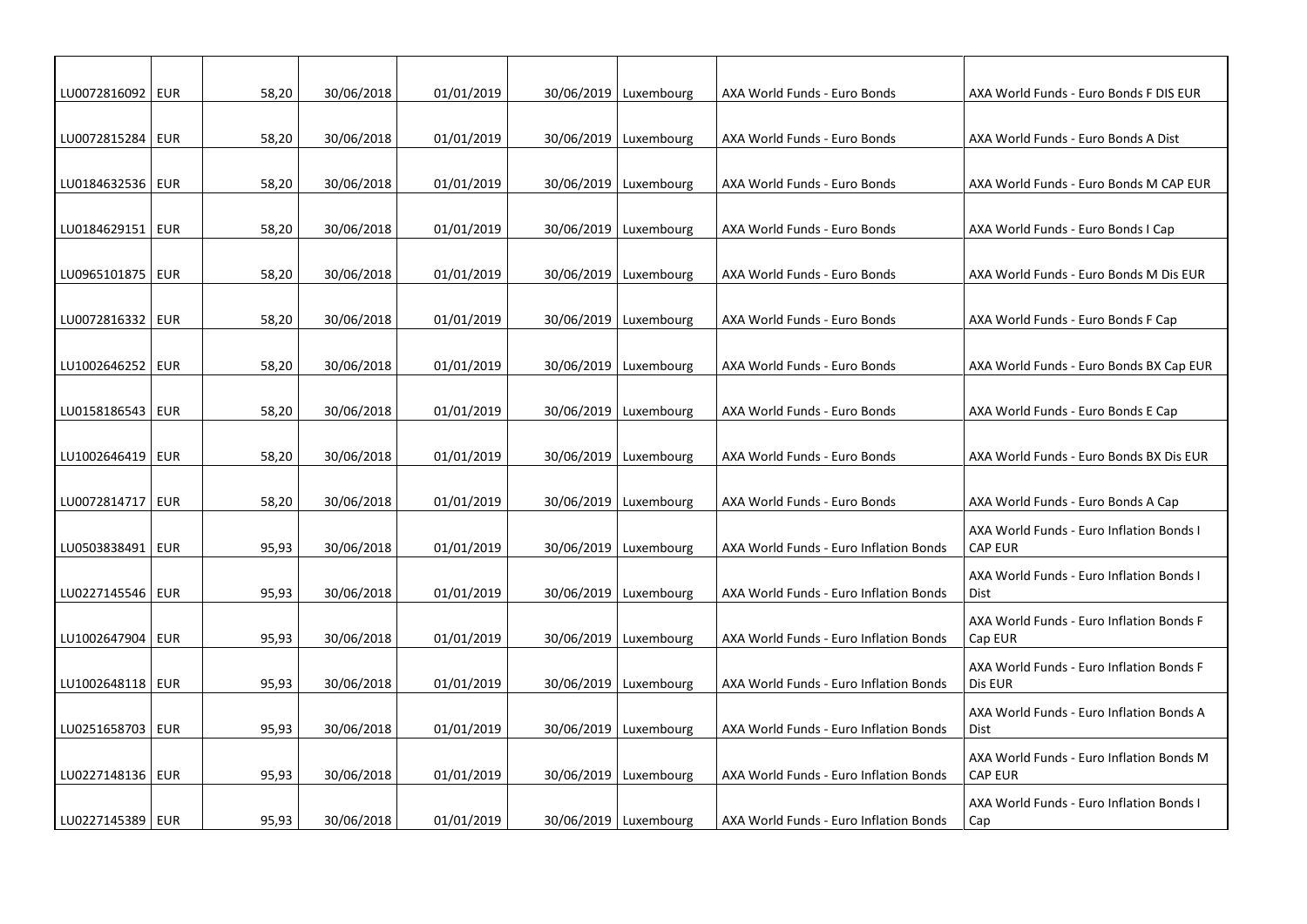| | | | | | | | | |
|---|---|---|---|---|---|---|---|---|
| LU0072816092 | EUR | 58,20 | 30/06/2018 | 01/01/2019 | 30/06/2019 | Luxembourg | AXA World Funds - Euro Bonds | AXA World Funds - Euro Bonds F DIS EUR |
| LU0072815284 | EUR | 58,20 | 30/06/2018 | 01/01/2019 | 30/06/2019 | Luxembourg | AXA World Funds - Euro Bonds | AXA World Funds - Euro Bonds A Dist |
| LU0184632536 | EUR | 58,20 | 30/06/2018 | 01/01/2019 | 30/06/2019 | Luxembourg | AXA World Funds - Euro Bonds | AXA World Funds - Euro Bonds M CAP EUR |
| LU0184629151 | EUR | 58,20 | 30/06/2018 | 01/01/2019 | 30/06/2019 | Luxembourg | AXA World Funds - Euro Bonds | AXA World Funds - Euro Bonds I Cap |
| LU0965101875 | EUR | 58,20 | 30/06/2018 | 01/01/2019 | 30/06/2019 | Luxembourg | AXA World Funds - Euro Bonds | AXA World Funds - Euro Bonds M Dis EUR |
| LU0072816332 | EUR | 58,20 | 30/06/2018 | 01/01/2019 | 30/06/2019 | Luxembourg | AXA World Funds - Euro Bonds | AXA World Funds - Euro Bonds F Cap |
| LU1002646252 | EUR | 58,20 | 30/06/2018 | 01/01/2019 | 30/06/2019 | Luxembourg | AXA World Funds - Euro Bonds | AXA World Funds - Euro Bonds BX Cap EUR |
| LU0158186543 | EUR | 58,20 | 30/06/2018 | 01/01/2019 | 30/06/2019 | Luxembourg | AXA World Funds - Euro Bonds | AXA World Funds - Euro Bonds E Cap |
| LU1002646419 | EUR | 58,20 | 30/06/2018 | 01/01/2019 | 30/06/2019 | Luxembourg | AXA World Funds - Euro Bonds | AXA World Funds - Euro Bonds BX Dis EUR |
| LU0072814717 | EUR | 58,20 | 30/06/2018 | 01/01/2019 | 30/06/2019 | Luxembourg | AXA World Funds - Euro Bonds | AXA World Funds - Euro Bonds A Cap |
| LU0503838491 | EUR | 95,93 | 30/06/2018 | 01/01/2019 | 30/06/2019 | Luxembourg | AXA World Funds - Euro Inflation Bonds | AXA World Funds - Euro Inflation Bonds I CAP EUR |
| LU0227145546 | EUR | 95,93 | 30/06/2018 | 01/01/2019 | 30/06/2019 | Luxembourg | AXA World Funds - Euro Inflation Bonds | AXA World Funds - Euro Inflation Bonds I Dist |
| LU1002647904 | EUR | 95,93 | 30/06/2018 | 01/01/2019 | 30/06/2019 | Luxembourg | AXA World Funds - Euro Inflation Bonds | AXA World Funds - Euro Inflation Bonds F Cap EUR |
| LU1002648118 | EUR | 95,93 | 30/06/2018 | 01/01/2019 | 30/06/2019 | Luxembourg | AXA World Funds - Euro Inflation Bonds | AXA World Funds - Euro Inflation Bonds F Dis EUR |
| LU0251658703 | EUR | 95,93 | 30/06/2018 | 01/01/2019 | 30/06/2019 | Luxembourg | AXA World Funds - Euro Inflation Bonds | AXA World Funds - Euro Inflation Bonds A Dist |
| LU0227148136 | EUR | 95,93 | 30/06/2018 | 01/01/2019 | 30/06/2019 | Luxembourg | AXA World Funds - Euro Inflation Bonds | AXA World Funds - Euro Inflation Bonds M CAP EUR |
| LU0227145389 | EUR | 95,93 | 30/06/2018 | 01/01/2019 | 30/06/2019 | Luxembourg | AXA World Funds - Euro Inflation Bonds | AXA World Funds - Euro Inflation Bonds I Cap |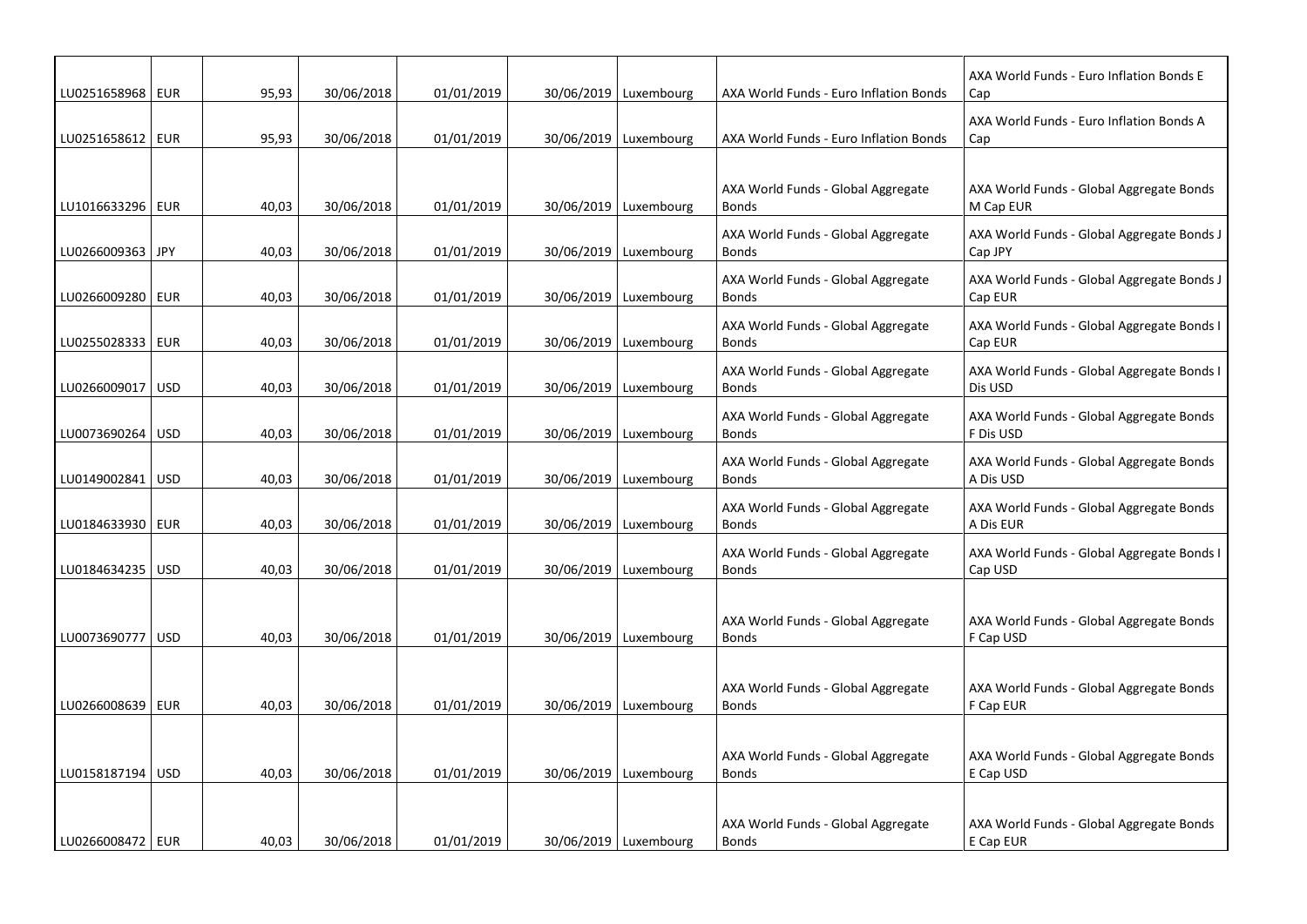| | | | | | | | | |
|---|---|---|---|---|---|---|---|---|
| LU0251658968 | EUR | 95,93 | 30/06/2018 | 01/01/2019 | 30/06/2019 | Luxembourg | AXA World Funds - Euro Inflation Bonds | AXA World Funds - Euro Inflation Bonds E Cap |
| LU0251658612 | EUR | 95,93 | 30/06/2018 | 01/01/2019 | 30/06/2019 | Luxembourg | AXA World Funds - Euro Inflation Bonds | AXA World Funds - Euro Inflation Bonds A Cap |
| LU1016633296 | EUR | 40,03 | 30/06/2018 | 01/01/2019 | 30/06/2019 | Luxembourg | AXA World Funds - Global Aggregate Bonds | AXA World Funds - Global Aggregate Bonds M Cap EUR |
| LU0266009363 | JPY | 40,03 | 30/06/2018 | 01/01/2019 | 30/06/2019 | Luxembourg | AXA World Funds - Global Aggregate Bonds | AXA World Funds - Global Aggregate Bonds J Cap JPY |
| LU0266009280 | EUR | 40,03 | 30/06/2018 | 01/01/2019 | 30/06/2019 | Luxembourg | AXA World Funds - Global Aggregate Bonds | AXA World Funds - Global Aggregate Bonds J Cap EUR |
| LU0255028333 | EUR | 40,03 | 30/06/2018 | 01/01/2019 | 30/06/2019 | Luxembourg | AXA World Funds - Global Aggregate Bonds | AXA World Funds - Global Aggregate Bonds I Cap EUR |
| LU0266009017 | USD | 40,03 | 30/06/2018 | 01/01/2019 | 30/06/2019 | Luxembourg | AXA World Funds - Global Aggregate Bonds | AXA World Funds - Global Aggregate Bonds I Dis USD |
| LU0073690264 | USD | 40,03 | 30/06/2018 | 01/01/2019 | 30/06/2019 | Luxembourg | AXA World Funds - Global Aggregate Bonds | AXA World Funds - Global Aggregate Bonds F Dis USD |
| LU0149002841 | USD | 40,03 | 30/06/2018 | 01/01/2019 | 30/06/2019 | Luxembourg | AXA World Funds - Global Aggregate Bonds | AXA World Funds - Global Aggregate Bonds A Dis USD |
| LU0184633930 | EUR | 40,03 | 30/06/2018 | 01/01/2019 | 30/06/2019 | Luxembourg | AXA World Funds - Global Aggregate Bonds | AXA World Funds - Global Aggregate Bonds A Dis EUR |
| LU0184634235 | USD | 40,03 | 30/06/2018 | 01/01/2019 | 30/06/2019 | Luxembourg | AXA World Funds - Global Aggregate Bonds | AXA World Funds - Global Aggregate Bonds I Cap USD |
| LU0073690777 | USD | 40,03 | 30/06/2018 | 01/01/2019 | 30/06/2019 | Luxembourg | AXA World Funds - Global Aggregate Bonds | AXA World Funds - Global Aggregate Bonds F Cap USD |
| LU0266008639 | EUR | 40,03 | 30/06/2018 | 01/01/2019 | 30/06/2019 | Luxembourg | AXA World Funds - Global Aggregate Bonds | AXA World Funds - Global Aggregate Bonds F Cap EUR |
| LU0158187194 | USD | 40,03 | 30/06/2018 | 01/01/2019 | 30/06/2019 | Luxembourg | AXA World Funds - Global Aggregate Bonds | AXA World Funds - Global Aggregate Bonds E Cap USD |
| LU0266008472 | EUR | 40,03 | 30/06/2018 | 01/01/2019 | 30/06/2019 | Luxembourg | AXA World Funds - Global Aggregate Bonds | AXA World Funds - Global Aggregate Bonds E Cap EUR |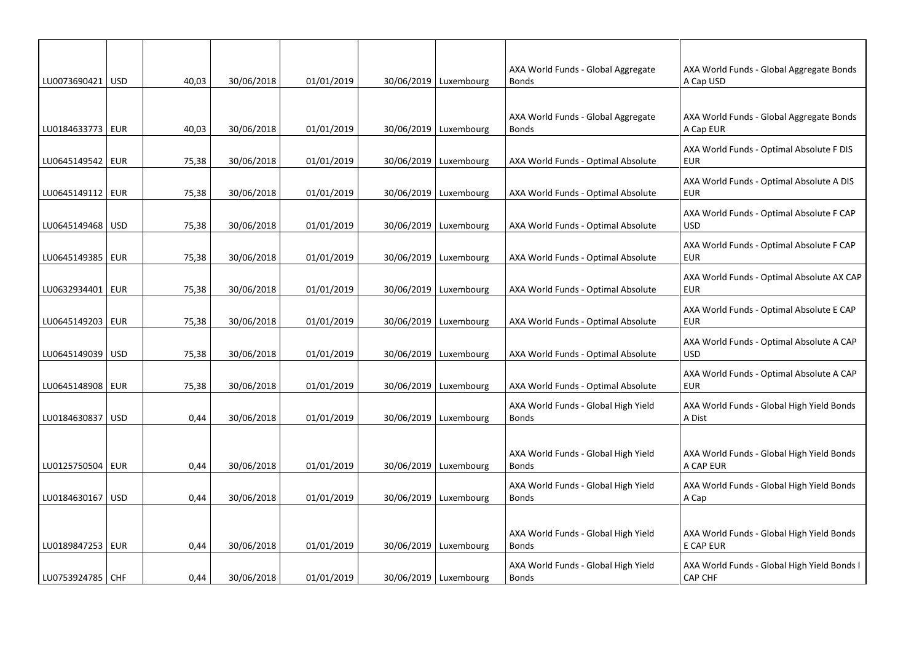| | | | | | | | | |
|---|---|---|---|---|---|---|---|---|
| LU0073690421 | USD | 40,03 | 30/06/2018 | 01/01/2019 | 30/06/2019 | Luxembourg | AXA World Funds - Global Aggregate Bonds | AXA World Funds - Global Aggregate Bonds A Cap USD |
| LU0184633773 | EUR | 40,03 | 30/06/2018 | 01/01/2019 | 30/06/2019 | Luxembourg | AXA World Funds - Global Aggregate Bonds | AXA World Funds - Global Aggregate Bonds A Cap EUR |
| LU0645149542 | EUR | 75,38 | 30/06/2018 | 01/01/2019 | 30/06/2019 | Luxembourg | AXA World Funds - Optimal Absolute | AXA World Funds - Optimal Absolute F DIS EUR |
| LU0645149112 | EUR | 75,38 | 30/06/2018 | 01/01/2019 | 30/06/2019 | Luxembourg | AXA World Funds - Optimal Absolute | AXA World Funds - Optimal Absolute A DIS EUR |
| LU0645149468 | USD | 75,38 | 30/06/2018 | 01/01/2019 | 30/06/2019 | Luxembourg | AXA World Funds - Optimal Absolute | AXA World Funds - Optimal Absolute F CAP USD |
| LU0645149385 | EUR | 75,38 | 30/06/2018 | 01/01/2019 | 30/06/2019 | Luxembourg | AXA World Funds - Optimal Absolute | AXA World Funds - Optimal Absolute F CAP EUR |
| LU0632934401 | EUR | 75,38 | 30/06/2018 | 01/01/2019 | 30/06/2019 | Luxembourg | AXA World Funds - Optimal Absolute | AXA World Funds - Optimal Absolute AX CAP EUR |
| LU0645149203 | EUR | 75,38 | 30/06/2018 | 01/01/2019 | 30/06/2019 | Luxembourg | AXA World Funds - Optimal Absolute | AXA World Funds - Optimal Absolute E CAP EUR |
| LU0645149039 | USD | 75,38 | 30/06/2018 | 01/01/2019 | 30/06/2019 | Luxembourg | AXA World Funds - Optimal Absolute | AXA World Funds - Optimal Absolute A CAP USD |
| LU0645148908 | EUR | 75,38 | 30/06/2018 | 01/01/2019 | 30/06/2019 | Luxembourg | AXA World Funds - Optimal Absolute | AXA World Funds - Optimal Absolute A CAP EUR |
| LU0184630837 | USD | 0,44 | 30/06/2018 | 01/01/2019 | 30/06/2019 | Luxembourg | AXA World Funds - Global High Yield Bonds | AXA World Funds - Global High Yield Bonds A Dist |
| LU0125750504 | EUR | 0,44 | 30/06/2018 | 01/01/2019 | 30/06/2019 | Luxembourg | AXA World Funds - Global High Yield Bonds | AXA World Funds - Global High Yield Bonds A CAP EUR |
| LU0184630167 | USD | 0,44 | 30/06/2018 | 01/01/2019 | 30/06/2019 | Luxembourg | AXA World Funds - Global High Yield Bonds | AXA World Funds - Global High Yield Bonds A Cap |
| LU0189847253 | EUR | 0,44 | 30/06/2018 | 01/01/2019 | 30/06/2019 | Luxembourg | AXA World Funds - Global High Yield Bonds | AXA World Funds - Global High Yield Bonds E CAP EUR |
| LU0753924785 | CHF | 0,44 | 30/06/2018 | 01/01/2019 | 30/06/2019 | Luxembourg | AXA World Funds - Global High Yield Bonds | AXA World Funds - Global High Yield Bonds I CAP CHF |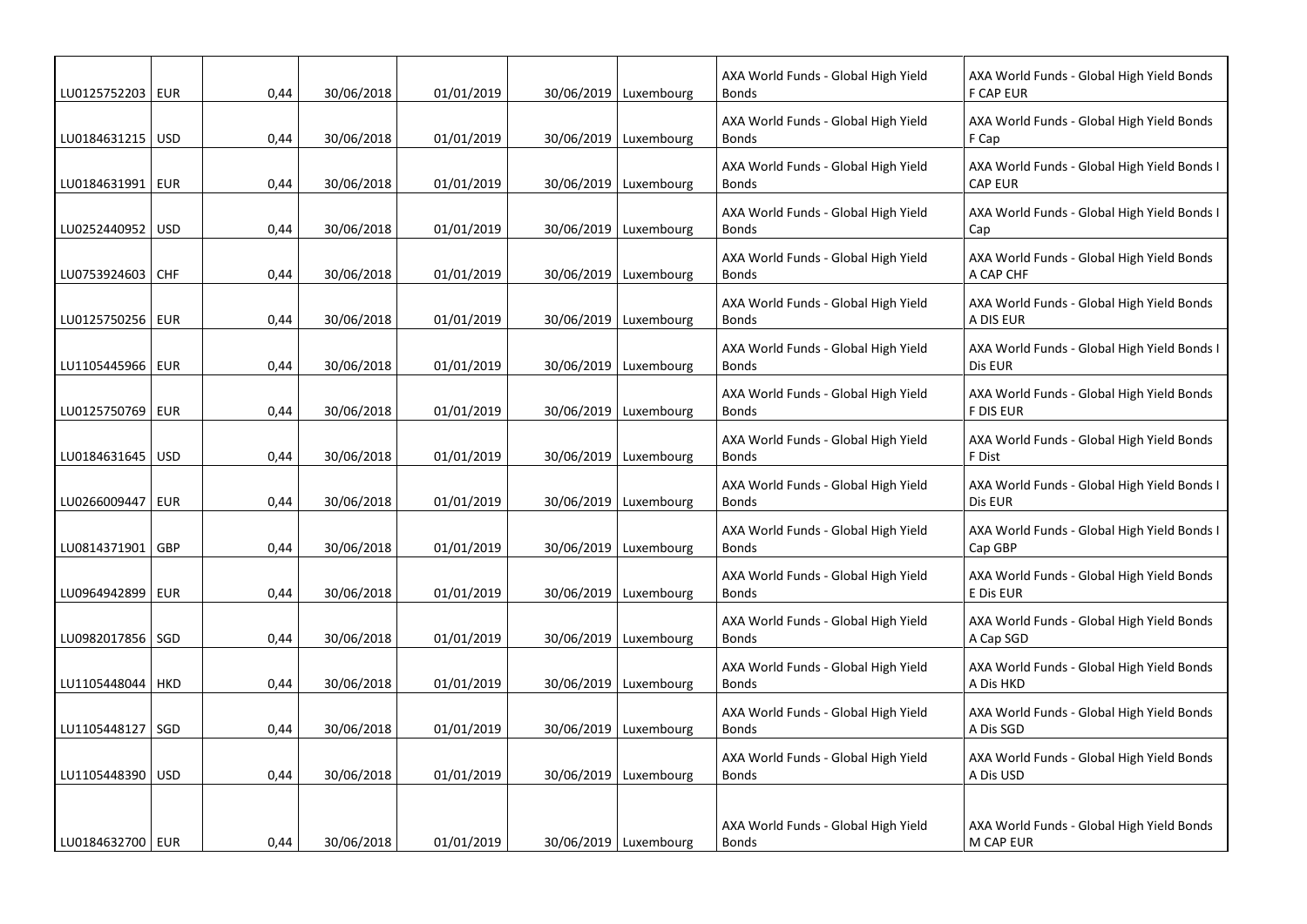| | | | | | | | | |
|---|---|---|---|---|---|---|---|---|
| LU0125752203 | EUR | 0,44 | 30/06/2018 | 01/01/2019 | 30/06/2019 | Luxembourg | AXA World Funds - Global High Yield Bonds | AXA World Funds - Global High Yield Bonds F CAP EUR |
| LU0184631215 | USD | 0,44 | 30/06/2018 | 01/01/2019 | 30/06/2019 | Luxembourg | AXA World Funds - Global High Yield Bonds | AXA World Funds - Global High Yield Bonds F Cap |
| LU0184631991 | EUR | 0,44 | 30/06/2018 | 01/01/2019 | 30/06/2019 | Luxembourg | AXA World Funds - Global High Yield Bonds | AXA World Funds - Global High Yield Bonds I CAP EUR |
| LU0252440952 | USD | 0,44 | 30/06/2018 | 01/01/2019 | 30/06/2019 | Luxembourg | AXA World Funds - Global High Yield Bonds | AXA World Funds - Global High Yield Bonds I Cap |
| LU0753924603 | CHF | 0,44 | 30/06/2018 | 01/01/2019 | 30/06/2019 | Luxembourg | AXA World Funds - Global High Yield Bonds | AXA World Funds - Global High Yield Bonds A CAP CHF |
| LU0125750256 | EUR | 0,44 | 30/06/2018 | 01/01/2019 | 30/06/2019 | Luxembourg | AXA World Funds - Global High Yield Bonds | AXA World Funds - Global High Yield Bonds A DIS EUR |
| LU1105445966 | EUR | 0,44 | 30/06/2018 | 01/01/2019 | 30/06/2019 | Luxembourg | AXA World Funds - Global High Yield Bonds | AXA World Funds - Global High Yield Bonds I Dis EUR |
| LU0125750769 | EUR | 0,44 | 30/06/2018 | 01/01/2019 | 30/06/2019 | Luxembourg | AXA World Funds - Global High Yield Bonds | AXA World Funds - Global High Yield Bonds F DIS EUR |
| LU0184631645 | USD | 0,44 | 30/06/2018 | 01/01/2019 | 30/06/2019 | Luxembourg | AXA World Funds - Global High Yield Bonds | AXA World Funds - Global High Yield Bonds F Dist |
| LU0266009447 | EUR | 0,44 | 30/06/2018 | 01/01/2019 | 30/06/2019 | Luxembourg | AXA World Funds - Global High Yield Bonds | AXA World Funds - Global High Yield Bonds I Dis EUR |
| LU0814371901 | GBP | 0,44 | 30/06/2018 | 01/01/2019 | 30/06/2019 | Luxembourg | AXA World Funds - Global High Yield Bonds | AXA World Funds - Global High Yield Bonds I Cap GBP |
| LU0964942899 | EUR | 0,44 | 30/06/2018 | 01/01/2019 | 30/06/2019 | Luxembourg | AXA World Funds - Global High Yield Bonds | AXA World Funds - Global High Yield Bonds E Dis EUR |
| LU0982017856 | SGD | 0,44 | 30/06/2018 | 01/01/2019 | 30/06/2019 | Luxembourg | AXA World Funds - Global High Yield Bonds | AXA World Funds - Global High Yield Bonds A Cap SGD |
| LU1105448044 | HKD | 0,44 | 30/06/2018 | 01/01/2019 | 30/06/2019 | Luxembourg | AXA World Funds - Global High Yield Bonds | AXA World Funds - Global High Yield Bonds A Dis HKD |
| LU1105448127 | SGD | 0,44 | 30/06/2018 | 01/01/2019 | 30/06/2019 | Luxembourg | AXA World Funds - Global High Yield Bonds | AXA World Funds - Global High Yield Bonds A Dis SGD |
| LU1105448390 | USD | 0,44 | 30/06/2018 | 01/01/2019 | 30/06/2019 | Luxembourg | AXA World Funds - Global High Yield Bonds | AXA World Funds - Global High Yield Bonds A Dis USD |
| LU0184632700 | EUR | 0,44 | 30/06/2018 | 01/01/2019 | 30/06/2019 | Luxembourg | AXA World Funds - Global High Yield Bonds | AXA World Funds - Global High Yield Bonds M CAP EUR |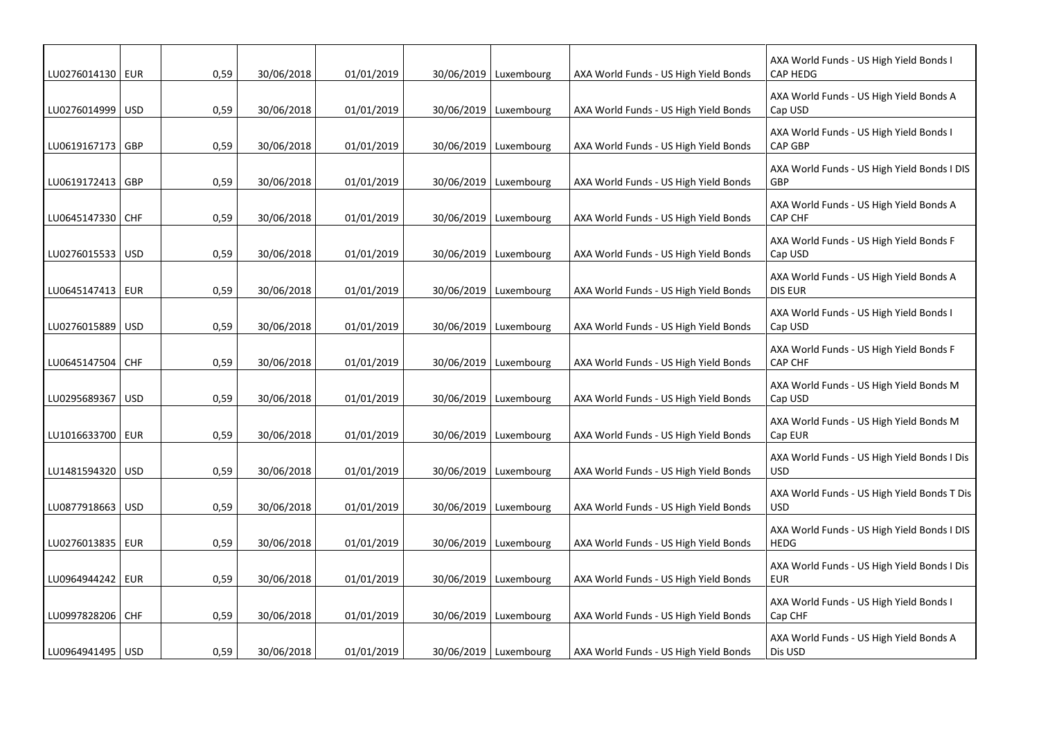| | | | | | | | | |
|---|---|---|---|---|---|---|---|---|
| LU0276014130 | EUR | 0,59 | 30/06/2018 | 01/01/2019 | 30/06/2019 | Luxembourg | AXA World Funds - US High Yield Bonds | AXA World Funds - US High Yield Bonds I CAP HEDG |
| LU0276014999 | USD | 0,59 | 30/06/2018 | 01/01/2019 | 30/06/2019 | Luxembourg | AXA World Funds - US High Yield Bonds | AXA World Funds - US High Yield Bonds A Cap USD |
| LU0619167173 | GBP | 0,59 | 30/06/2018 | 01/01/2019 | 30/06/2019 | Luxembourg | AXA World Funds - US High Yield Bonds | AXA World Funds - US High Yield Bonds I CAP GBP |
| LU0619172413 | GBP | 0,59 | 30/06/2018 | 01/01/2019 | 30/06/2019 | Luxembourg | AXA World Funds - US High Yield Bonds | AXA World Funds - US High Yield Bonds I DIS GBP |
| LU0645147330 | CHF | 0,59 | 30/06/2018 | 01/01/2019 | 30/06/2019 | Luxembourg | AXA World Funds - US High Yield Bonds | AXA World Funds - US High Yield Bonds A CAP CHF |
| LU0276015533 | USD | 0,59 | 30/06/2018 | 01/01/2019 | 30/06/2019 | Luxembourg | AXA World Funds - US High Yield Bonds | AXA World Funds - US High Yield Bonds F Cap USD |
| LU0645147413 | EUR | 0,59 | 30/06/2018 | 01/01/2019 | 30/06/2019 | Luxembourg | AXA World Funds - US High Yield Bonds | AXA World Funds - US High Yield Bonds A DIS EUR |
| LU0276015889 | USD | 0,59 | 30/06/2018 | 01/01/2019 | 30/06/2019 | Luxembourg | AXA World Funds - US High Yield Bonds | AXA World Funds - US High Yield Bonds I Cap USD |
| LU0645147504 | CHF | 0,59 | 30/06/2018 | 01/01/2019 | 30/06/2019 | Luxembourg | AXA World Funds - US High Yield Bonds | AXA World Funds - US High Yield Bonds F CAP CHF |
| LU0295689367 | USD | 0,59 | 30/06/2018 | 01/01/2019 | 30/06/2019 | Luxembourg | AXA World Funds - US High Yield Bonds | AXA World Funds - US High Yield Bonds M Cap USD |
| LU1016633700 | EUR | 0,59 | 30/06/2018 | 01/01/2019 | 30/06/2019 | Luxembourg | AXA World Funds - US High Yield Bonds | AXA World Funds - US High Yield Bonds M Cap EUR |
| LU1481594320 | USD | 0,59 | 30/06/2018 | 01/01/2019 | 30/06/2019 | Luxembourg | AXA World Funds - US High Yield Bonds | AXA World Funds - US High Yield Bonds I Dis USD |
| LU0877918663 | USD | 0,59 | 30/06/2018 | 01/01/2019 | 30/06/2019 | Luxembourg | AXA World Funds - US High Yield Bonds | AXA World Funds - US High Yield Bonds T Dis USD |
| LU0276013835 | EUR | 0,59 | 30/06/2018 | 01/01/2019 | 30/06/2019 | Luxembourg | AXA World Funds - US High Yield Bonds | AXA World Funds - US High Yield Bonds I DIS HEDG |
| LU0964944242 | EUR | 0,59 | 30/06/2018 | 01/01/2019 | 30/06/2019 | Luxembourg | AXA World Funds - US High Yield Bonds | AXA World Funds - US High Yield Bonds I Dis EUR |
| LU0997828206 | CHF | 0,59 | 30/06/2018 | 01/01/2019 | 30/06/2019 | Luxembourg | AXA World Funds - US High Yield Bonds | AXA World Funds - US High Yield Bonds I Cap CHF |
| LU0964941495 | USD | 0,59 | 30/06/2018 | 01/01/2019 | 30/06/2019 | Luxembourg | AXA World Funds - US High Yield Bonds | AXA World Funds - US High Yield Bonds A Dis USD |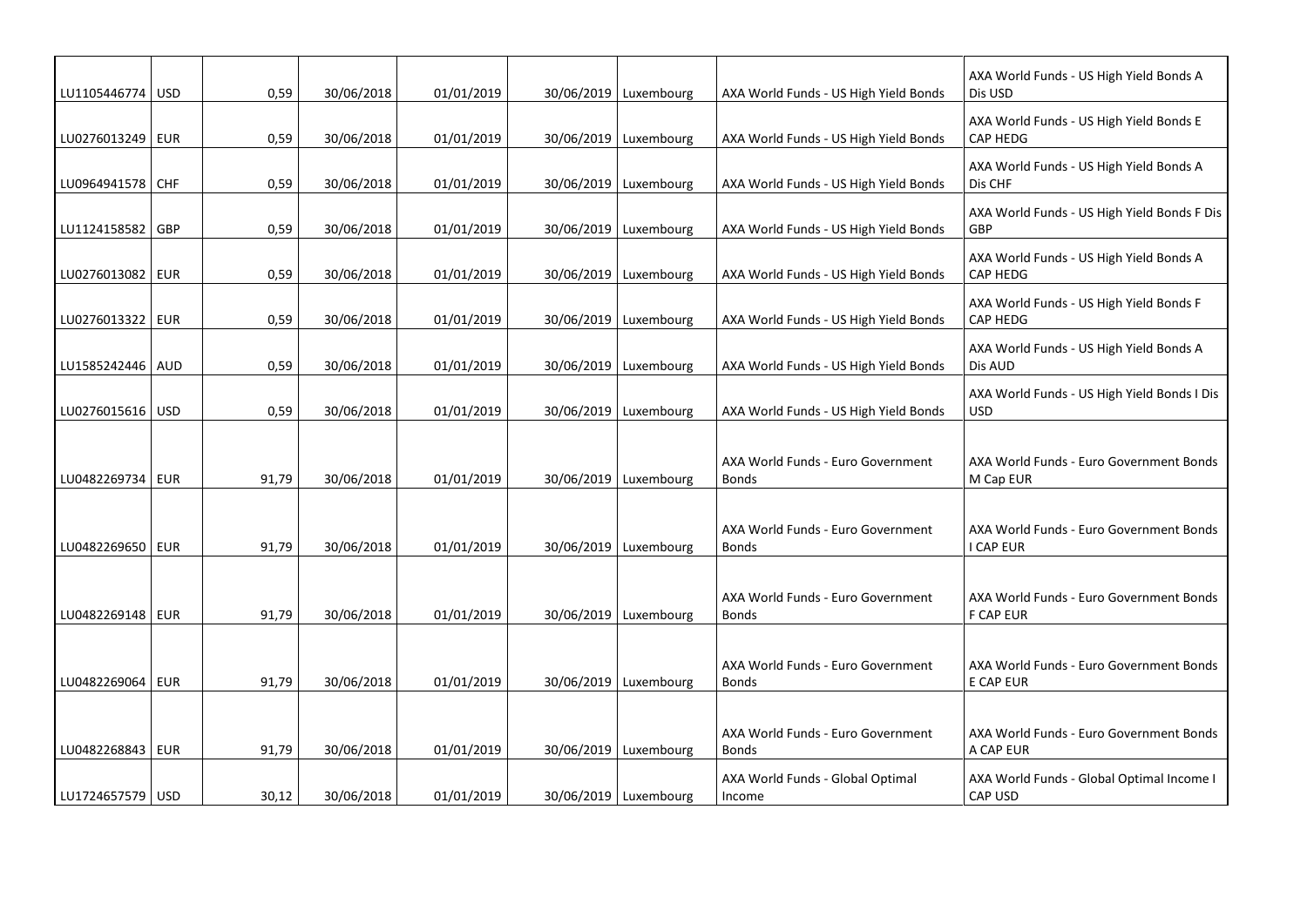| | | | | | | | | |
|---|---|---|---|---|---|---|---|---|
| LU1105446774 | USD | 0,59 | 30/06/2018 | 01/01/2019 | 30/06/2019 | Luxembourg | AXA World Funds - US High Yield Bonds | AXA World Funds - US High Yield Bonds A Dis USD |
| LU0276013249 | EUR | 0,59 | 30/06/2018 | 01/01/2019 | 30/06/2019 | Luxembourg | AXA World Funds - US High Yield Bonds | AXA World Funds - US High Yield Bonds E CAP HEDG |
| LU0964941578 | CHF | 0,59 | 30/06/2018 | 01/01/2019 | 30/06/2019 | Luxembourg | AXA World Funds - US High Yield Bonds | AXA World Funds - US High Yield Bonds A Dis CHF |
| LU1124158582 | GBP | 0,59 | 30/06/2018 | 01/01/2019 | 30/06/2019 | Luxembourg | AXA World Funds - US High Yield Bonds | AXA World Funds - US High Yield Bonds F Dis GBP |
| LU0276013082 | EUR | 0,59 | 30/06/2018 | 01/01/2019 | 30/06/2019 | Luxembourg | AXA World Funds - US High Yield Bonds | AXA World Funds - US High Yield Bonds A CAP HEDG |
| LU0276013322 | EUR | 0,59 | 30/06/2018 | 01/01/2019 | 30/06/2019 | Luxembourg | AXA World Funds - US High Yield Bonds | AXA World Funds - US High Yield Bonds F CAP HEDG |
| LU1585242446 | AUD | 0,59 | 30/06/2018 | 01/01/2019 | 30/06/2019 | Luxembourg | AXA World Funds - US High Yield Bonds | AXA World Funds - US High Yield Bonds A Dis AUD |
| LU0276015616 | USD | 0,59 | 30/06/2018 | 01/01/2019 | 30/06/2019 | Luxembourg | AXA World Funds - US High Yield Bonds | AXA World Funds - US High Yield Bonds I Dis USD |
| LU0482269734 | EUR | 91,79 | 30/06/2018 | 01/01/2019 | 30/06/2019 | Luxembourg | AXA World Funds - Euro Government Bonds | AXA World Funds - Euro Government Bonds M Cap EUR |
| LU0482269650 | EUR | 91,79 | 30/06/2018 | 01/01/2019 | 30/06/2019 | Luxembourg | AXA World Funds - Euro Government Bonds | AXA World Funds - Euro Government Bonds I CAP EUR |
| LU0482269148 | EUR | 91,79 | 30/06/2018 | 01/01/2019 | 30/06/2019 | Luxembourg | AXA World Funds - Euro Government Bonds | AXA World Funds - Euro Government Bonds F CAP EUR |
| LU0482269064 | EUR | 91,79 | 30/06/2018 | 01/01/2019 | 30/06/2019 | Luxembourg | AXA World Funds - Euro Government Bonds | AXA World Funds - Euro Government Bonds E CAP EUR |
| LU0482268843 | EUR | 91,79 | 30/06/2018 | 01/01/2019 | 30/06/2019 | Luxembourg | AXA World Funds - Euro Government Bonds | AXA World Funds - Euro Government Bonds A CAP EUR |
| LU1724657579 | USD | 30,12 | 30/06/2018 | 01/01/2019 | 30/06/2019 | Luxembourg | AXA World Funds - Global Optimal Income | AXA World Funds - Global Optimal Income I CAP USD |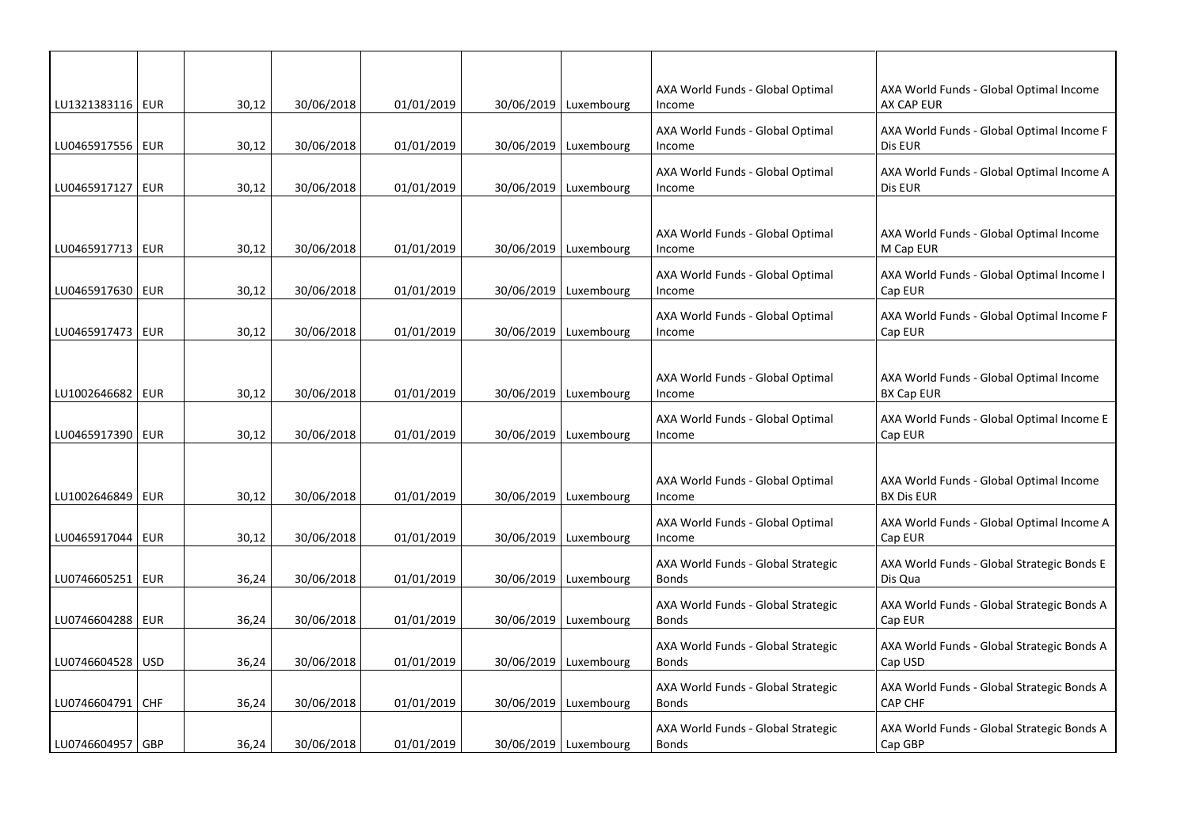| | | | | | | | | |
|---|---|---|---|---|---|---|---|---|
| LU1321383116 | EUR | 30,12 | 30/06/2018 | 01/01/2019 | 30/06/2019 | Luxembourg | AXA World Funds - Global Optimal Income | AXA World Funds - Global Optimal Income AX CAP EUR |
| LU0465917556 | EUR | 30,12 | 30/06/2018 | 01/01/2019 | 30/06/2019 | Luxembourg | AXA World Funds - Global Optimal Income | AXA World Funds - Global Optimal Income F Dis EUR |
| LU0465917127 | EUR | 30,12 | 30/06/2018 | 01/01/2019 | 30/06/2019 | Luxembourg | AXA World Funds - Global Optimal Income | AXA World Funds - Global Optimal Income A Dis EUR |
| LU0465917713 | EUR | 30,12 | 30/06/2018 | 01/01/2019 | 30/06/2019 | Luxembourg | AXA World Funds - Global Optimal Income | AXA World Funds - Global Optimal Income M Cap EUR |
| LU0465917630 | EUR | 30,12 | 30/06/2018 | 01/01/2019 | 30/06/2019 | Luxembourg | AXA World Funds - Global Optimal Income | AXA World Funds - Global Optimal Income I Cap EUR |
| LU0465917473 | EUR | 30,12 | 30/06/2018 | 01/01/2019 | 30/06/2019 | Luxembourg | AXA World Funds - Global Optimal Income | AXA World Funds - Global Optimal Income F Cap EUR |
| LU1002646682 | EUR | 30,12 | 30/06/2018 | 01/01/2019 | 30/06/2019 | Luxembourg | AXA World Funds - Global Optimal Income | AXA World Funds - Global Optimal Income BX Cap EUR |
| LU0465917390 | EUR | 30,12 | 30/06/2018 | 01/01/2019 | 30/06/2019 | Luxembourg | AXA World Funds - Global Optimal Income | AXA World Funds - Global Optimal Income E Cap EUR |
| LU1002646849 | EUR | 30,12 | 30/06/2018 | 01/01/2019 | 30/06/2019 | Luxembourg | AXA World Funds - Global Optimal Income | AXA World Funds - Global Optimal Income BX Dis EUR |
| LU0465917044 | EUR | 30,12 | 30/06/2018 | 01/01/2019 | 30/06/2019 | Luxembourg | AXA World Funds - Global Optimal Income | AXA World Funds - Global Optimal Income A Cap EUR |
| LU0746605251 | EUR | 36,24 | 30/06/2018 | 01/01/2019 | 30/06/2019 | Luxembourg | AXA World Funds - Global Strategic Bonds | AXA World Funds - Global Strategic Bonds E Dis Qua |
| LU0746604288 | EUR | 36,24 | 30/06/2018 | 01/01/2019 | 30/06/2019 | Luxembourg | AXA World Funds - Global Strategic Bonds | AXA World Funds - Global Strategic Bonds A Cap EUR |
| LU0746604528 | USD | 36,24 | 30/06/2018 | 01/01/2019 | 30/06/2019 | Luxembourg | AXA World Funds - Global Strategic Bonds | AXA World Funds - Global Strategic Bonds A Cap USD |
| LU0746604791 | CHF | 36,24 | 30/06/2018 | 01/01/2019 | 30/06/2019 | Luxembourg | AXA World Funds - Global Strategic Bonds | AXA World Funds - Global Strategic Bonds A CAP CHF |
| LU0746604957 | GBP | 36,24 | 30/06/2018 | 01/01/2019 | 30/06/2019 | Luxembourg | AXA World Funds - Global Strategic Bonds | AXA World Funds - Global Strategic Bonds A Cap GBP |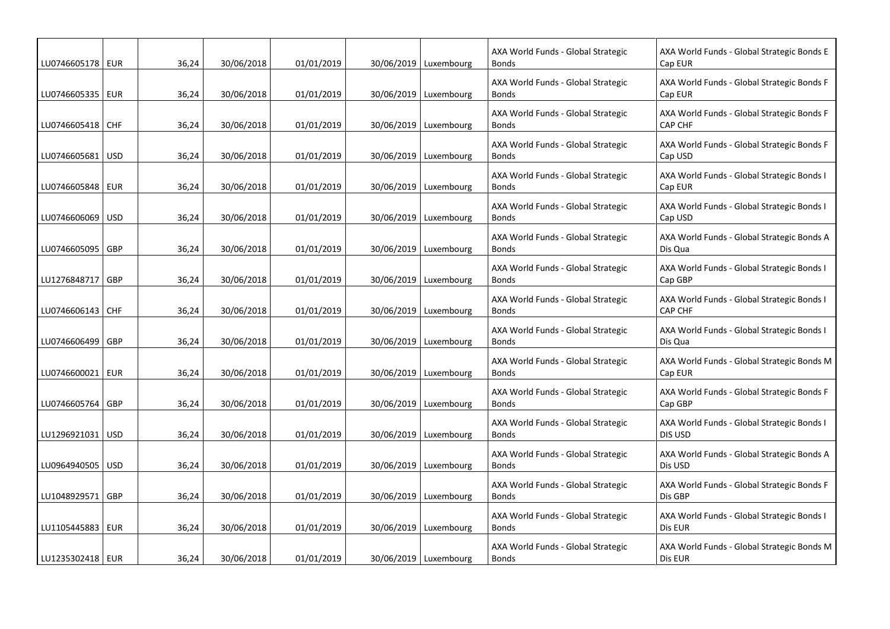| | | | | | | | | |
|---|---|---|---|---|---|---|---|---|
| LU0746605178 | EUR | 36,24 | 30/06/2018 | 01/01/2019 | 30/06/2019 | Luxembourg | AXA World Funds - Global Strategic Bonds | AXA World Funds - Global Strategic Bonds E Cap EUR |
| LU0746605335 | EUR | 36,24 | 30/06/2018 | 01/01/2019 | 30/06/2019 | Luxembourg | AXA World Funds - Global Strategic Bonds | AXA World Funds - Global Strategic Bonds F Cap EUR |
| LU0746605418 | CHF | 36,24 | 30/06/2018 | 01/01/2019 | 30/06/2019 | Luxembourg | AXA World Funds - Global Strategic Bonds | AXA World Funds - Global Strategic Bonds F CAP CHF |
| LU0746605681 | USD | 36,24 | 30/06/2018 | 01/01/2019 | 30/06/2019 | Luxembourg | AXA World Funds - Global Strategic Bonds | AXA World Funds - Global Strategic Bonds F Cap USD |
| LU0746605848 | EUR | 36,24 | 30/06/2018 | 01/01/2019 | 30/06/2019 | Luxembourg | AXA World Funds - Global Strategic Bonds | AXA World Funds - Global Strategic Bonds I Cap EUR |
| LU0746606069 | USD | 36,24 | 30/06/2018 | 01/01/2019 | 30/06/2019 | Luxembourg | AXA World Funds - Global Strategic Bonds | AXA World Funds - Global Strategic Bonds I Cap USD |
| LU0746605095 | GBP | 36,24 | 30/06/2018 | 01/01/2019 | 30/06/2019 | Luxembourg | AXA World Funds - Global Strategic Bonds | AXA World Funds - Global Strategic Bonds A Dis Qua |
| LU1276848717 | GBP | 36,24 | 30/06/2018 | 01/01/2019 | 30/06/2019 | Luxembourg | AXA World Funds - Global Strategic Bonds | AXA World Funds - Global Strategic Bonds I Cap GBP |
| LU0746606143 | CHF | 36,24 | 30/06/2018 | 01/01/2019 | 30/06/2019 | Luxembourg | AXA World Funds - Global Strategic Bonds | AXA World Funds - Global Strategic Bonds I CAP CHF |
| LU0746606499 | GBP | 36,24 | 30/06/2018 | 01/01/2019 | 30/06/2019 | Luxembourg | AXA World Funds - Global Strategic Bonds | AXA World Funds - Global Strategic Bonds I Dis Qua |
| LU0746600021 | EUR | 36,24 | 30/06/2018 | 01/01/2019 | 30/06/2019 | Luxembourg | AXA World Funds - Global Strategic Bonds | AXA World Funds - Global Strategic Bonds M Cap EUR |
| LU0746605764 | GBP | 36,24 | 30/06/2018 | 01/01/2019 | 30/06/2019 | Luxembourg | AXA World Funds - Global Strategic Bonds | AXA World Funds - Global Strategic Bonds F Cap GBP |
| LU1296921031 | USD | 36,24 | 30/06/2018 | 01/01/2019 | 30/06/2019 | Luxembourg | AXA World Funds - Global Strategic Bonds | AXA World Funds - Global Strategic Bonds I DIS USD |
| LU0964940505 | USD | 36,24 | 30/06/2018 | 01/01/2019 | 30/06/2019 | Luxembourg | AXA World Funds - Global Strategic Bonds | AXA World Funds - Global Strategic Bonds A Dis USD |
| LU1048929571 | GBP | 36,24 | 30/06/2018 | 01/01/2019 | 30/06/2019 | Luxembourg | AXA World Funds - Global Strategic Bonds | AXA World Funds - Global Strategic Bonds F Dis GBP |
| LU1105445883 | EUR | 36,24 | 30/06/2018 | 01/01/2019 | 30/06/2019 | Luxembourg | AXA World Funds - Global Strategic Bonds | AXA World Funds - Global Strategic Bonds I Dis EUR |
| LU1235302418 | EUR | 36,24 | 30/06/2018 | 01/01/2019 | 30/06/2019 | Luxembourg | AXA World Funds - Global Strategic Bonds | AXA World Funds - Global Strategic Bonds M Dis EUR |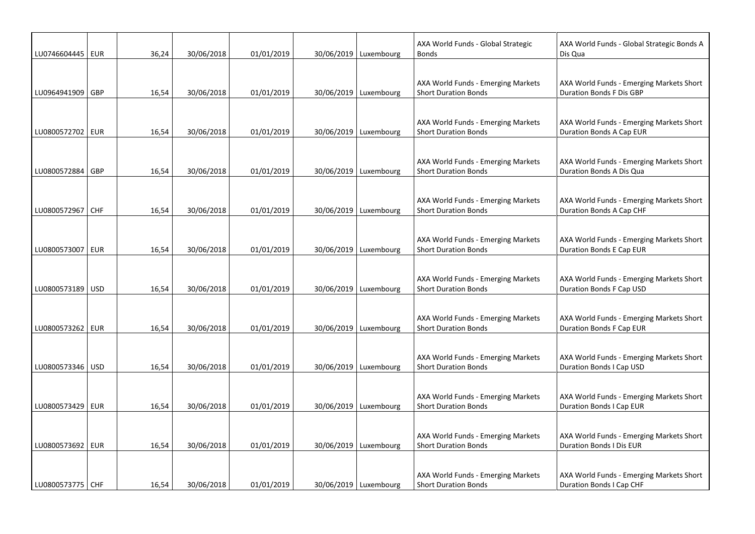| | | | | | | | | |
|---|---|---|---|---|---|---|---|---|
| LU0746604445 | EUR | 36,24 | 30/06/2018 | 01/01/2019 | 30/06/2019 | Luxembourg | AXA World Funds - Global Strategic Bonds | AXA World Funds - Global Strategic Bonds A Dis Qua |
| LU0964941909 | GBP | 16,54 | 30/06/2018 | 01/01/2019 | 30/06/2019 | Luxembourg | AXA World Funds - Emerging Markets Short Duration Bonds | AXA World Funds - Emerging Markets Short Duration Bonds F Dis GBP |
| LU0800572702 | EUR | 16,54 | 30/06/2018 | 01/01/2019 | 30/06/2019 | Luxembourg | AXA World Funds - Emerging Markets Short Duration Bonds | AXA World Funds - Emerging Markets Short Duration Bonds A Cap EUR |
| LU0800572884 | GBP | 16,54 | 30/06/2018 | 01/01/2019 | 30/06/2019 | Luxembourg | AXA World Funds - Emerging Markets Short Duration Bonds | AXA World Funds - Emerging Markets Short Duration Bonds A Dis Qua |
| LU0800572967 | CHF | 16,54 | 30/06/2018 | 01/01/2019 | 30/06/2019 | Luxembourg | AXA World Funds - Emerging Markets Short Duration Bonds | AXA World Funds - Emerging Markets Short Duration Bonds A Cap CHF |
| LU0800573007 | EUR | 16,54 | 30/06/2018 | 01/01/2019 | 30/06/2019 | Luxembourg | AXA World Funds - Emerging Markets Short Duration Bonds | AXA World Funds - Emerging Markets Short Duration Bonds E Cap EUR |
| LU0800573189 | USD | 16,54 | 30/06/2018 | 01/01/2019 | 30/06/2019 | Luxembourg | AXA World Funds - Emerging Markets Short Duration Bonds | AXA World Funds - Emerging Markets Short Duration Bonds F Cap USD |
| LU0800573262 | EUR | 16,54 | 30/06/2018 | 01/01/2019 | 30/06/2019 | Luxembourg | AXA World Funds - Emerging Markets Short Duration Bonds | AXA World Funds - Emerging Markets Short Duration Bonds F Cap EUR |
| LU0800573346 | USD | 16,54 | 30/06/2018 | 01/01/2019 | 30/06/2019 | Luxembourg | AXA World Funds - Emerging Markets Short Duration Bonds | AXA World Funds - Emerging Markets Short Duration Bonds I Cap USD |
| LU0800573429 | EUR | 16,54 | 30/06/2018 | 01/01/2019 | 30/06/2019 | Luxembourg | AXA World Funds - Emerging Markets Short Duration Bonds | AXA World Funds - Emerging Markets Short Duration Bonds I Cap EUR |
| LU0800573692 | EUR | 16,54 | 30/06/2018 | 01/01/2019 | 30/06/2019 | Luxembourg | AXA World Funds - Emerging Markets Short Duration Bonds | AXA World Funds - Emerging Markets Short Duration Bonds I Dis EUR |
| LU0800573775 | CHF | 16,54 | 30/06/2018 | 01/01/2019 | 30/06/2019 | Luxembourg | AXA World Funds - Emerging Markets Short Duration Bonds | AXA World Funds - Emerging Markets Short Duration Bonds I Cap CHF |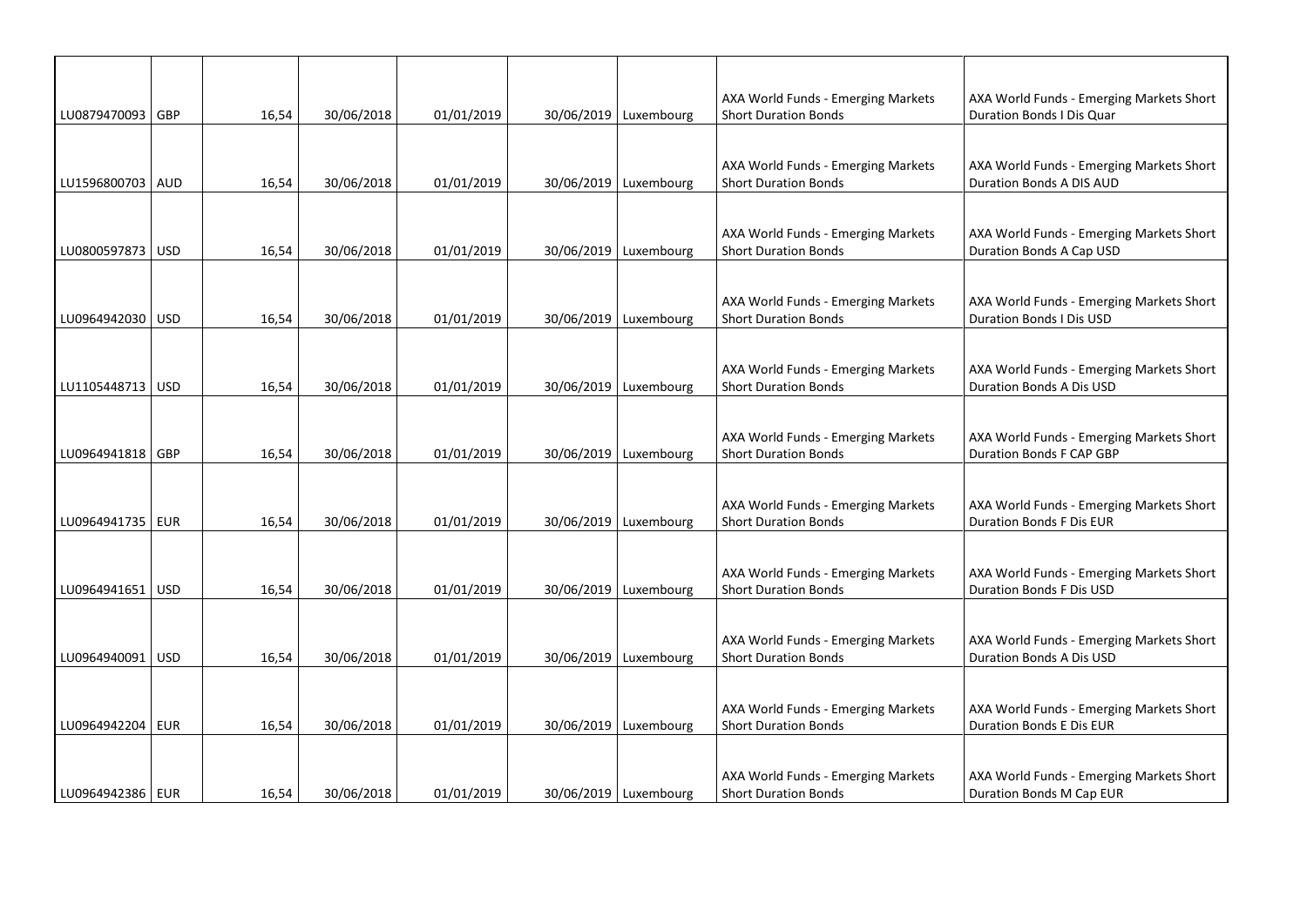| | | | | | | | | |
|---|---|---|---|---|---|---|---|---|
| LU0879470093 | GBP | 16,54 | 30/06/2018 | 01/01/2019 | 30/06/2019 | Luxembourg | AXA World Funds - Emerging Markets Short Duration Bonds | AXA World Funds - Emerging Markets Short Duration Bonds I Dis Quar |
| LU1596800703 | AUD | 16,54 | 30/06/2018 | 01/01/2019 | 30/06/2019 | Luxembourg | AXA World Funds - Emerging Markets Short Duration Bonds | AXA World Funds - Emerging Markets Short Duration Bonds A DIS AUD |
| LU0800597873 | USD | 16,54 | 30/06/2018 | 01/01/2019 | 30/06/2019 | Luxembourg | AXA World Funds - Emerging Markets Short Duration Bonds | AXA World Funds - Emerging Markets Short Duration Bonds A Cap USD |
| LU0964942030 | USD | 16,54 | 30/06/2018 | 01/01/2019 | 30/06/2019 | Luxembourg | AXA World Funds - Emerging Markets Short Duration Bonds | AXA World Funds - Emerging Markets Short Duration Bonds I Dis USD |
| LU1105448713 | USD | 16,54 | 30/06/2018 | 01/01/2019 | 30/06/2019 | Luxembourg | AXA World Funds - Emerging Markets Short Duration Bonds | AXA World Funds - Emerging Markets Short Duration Bonds A Dis USD |
| LU0964941818 | GBP | 16,54 | 30/06/2018 | 01/01/2019 | 30/06/2019 | Luxembourg | AXA World Funds - Emerging Markets Short Duration Bonds | AXA World Funds - Emerging Markets Short Duration Bonds F CAP GBP |
| LU0964941735 | EUR | 16,54 | 30/06/2018 | 01/01/2019 | 30/06/2019 | Luxembourg | AXA World Funds - Emerging Markets Short Duration Bonds | AXA World Funds - Emerging Markets Short Duration Bonds F Dis EUR |
| LU0964941651 | USD | 16,54 | 30/06/2018 | 01/01/2019 | 30/06/2019 | Luxembourg | AXA World Funds - Emerging Markets Short Duration Bonds | AXA World Funds - Emerging Markets Short Duration Bonds F Dis USD |
| LU0964940091 | USD | 16,54 | 30/06/2018 | 01/01/2019 | 30/06/2019 | Luxembourg | AXA World Funds - Emerging Markets Short Duration Bonds | AXA World Funds - Emerging Markets Short Duration Bonds A Dis USD |
| LU0964942204 | EUR | 16,54 | 30/06/2018 | 01/01/2019 | 30/06/2019 | Luxembourg | AXA World Funds - Emerging Markets Short Duration Bonds | AXA World Funds - Emerging Markets Short Duration Bonds E Dis EUR |
| LU0964942386 | EUR | 16,54 | 30/06/2018 | 01/01/2019 | 30/06/2019 | Luxembourg | AXA World Funds - Emerging Markets Short Duration Bonds | AXA World Funds - Emerging Markets Short Duration Bonds M Cap EUR |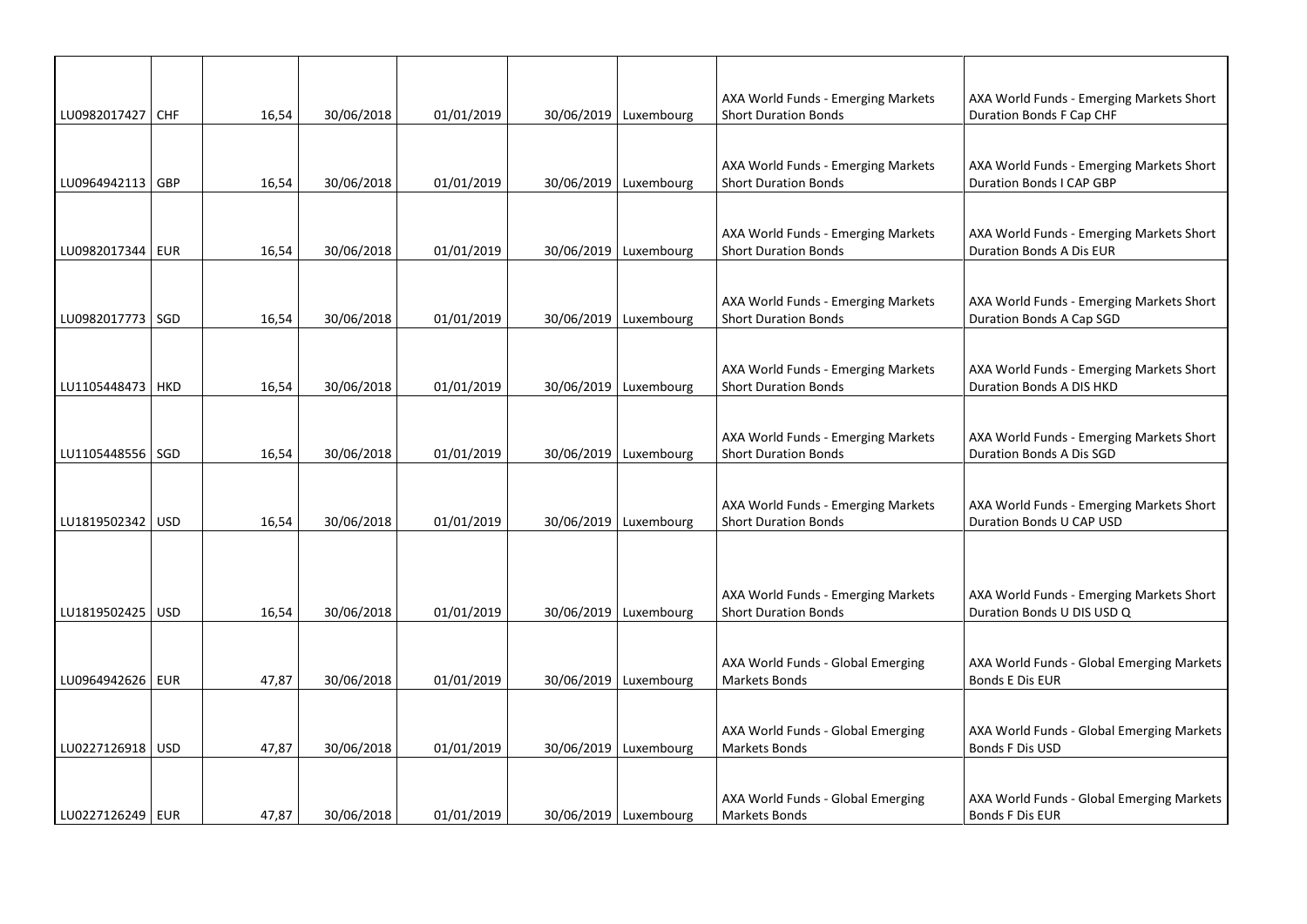| | | | | | | | | |
|---|---|---|---|---|---|---|---|---|
| LU0982017427 | CHF | 16,54 | 30/06/2018 | 01/01/2019 | 30/06/2019 | Luxembourg | AXA World Funds - Emerging Markets Short Duration Bonds | AXA World Funds - Emerging Markets Short Duration Bonds F Cap CHF |
| LU0964942113 | GBP | 16,54 | 30/06/2018 | 01/01/2019 | 30/06/2019 | Luxembourg | AXA World Funds - Emerging Markets Short Duration Bonds | AXA World Funds - Emerging Markets Short Duration Bonds I CAP GBP |
| LU0982017344 | EUR | 16,54 | 30/06/2018 | 01/01/2019 | 30/06/2019 | Luxembourg | AXA World Funds - Emerging Markets Short Duration Bonds | AXA World Funds - Emerging Markets Short Duration Bonds A Dis EUR |
| LU0982017773 | SGD | 16,54 | 30/06/2018 | 01/01/2019 | 30/06/2019 | Luxembourg | AXA World Funds - Emerging Markets Short Duration Bonds | AXA World Funds - Emerging Markets Short Duration Bonds A Cap SGD |
| LU1105448473 | HKD | 16,54 | 30/06/2018 | 01/01/2019 | 30/06/2019 | Luxembourg | AXA World Funds - Emerging Markets Short Duration Bonds | AXA World Funds - Emerging Markets Short Duration Bonds A DIS HKD |
| LU1105448556 | SGD | 16,54 | 30/06/2018 | 01/01/2019 | 30/06/2019 | Luxembourg | AXA World Funds - Emerging Markets Short Duration Bonds | AXA World Funds - Emerging Markets Short Duration Bonds A Dis SGD |
| LU1819502342 | USD | 16,54 | 30/06/2018 | 01/01/2019 | 30/06/2019 | Luxembourg | AXA World Funds - Emerging Markets Short Duration Bonds | AXA World Funds - Emerging Markets Short Duration Bonds U CAP USD |
| LU1819502425 | USD | 16,54 | 30/06/2018 | 01/01/2019 | 30/06/2019 | Luxembourg | AXA World Funds - Emerging Markets Short Duration Bonds | AXA World Funds - Emerging Markets Short Duration Bonds U DIS USD Q |
| LU0964942626 | EUR | 47,87 | 30/06/2018 | 01/01/2019 | 30/06/2019 | Luxembourg | AXA World Funds - Global Emerging Markets Bonds | AXA World Funds - Global Emerging Markets Bonds E Dis EUR |
| LU0227126918 | USD | 47,87 | 30/06/2018 | 01/01/2019 | 30/06/2019 | Luxembourg | AXA World Funds - Global Emerging Markets Bonds | AXA World Funds - Global Emerging Markets Bonds F Dis USD |
| LU0227126249 | EUR | 47,87 | 30/06/2018 | 01/01/2019 | 30/06/2019 | Luxembourg | AXA World Funds - Global Emerging Markets Bonds | AXA World Funds - Global Emerging Markets Bonds F Dis EUR |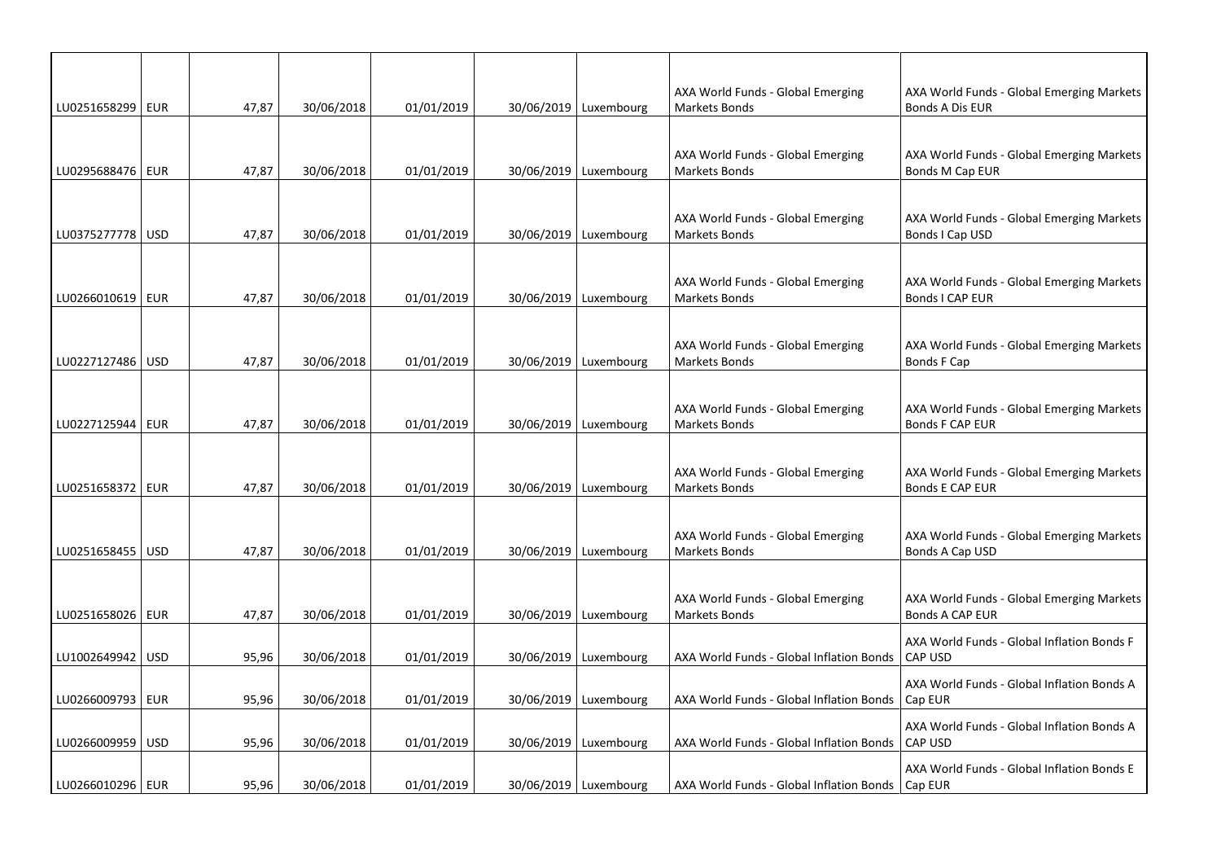| | | | | | | | | |
|---|---|---|---|---|---|---|---|---|
| LU0251658299 | EUR | 47,87 | 30/06/2018 | 01/01/2019 | 30/06/2019 | Luxembourg | AXA World Funds - Global Emerging Markets Bonds | AXA World Funds - Global Emerging Markets Bonds A Dis EUR |
| LU0295688476 | EUR | 47,87 | 30/06/2018 | 01/01/2019 | 30/06/2019 | Luxembourg | AXA World Funds - Global Emerging Markets Bonds | AXA World Funds - Global Emerging Markets Bonds M Cap EUR |
| LU0375277778 | USD | 47,87 | 30/06/2018 | 01/01/2019 | 30/06/2019 | Luxembourg | AXA World Funds - Global Emerging Markets Bonds | AXA World Funds - Global Emerging Markets Bonds I Cap USD |
| LU0266010619 | EUR | 47,87 | 30/06/2018 | 01/01/2019 | 30/06/2019 | Luxembourg | AXA World Funds - Global Emerging Markets Bonds | AXA World Funds - Global Emerging Markets Bonds I CAP EUR |
| LU0227127486 | USD | 47,87 | 30/06/2018 | 01/01/2019 | 30/06/2019 | Luxembourg | AXA World Funds - Global Emerging Markets Bonds | AXA World Funds - Global Emerging Markets Bonds F Cap |
| LU0227125944 | EUR | 47,87 | 30/06/2018 | 01/01/2019 | 30/06/2019 | Luxembourg | AXA World Funds - Global Emerging Markets Bonds | AXA World Funds - Global Emerging Markets Bonds F CAP EUR |
| LU0251658372 | EUR | 47,87 | 30/06/2018 | 01/01/2019 | 30/06/2019 | Luxembourg | AXA World Funds - Global Emerging Markets Bonds | AXA World Funds - Global Emerging Markets Bonds E CAP EUR |
| LU0251658455 | USD | 47,87 | 30/06/2018 | 01/01/2019 | 30/06/2019 | Luxembourg | AXA World Funds - Global Emerging Markets Bonds | AXA World Funds - Global Emerging Markets Bonds A Cap USD |
| LU0251658026 | EUR | 47,87 | 30/06/2018 | 01/01/2019 | 30/06/2019 | Luxembourg | AXA World Funds - Global Emerging Markets Bonds | AXA World Funds - Global Emerging Markets Bonds A CAP EUR |
| LU1002649942 | USD | 95,96 | 30/06/2018 | 01/01/2019 | 30/06/2019 | Luxembourg | AXA World Funds - Global Inflation Bonds | AXA World Funds - Global Inflation Bonds F CAP USD |
| LU0266009793 | EUR | 95,96 | 30/06/2018 | 01/01/2019 | 30/06/2019 | Luxembourg | AXA World Funds - Global Inflation Bonds | AXA World Funds - Global Inflation Bonds A Cap EUR |
| LU0266009959 | USD | 95,96 | 30/06/2018 | 01/01/2019 | 30/06/2019 | Luxembourg | AXA World Funds - Global Inflation Bonds | AXA World Funds - Global Inflation Bonds A CAP USD |
| LU0266010296 | EUR | 95,96 | 30/06/2018 | 01/01/2019 | 30/06/2019 | Luxembourg | AXA World Funds - Global Inflation Bonds | AXA World Funds - Global Inflation Bonds E Cap EUR |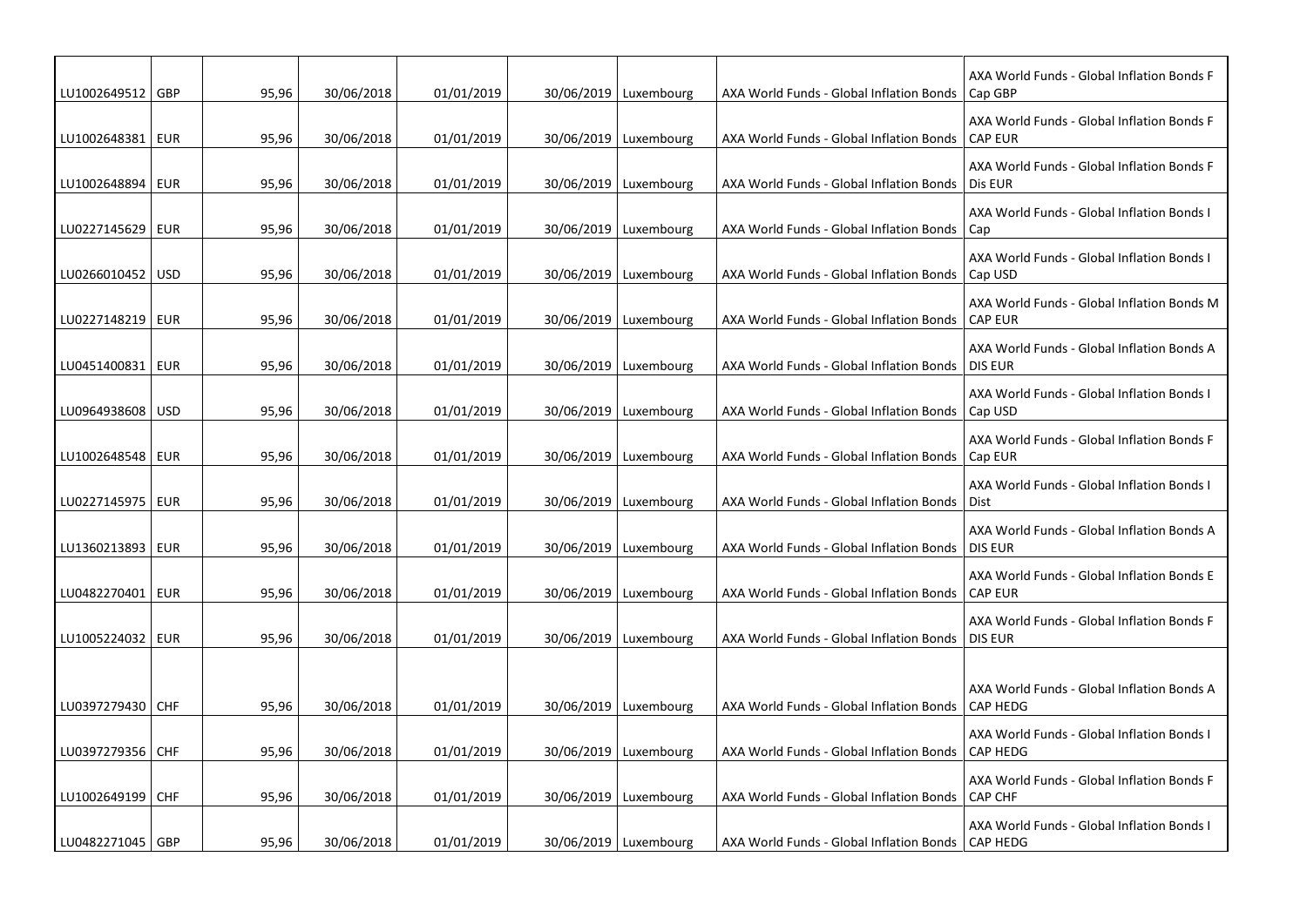| | | | | | | | | |
|---|---|---|---|---|---|---|---|---|
| LU1002649512 | GBP | 95,96 | 30/06/2018 | 01/01/2019 | 30/06/2019 | Luxembourg | AXA World Funds - Global Inflation Bonds | AXA World Funds - Global Inflation Bonds F Cap GBP |
| LU1002648381 | EUR | 95,96 | 30/06/2018 | 01/01/2019 | 30/06/2019 | Luxembourg | AXA World Funds - Global Inflation Bonds | AXA World Funds - Global Inflation Bonds F CAP EUR |
| LU1002648894 | EUR | 95,96 | 30/06/2018 | 01/01/2019 | 30/06/2019 | Luxembourg | AXA World Funds - Global Inflation Bonds | AXA World Funds - Global Inflation Bonds F Dis EUR |
| LU0227145629 | EUR | 95,96 | 30/06/2018 | 01/01/2019 | 30/06/2019 | Luxembourg | AXA World Funds - Global Inflation Bonds | AXA World Funds - Global Inflation Bonds I Cap |
| LU0266010452 | USD | 95,96 | 30/06/2018 | 01/01/2019 | 30/06/2019 | Luxembourg | AXA World Funds - Global Inflation Bonds | AXA World Funds - Global Inflation Bonds I Cap USD |
| LU0227148219 | EUR | 95,96 | 30/06/2018 | 01/01/2019 | 30/06/2019 | Luxembourg | AXA World Funds - Global Inflation Bonds | AXA World Funds - Global Inflation Bonds M CAP EUR |
| LU0451400831 | EUR | 95,96 | 30/06/2018 | 01/01/2019 | 30/06/2019 | Luxembourg | AXA World Funds - Global Inflation Bonds | AXA World Funds - Global Inflation Bonds A DIS EUR |
| LU0964938608 | USD | 95,96 | 30/06/2018 | 01/01/2019 | 30/06/2019 | Luxembourg | AXA World Funds - Global Inflation Bonds | AXA World Funds - Global Inflation Bonds I Cap USD |
| LU1002648548 | EUR | 95,96 | 30/06/2018 | 01/01/2019 | 30/06/2019 | Luxembourg | AXA World Funds - Global Inflation Bonds | AXA World Funds - Global Inflation Bonds F Cap EUR |
| LU0227145975 | EUR | 95,96 | 30/06/2018 | 01/01/2019 | 30/06/2019 | Luxembourg | AXA World Funds - Global Inflation Bonds | AXA World Funds - Global Inflation Bonds I Dist |
| LU1360213893 | EUR | 95,96 | 30/06/2018 | 01/01/2019 | 30/06/2019 | Luxembourg | AXA World Funds - Global Inflation Bonds | AXA World Funds - Global Inflation Bonds A DIS EUR |
| LU0482270401 | EUR | 95,96 | 30/06/2018 | 01/01/2019 | 30/06/2019 | Luxembourg | AXA World Funds - Global Inflation Bonds | AXA World Funds - Global Inflation Bonds E CAP EUR |
| LU1005224032 | EUR | 95,96 | 30/06/2018 | 01/01/2019 | 30/06/2019 | Luxembourg | AXA World Funds - Global Inflation Bonds | AXA World Funds - Global Inflation Bonds F DIS EUR |
| LU0397279430 | CHF | 95,96 | 30/06/2018 | 01/01/2019 | 30/06/2019 | Luxembourg | AXA World Funds - Global Inflation Bonds | AXA World Funds - Global Inflation Bonds A CAP HEDG |
| LU0397279356 | CHF | 95,96 | 30/06/2018 | 01/01/2019 | 30/06/2019 | Luxembourg | AXA World Funds - Global Inflation Bonds | AXA World Funds - Global Inflation Bonds I CAP HEDG |
| LU1002649199 | CHF | 95,96 | 30/06/2018 | 01/01/2019 | 30/06/2019 | Luxembourg | AXA World Funds - Global Inflation Bonds | AXA World Funds - Global Inflation Bonds F CAP CHF |
| LU0482271045 | GBP | 95,96 | 30/06/2018 | 01/01/2019 | 30/06/2019 | Luxembourg | AXA World Funds - Global Inflation Bonds | AXA World Funds - Global Inflation Bonds I CAP HEDG |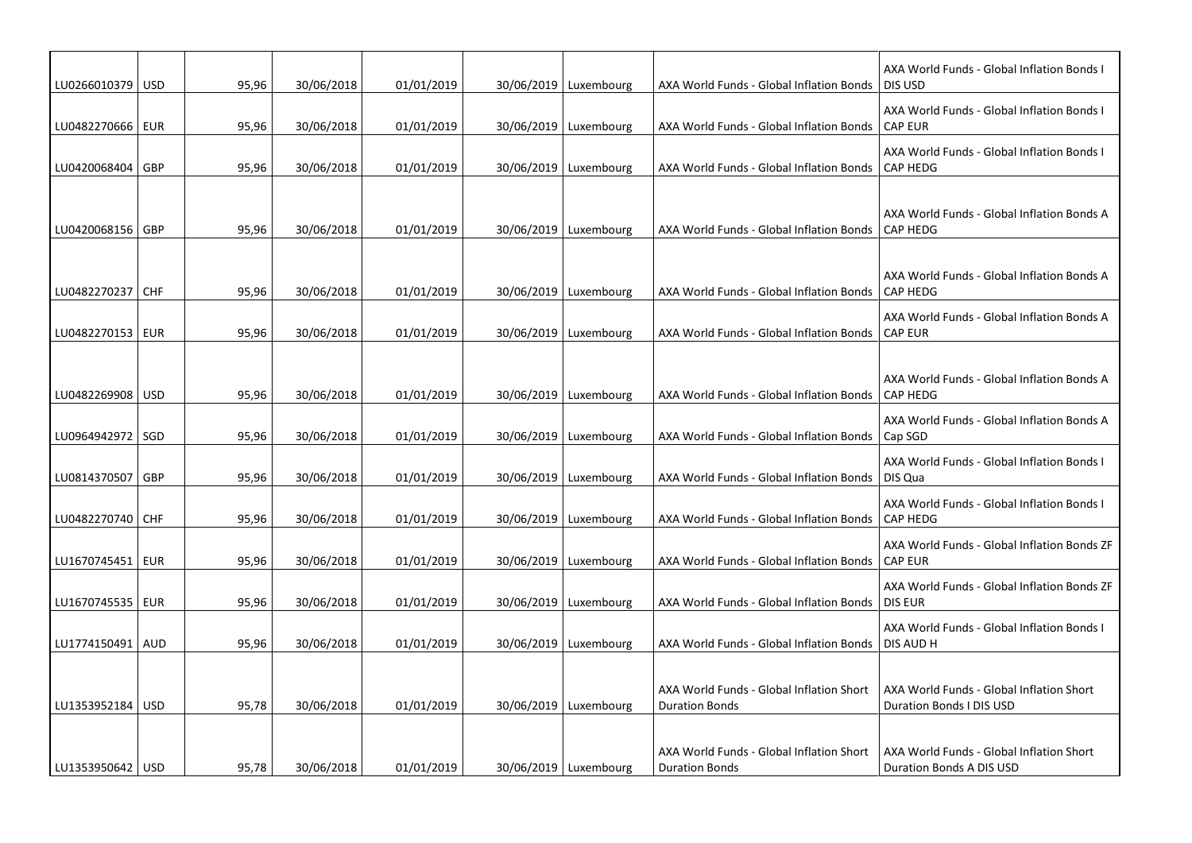| | | | | | | | | |
|---|---|---|---|---|---|---|---|---|
| LU0266010379 | USD | 95,96 | 30/06/2018 | 01/01/2019 | 30/06/2019 | Luxembourg | AXA World Funds - Global Inflation Bonds | AXA World Funds - Global Inflation Bonds I DIS USD |
| LU0482270666 | EUR | 95,96 | 30/06/2018 | 01/01/2019 | 30/06/2019 | Luxembourg | AXA World Funds - Global Inflation Bonds | AXA World Funds - Global Inflation Bonds I CAP EUR |
| LU0420068404 | GBP | 95,96 | 30/06/2018 | 01/01/2019 | 30/06/2019 | Luxembourg | AXA World Funds - Global Inflation Bonds | AXA World Funds - Global Inflation Bonds I CAP HEDG |
| LU0420068156 | GBP | 95,96 | 30/06/2018 | 01/01/2019 | 30/06/2019 | Luxembourg | AXA World Funds - Global Inflation Bonds | AXA World Funds - Global Inflation Bonds A CAP HEDG |
| LU0482270237 | CHF | 95,96 | 30/06/2018 | 01/01/2019 | 30/06/2019 | Luxembourg | AXA World Funds - Global Inflation Bonds | AXA World Funds - Global Inflation Bonds A CAP HEDG |
| LU0482270153 | EUR | 95,96 | 30/06/2018 | 01/01/2019 | 30/06/2019 | Luxembourg | AXA World Funds - Global Inflation Bonds | AXA World Funds - Global Inflation Bonds A CAP EUR |
| LU0482269908 | USD | 95,96 | 30/06/2018 | 01/01/2019 | 30/06/2019 | Luxembourg | AXA World Funds - Global Inflation Bonds | AXA World Funds - Global Inflation Bonds A CAP HEDG |
| LU0964942972 | SGD | 95,96 | 30/06/2018 | 01/01/2019 | 30/06/2019 | Luxembourg | AXA World Funds - Global Inflation Bonds | AXA World Funds - Global Inflation Bonds A Cap SGD |
| LU0814370507 | GBP | 95,96 | 30/06/2018 | 01/01/2019 | 30/06/2019 | Luxembourg | AXA World Funds - Global Inflation Bonds | AXA World Funds - Global Inflation Bonds I DIS Qua |
| LU0482270740 | CHF | 95,96 | 30/06/2018 | 01/01/2019 | 30/06/2019 | Luxembourg | AXA World Funds - Global Inflation Bonds | AXA World Funds - Global Inflation Bonds I CAP HEDG |
| LU1670745451 | EUR | 95,96 | 30/06/2018 | 01/01/2019 | 30/06/2019 | Luxembourg | AXA World Funds - Global Inflation Bonds | AXA World Funds - Global Inflation Bonds ZF CAP EUR |
| LU1670745535 | EUR | 95,96 | 30/06/2018 | 01/01/2019 | 30/06/2019 | Luxembourg | AXA World Funds - Global Inflation Bonds | AXA World Funds - Global Inflation Bonds ZF DIS EUR |
| LU1774150491 | AUD | 95,96 | 30/06/2018 | 01/01/2019 | 30/06/2019 | Luxembourg | AXA World Funds - Global Inflation Bonds | AXA World Funds - Global Inflation Bonds I DIS AUD H |
| LU1353952184 | USD | 95,78 | 30/06/2018 | 01/01/2019 | 30/06/2019 | Luxembourg | AXA World Funds - Global Inflation Short Duration Bonds | AXA World Funds - Global Inflation Short Duration Bonds I DIS USD |
| LU1353950642 | USD | 95,78 | 30/06/2018 | 01/01/2019 | 30/06/2019 | Luxembourg | AXA World Funds - Global Inflation Short Duration Bonds | AXA World Funds - Global Inflation Short Duration Bonds A DIS USD |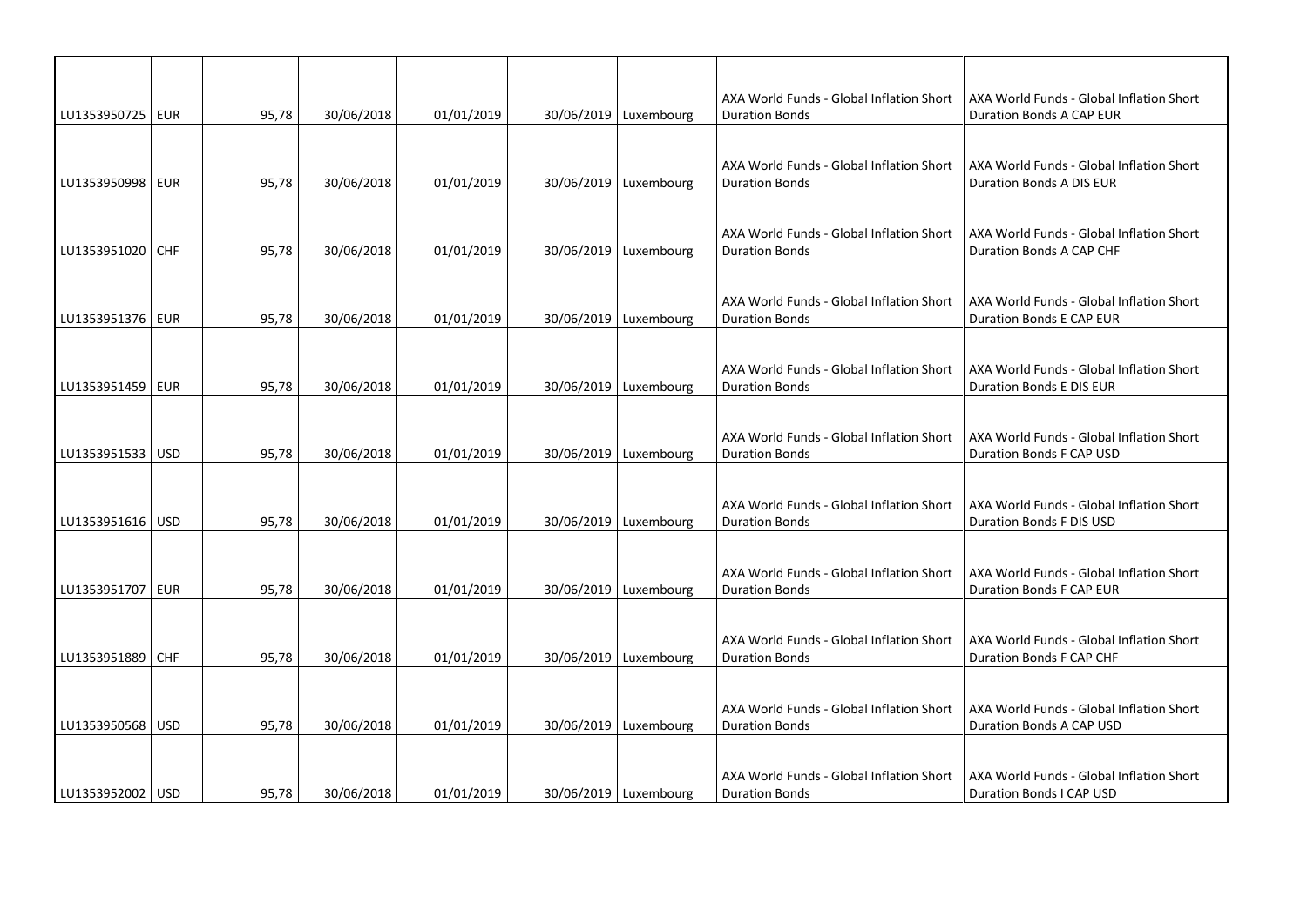| | | | | | | | | |
|---|---|---|---|---|---|---|---|---|
| LU1353950725 | EUR | 95,78 | 30/06/2018 | 01/01/2019 | 30/06/2019 | Luxembourg | AXA World Funds - Global Inflation Short Duration Bonds | AXA World Funds - Global Inflation Short Duration Bonds A CAP EUR |
| LU1353950998 | EUR | 95,78 | 30/06/2018 | 01/01/2019 | 30/06/2019 | Luxembourg | AXA World Funds - Global Inflation Short Duration Bonds | AXA World Funds - Global Inflation Short Duration Bonds A DIS EUR |
| LU1353951020 | CHF | 95,78 | 30/06/2018 | 01/01/2019 | 30/06/2019 | Luxembourg | AXA World Funds - Global Inflation Short Duration Bonds | AXA World Funds - Global Inflation Short Duration Bonds A CAP CHF |
| LU1353951376 | EUR | 95,78 | 30/06/2018 | 01/01/2019 | 30/06/2019 | Luxembourg | AXA World Funds - Global Inflation Short Duration Bonds | AXA World Funds - Global Inflation Short Duration Bonds E CAP EUR |
| LU1353951459 | EUR | 95,78 | 30/06/2018 | 01/01/2019 | 30/06/2019 | Luxembourg | AXA World Funds - Global Inflation Short Duration Bonds | AXA World Funds - Global Inflation Short Duration Bonds E DIS EUR |
| LU1353951533 | USD | 95,78 | 30/06/2018 | 01/01/2019 | 30/06/2019 | Luxembourg | AXA World Funds - Global Inflation Short Duration Bonds | AXA World Funds - Global Inflation Short Duration Bonds F CAP USD |
| LU1353951616 | USD | 95,78 | 30/06/2018 | 01/01/2019 | 30/06/2019 | Luxembourg | AXA World Funds - Global Inflation Short Duration Bonds | AXA World Funds - Global Inflation Short Duration Bonds F DIS USD |
| LU1353951707 | EUR | 95,78 | 30/06/2018 | 01/01/2019 | 30/06/2019 | Luxembourg | AXA World Funds - Global Inflation Short Duration Bonds | AXA World Funds - Global Inflation Short Duration Bonds F CAP EUR |
| LU1353951889 | CHF | 95,78 | 30/06/2018 | 01/01/2019 | 30/06/2019 | Luxembourg | AXA World Funds - Global Inflation Short Duration Bonds | AXA World Funds - Global Inflation Short Duration Bonds F CAP CHF |
| LU1353950568 | USD | 95,78 | 30/06/2018 | 01/01/2019 | 30/06/2019 | Luxembourg | AXA World Funds - Global Inflation Short Duration Bonds | AXA World Funds - Global Inflation Short Duration Bonds A CAP USD |
| LU1353952002 | USD | 95,78 | 30/06/2018 | 01/01/2019 | 30/06/2019 | Luxembourg | AXA World Funds - Global Inflation Short Duration Bonds | AXA World Funds - Global Inflation Short Duration Bonds I CAP USD |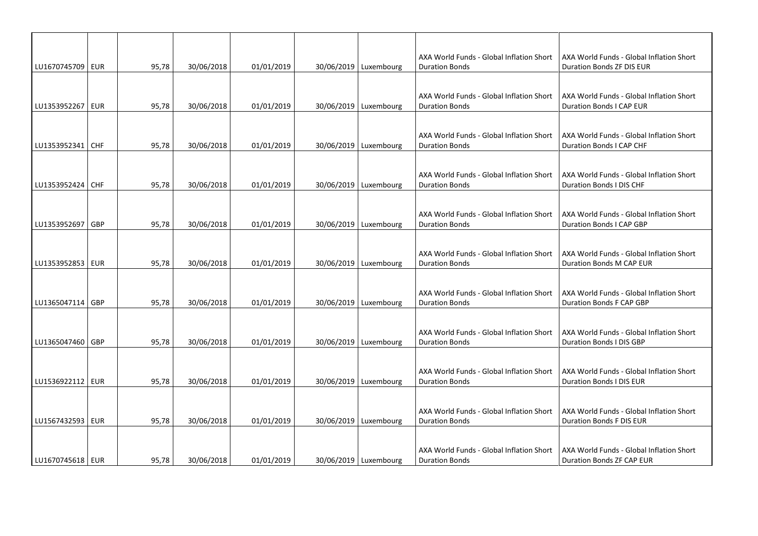| | | | | | | | | |
|---|---|---|---|---|---|---|---|---|
| LU1670745709 | EUR | 95,78 | 30/06/2018 | 01/01/2019 | 30/06/2019 | Luxembourg | AXA World Funds - Global Inflation Short Duration Bonds | AXA World Funds - Global Inflation Short Duration Bonds ZF DIS EUR |
| LU1353952267 | EUR | 95,78 | 30/06/2018 | 01/01/2019 | 30/06/2019 | Luxembourg | AXA World Funds - Global Inflation Short Duration Bonds | AXA World Funds - Global Inflation Short Duration Bonds I CAP EUR |
| LU1353952341 | CHF | 95,78 | 30/06/2018 | 01/01/2019 | 30/06/2019 | Luxembourg | AXA World Funds - Global Inflation Short Duration Bonds | AXA World Funds - Global Inflation Short Duration Bonds I CAP CHF |
| LU1353952424 | CHF | 95,78 | 30/06/2018 | 01/01/2019 | 30/06/2019 | Luxembourg | AXA World Funds - Global Inflation Short Duration Bonds | AXA World Funds - Global Inflation Short Duration Bonds I DIS CHF |
| LU1353952697 | GBP | 95,78 | 30/06/2018 | 01/01/2019 | 30/06/2019 | Luxembourg | AXA World Funds - Global Inflation Short Duration Bonds | AXA World Funds - Global Inflation Short Duration Bonds I CAP GBP |
| LU1353952853 | EUR | 95,78 | 30/06/2018 | 01/01/2019 | 30/06/2019 | Luxembourg | AXA World Funds - Global Inflation Short Duration Bonds | AXA World Funds - Global Inflation Short Duration Bonds M CAP EUR |
| LU1365047114 | GBP | 95,78 | 30/06/2018 | 01/01/2019 | 30/06/2019 | Luxembourg | AXA World Funds - Global Inflation Short Duration Bonds | AXA World Funds - Global Inflation Short Duration Bonds F CAP GBP |
| LU1365047460 | GBP | 95,78 | 30/06/2018 | 01/01/2019 | 30/06/2019 | Luxembourg | AXA World Funds - Global Inflation Short Duration Bonds | AXA World Funds - Global Inflation Short Duration Bonds I DIS GBP |
| LU1536922112 | EUR | 95,78 | 30/06/2018 | 01/01/2019 | 30/06/2019 | Luxembourg | AXA World Funds - Global Inflation Short Duration Bonds | AXA World Funds - Global Inflation Short Duration Bonds I DIS EUR |
| LU1567432593 | EUR | 95,78 | 30/06/2018 | 01/01/2019 | 30/06/2019 | Luxembourg | AXA World Funds - Global Inflation Short Duration Bonds | AXA World Funds - Global Inflation Short Duration Bonds F DIS EUR |
| LU1670745618 | EUR | 95,78 | 30/06/2018 | 01/01/2019 | 30/06/2019 | Luxembourg | AXA World Funds - Global Inflation Short Duration Bonds | AXA World Funds - Global Inflation Short Duration Bonds ZF CAP EUR |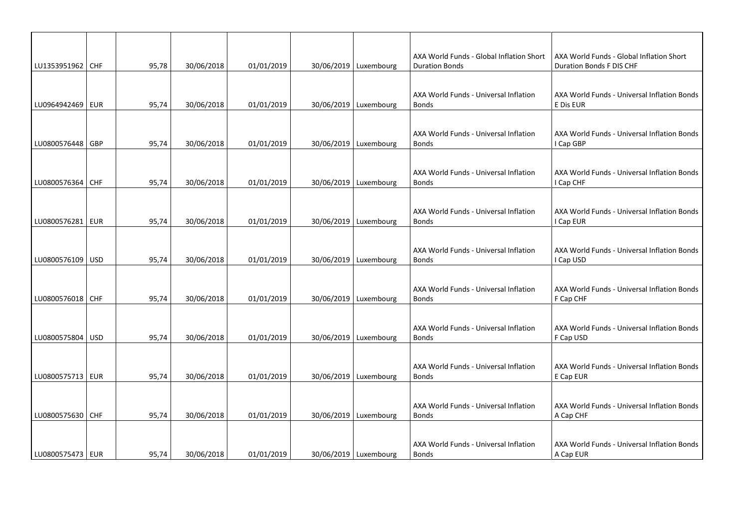| | | | | | | | | |
|---|---|---|---|---|---|---|---|---|
| LU1353951962 | CHF | 95,78 | 30/06/2018 | 01/01/2019 | 30/06/2019 | Luxembourg | AXA World Funds - Global Inflation Short Duration Bonds | AXA World Funds - Global Inflation Short Duration Bonds F DIS CHF |
| LU0964942469 | EUR | 95,74 | 30/06/2018 | 01/01/2019 | 30/06/2019 | Luxembourg | AXA World Funds - Universal Inflation Bonds | AXA World Funds - Universal Inflation Bonds E Dis EUR |
| LU0800576448 | GBP | 95,74 | 30/06/2018 | 01/01/2019 | 30/06/2019 | Luxembourg | AXA World Funds - Universal Inflation Bonds | AXA World Funds - Universal Inflation Bonds I Cap GBP |
| LU0800576364 | CHF | 95,74 | 30/06/2018 | 01/01/2019 | 30/06/2019 | Luxembourg | AXA World Funds - Universal Inflation Bonds | AXA World Funds - Universal Inflation Bonds I Cap CHF |
| LU0800576281 | EUR | 95,74 | 30/06/2018 | 01/01/2019 | 30/06/2019 | Luxembourg | AXA World Funds - Universal Inflation Bonds | AXA World Funds - Universal Inflation Bonds I Cap EUR |
| LU0800576109 | USD | 95,74 | 30/06/2018 | 01/01/2019 | 30/06/2019 | Luxembourg | AXA World Funds - Universal Inflation Bonds | AXA World Funds - Universal Inflation Bonds I Cap USD |
| LU0800576018 | CHF | 95,74 | 30/06/2018 | 01/01/2019 | 30/06/2019 | Luxembourg | AXA World Funds - Universal Inflation Bonds | AXA World Funds - Universal Inflation Bonds F Cap CHF |
| LU0800575804 | USD | 95,74 | 30/06/2018 | 01/01/2019 | 30/06/2019 | Luxembourg | AXA World Funds - Universal Inflation Bonds | AXA World Funds - Universal Inflation Bonds F Cap USD |
| LU0800575713 | EUR | 95,74 | 30/06/2018 | 01/01/2019 | 30/06/2019 | Luxembourg | AXA World Funds - Universal Inflation Bonds | AXA World Funds - Universal Inflation Bonds E Cap EUR |
| LU0800575630 | CHF | 95,74 | 30/06/2018 | 01/01/2019 | 30/06/2019 | Luxembourg | AXA World Funds - Universal Inflation Bonds | AXA World Funds - Universal Inflation Bonds A Cap CHF |
| LU0800575473 | EUR | 95,74 | 30/06/2018 | 01/01/2019 | 30/06/2019 | Luxembourg | AXA World Funds - Universal Inflation Bonds | AXA World Funds - Universal Inflation Bonds A Cap EUR |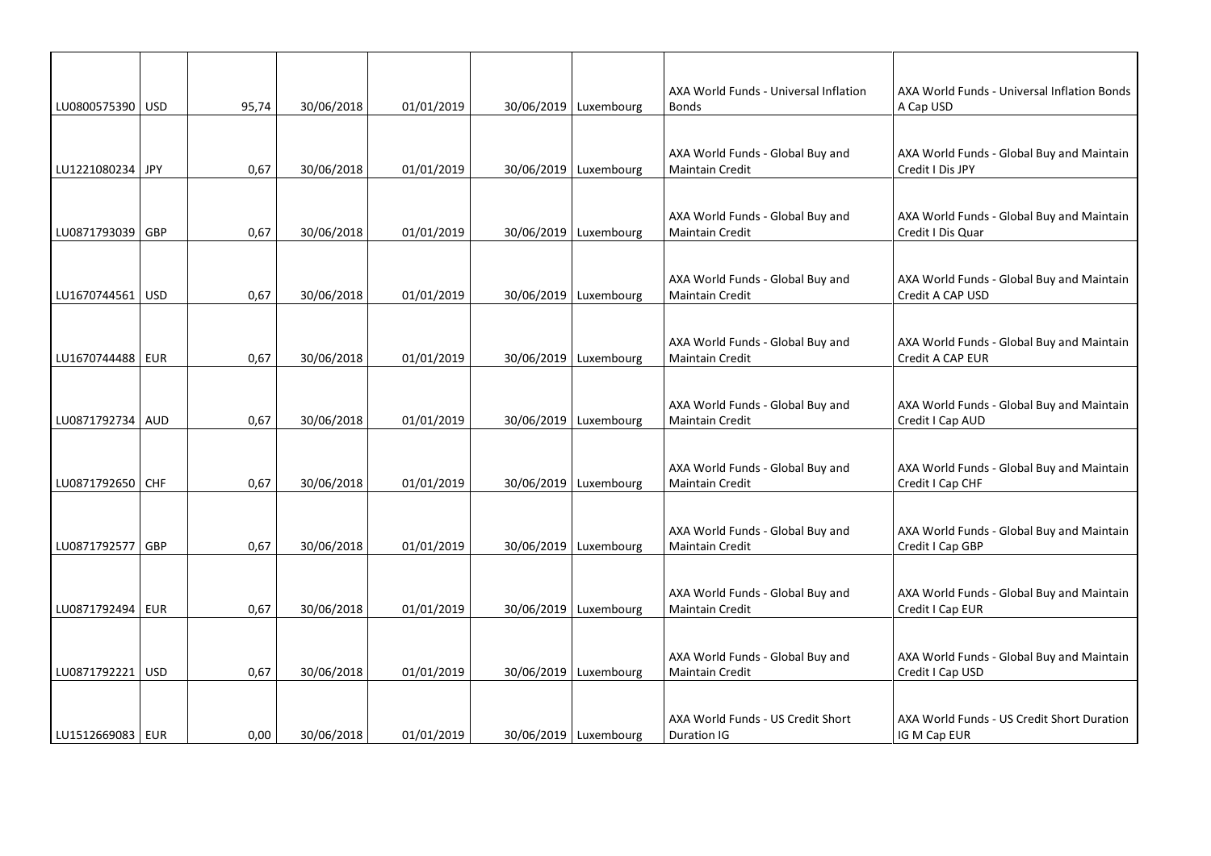| | | | | | | | | |
|---|---|---|---|---|---|---|---|---|
| LU0800575390 | USD | 95,74 | 30/06/2018 | 01/01/2019 | 30/06/2019 | Luxembourg | AXA World Funds - Universal Inflation Bonds | AXA World Funds - Universal Inflation Bonds A Cap USD |
| LU1221080234 | JPY | 0,67 | 30/06/2018 | 01/01/2019 | 30/06/2019 | Luxembourg | AXA World Funds - Global Buy and Maintain Credit | AXA World Funds - Global Buy and Maintain Credit I Dis JPY |
| LU0871793039 | GBP | 0,67 | 30/06/2018 | 01/01/2019 | 30/06/2019 | Luxembourg | AXA World Funds - Global Buy and Maintain Credit | AXA World Funds - Global Buy and Maintain Credit I Dis Quar |
| LU1670744561 | USD | 0,67 | 30/06/2018 | 01/01/2019 | 30/06/2019 | Luxembourg | AXA World Funds - Global Buy and Maintain Credit | AXA World Funds - Global Buy and Maintain Credit A CAP USD |
| LU1670744488 | EUR | 0,67 | 30/06/2018 | 01/01/2019 | 30/06/2019 | Luxembourg | AXA World Funds - Global Buy and Maintain Credit | AXA World Funds - Global Buy and Maintain Credit A CAP EUR |
| LU0871792734 | AUD | 0,67 | 30/06/2018 | 01/01/2019 | 30/06/2019 | Luxembourg | AXA World Funds - Global Buy and Maintain Credit | AXA World Funds - Global Buy and Maintain Credit I Cap AUD |
| LU0871792650 | CHF | 0,67 | 30/06/2018 | 01/01/2019 | 30/06/2019 | Luxembourg | AXA World Funds - Global Buy and Maintain Credit | AXA World Funds - Global Buy and Maintain Credit I Cap CHF |
| LU0871792577 | GBP | 0,67 | 30/06/2018 | 01/01/2019 | 30/06/2019 | Luxembourg | AXA World Funds - Global Buy and Maintain Credit | AXA World Funds - Global Buy and Maintain Credit I Cap GBP |
| LU0871792494 | EUR | 0,67 | 30/06/2018 | 01/01/2019 | 30/06/2019 | Luxembourg | AXA World Funds - Global Buy and Maintain Credit | AXA World Funds - Global Buy and Maintain Credit I Cap EUR |
| LU0871792221 | USD | 0,67 | 30/06/2018 | 01/01/2019 | 30/06/2019 | Luxembourg | AXA World Funds - Global Buy and Maintain Credit | AXA World Funds - Global Buy and Maintain Credit I Cap USD |
| LU1512669083 | EUR | 0,00 | 30/06/2018 | 01/01/2019 | 30/06/2019 | Luxembourg | AXA World Funds - US Credit Short Duration IG | AXA World Funds - US Credit Short Duration IG M Cap EUR |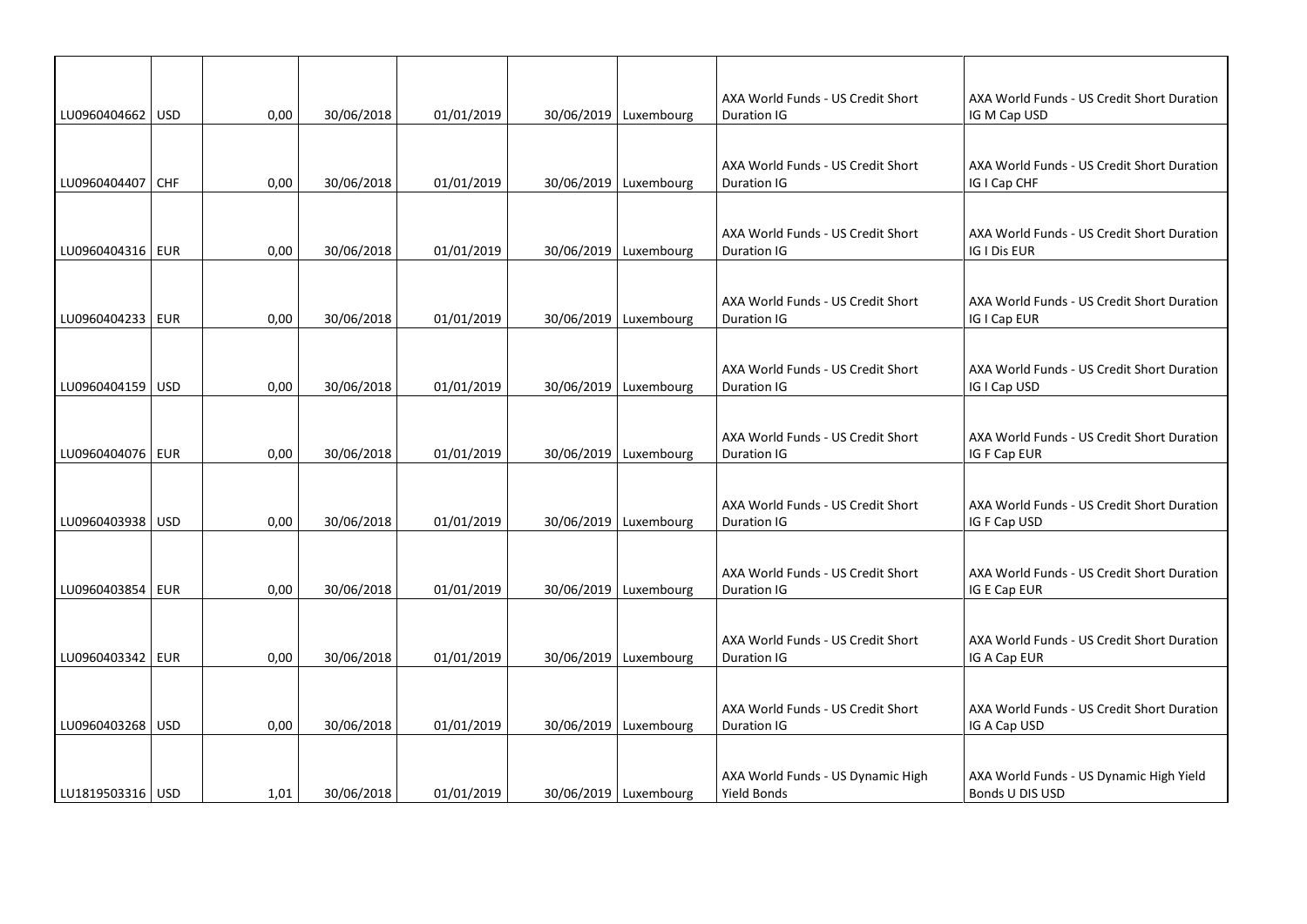| | | | | | | | | |
|---|---|---|---|---|---|---|---|---|
| LU0960404662 | USD | 0,00 | 30/06/2018 | 01/01/2019 | 30/06/2019 | Luxembourg | AXA World Funds - US Credit Short Duration IG | AXA World Funds - US Credit Short Duration IG M Cap USD |
| LU0960404407 | CHF | 0,00 | 30/06/2018 | 01/01/2019 | 30/06/2019 | Luxembourg | AXA World Funds - US Credit Short Duration IG | AXA World Funds - US Credit Short Duration IG I Cap CHF |
| LU0960404316 | EUR | 0,00 | 30/06/2018 | 01/01/2019 | 30/06/2019 | Luxembourg | AXA World Funds - US Credit Short Duration IG | AXA World Funds - US Credit Short Duration IG I Dis EUR |
| LU0960404233 | EUR | 0,00 | 30/06/2018 | 01/01/2019 | 30/06/2019 | Luxembourg | AXA World Funds - US Credit Short Duration IG | AXA World Funds - US Credit Short Duration IG I Cap EUR |
| LU0960404159 | USD | 0,00 | 30/06/2018 | 01/01/2019 | 30/06/2019 | Luxembourg | AXA World Funds - US Credit Short Duration IG | AXA World Funds - US Credit Short Duration IG I Cap USD |
| LU0960404076 | EUR | 0,00 | 30/06/2018 | 01/01/2019 | 30/06/2019 | Luxembourg | AXA World Funds - US Credit Short Duration IG | AXA World Funds - US Credit Short Duration IG F Cap EUR |
| LU0960403938 | USD | 0,00 | 30/06/2018 | 01/01/2019 | 30/06/2019 | Luxembourg | AXA World Funds - US Credit Short Duration IG | AXA World Funds - US Credit Short Duration IG F Cap USD |
| LU0960403854 | EUR | 0,00 | 30/06/2018 | 01/01/2019 | 30/06/2019 | Luxembourg | AXA World Funds - US Credit Short Duration IG | AXA World Funds - US Credit Short Duration IG E Cap EUR |
| LU0960403342 | EUR | 0,00 | 30/06/2018 | 01/01/2019 | 30/06/2019 | Luxembourg | AXA World Funds - US Credit Short Duration IG | AXA World Funds - US Credit Short Duration IG A Cap EUR |
| LU0960403268 | USD | 0,00 | 30/06/2018 | 01/01/2019 | 30/06/2019 | Luxembourg | AXA World Funds - US Credit Short Duration IG | AXA World Funds - US Credit Short Duration IG A Cap USD |
| LU1819503316 | USD | 1,01 | 30/06/2018 | 01/01/2019 | 30/06/2019 | Luxembourg | AXA World Funds - US Dynamic High Yield Bonds | AXA World Funds - US Dynamic High Yield Bonds U DIS USD |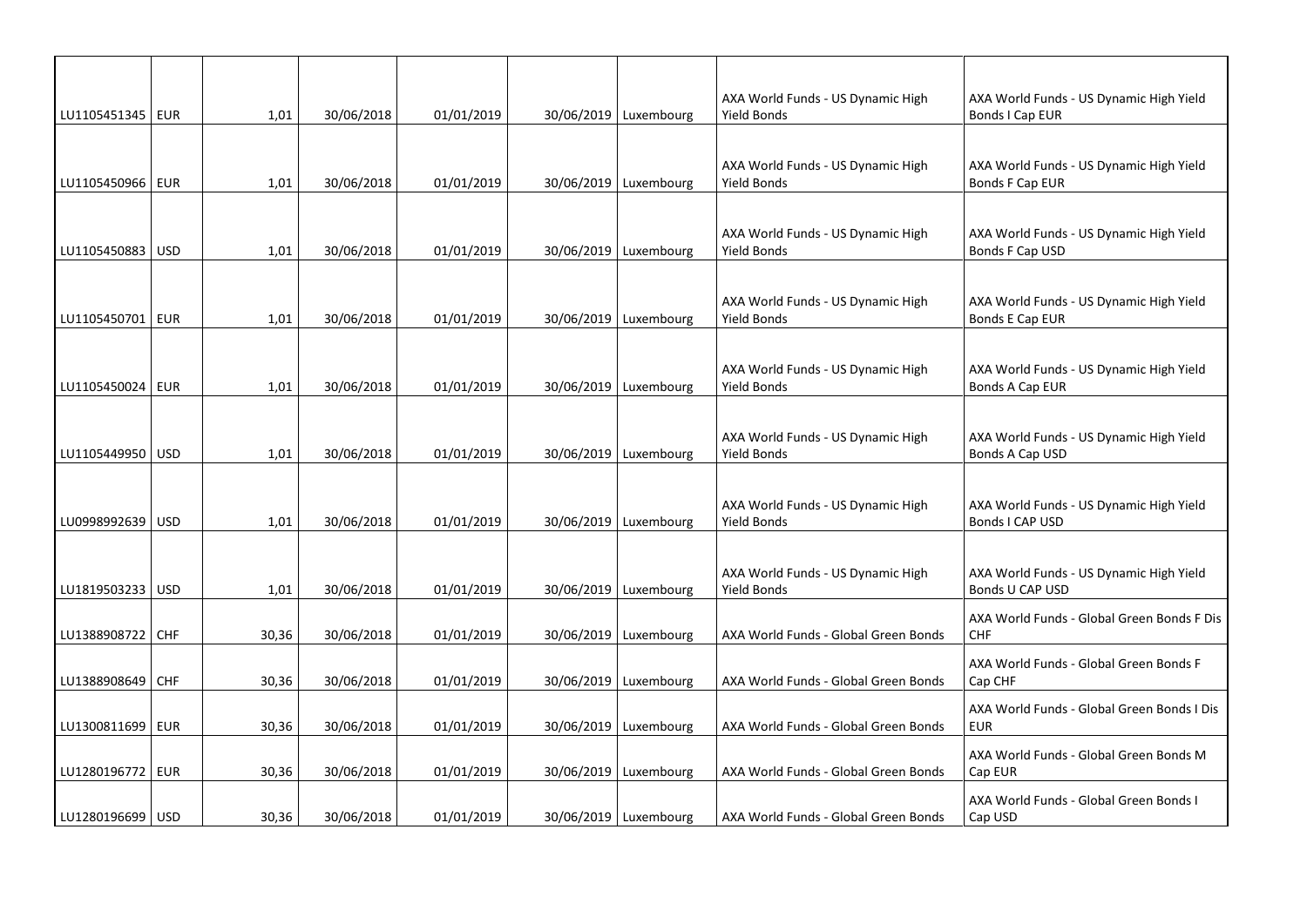| | | | | | | | | |
|---|---|---|---|---|---|---|---|---|
| LU1105451345 | EUR | 1,01 | 30/06/2018 | 01/01/2019 | 30/06/2019 | Luxembourg | AXA World Funds - US Dynamic High Yield Bonds | AXA World Funds - US Dynamic High Yield Bonds I Cap EUR |
| LU1105450966 | EUR | 1,01 | 30/06/2018 | 01/01/2019 | 30/06/2019 | Luxembourg | AXA World Funds - US Dynamic High Yield Bonds | AXA World Funds - US Dynamic High Yield Bonds F Cap EUR |
| LU1105450883 | USD | 1,01 | 30/06/2018 | 01/01/2019 | 30/06/2019 | Luxembourg | AXA World Funds - US Dynamic High Yield Bonds | AXA World Funds - US Dynamic High Yield Bonds F Cap USD |
| LU1105450701 | EUR | 1,01 | 30/06/2018 | 01/01/2019 | 30/06/2019 | Luxembourg | AXA World Funds - US Dynamic High Yield Bonds | AXA World Funds - US Dynamic High Yield Bonds E Cap EUR |
| LU1105450024 | EUR | 1,01 | 30/06/2018 | 01/01/2019 | 30/06/2019 | Luxembourg | AXA World Funds - US Dynamic High Yield Bonds | AXA World Funds - US Dynamic High Yield Bonds A Cap EUR |
| LU1105449950 | USD | 1,01 | 30/06/2018 | 01/01/2019 | 30/06/2019 | Luxembourg | AXA World Funds - US Dynamic High Yield Bonds | AXA World Funds - US Dynamic High Yield Bonds A Cap USD |
| LU0998992639 | USD | 1,01 | 30/06/2018 | 01/01/2019 | 30/06/2019 | Luxembourg | AXA World Funds - US Dynamic High Yield Bonds | AXA World Funds - US Dynamic High Yield Bonds I CAP USD |
| LU1819503233 | USD | 1,01 | 30/06/2018 | 01/01/2019 | 30/06/2019 | Luxembourg | AXA World Funds - US Dynamic High Yield Bonds | AXA World Funds - US Dynamic High Yield Bonds U CAP USD |
| LU1388908722 | CHF | 30,36 | 30/06/2018 | 01/01/2019 | 30/06/2019 | Luxembourg | AXA World Funds - Global Green Bonds | AXA World Funds - Global Green Bonds F Dis CHF |
| LU1388908649 | CHF | 30,36 | 30/06/2018 | 01/01/2019 | 30/06/2019 | Luxembourg | AXA World Funds - Global Green Bonds | AXA World Funds - Global Green Bonds F Cap CHF |
| LU1300811699 | EUR | 30,36 | 30/06/2018 | 01/01/2019 | 30/06/2019 | Luxembourg | AXA World Funds - Global Green Bonds | AXA World Funds - Global Green Bonds I Dis EUR |
| LU1280196772 | EUR | 30,36 | 30/06/2018 | 01/01/2019 | 30/06/2019 | Luxembourg | AXA World Funds - Global Green Bonds | AXA World Funds - Global Green Bonds M Cap EUR |
| LU1280196699 | USD | 30,36 | 30/06/2018 | 01/01/2019 | 30/06/2019 | Luxembourg | AXA World Funds - Global Green Bonds | AXA World Funds - Global Green Bonds I Cap USD |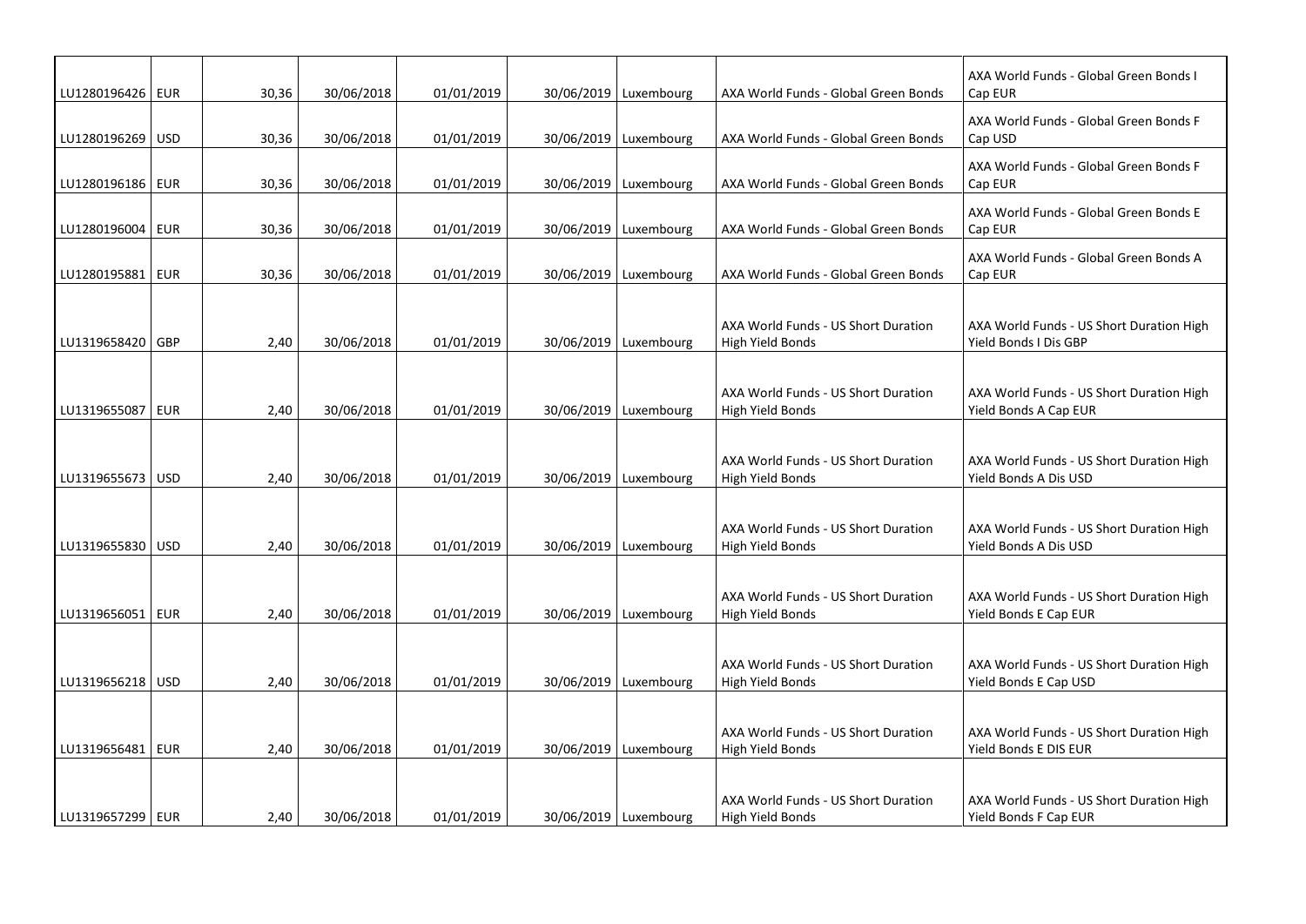| | | | | | | | | |
|---|---|---|---|---|---|---|---|---|
| LU1280196426 | EUR | 30,36 | 30/06/2018 | 01/01/2019 | 30/06/2019 | Luxembourg | AXA World Funds - Global Green Bonds | AXA World Funds - Global Green Bonds I Cap EUR |
| LU1280196269 | USD | 30,36 | 30/06/2018 | 01/01/2019 | 30/06/2019 | Luxembourg | AXA World Funds - Global Green Bonds | AXA World Funds - Global Green Bonds F Cap USD |
| LU1280196186 | EUR | 30,36 | 30/06/2018 | 01/01/2019 | 30/06/2019 | Luxembourg | AXA World Funds - Global Green Bonds | AXA World Funds - Global Green Bonds F Cap EUR |
| LU1280196004 | EUR | 30,36 | 30/06/2018 | 01/01/2019 | 30/06/2019 | Luxembourg | AXA World Funds - Global Green Bonds | AXA World Funds - Global Green Bonds E Cap EUR |
| LU1280195881 | EUR | 30,36 | 30/06/2018 | 01/01/2019 | 30/06/2019 | Luxembourg | AXA World Funds - Global Green Bonds | AXA World Funds - Global Green Bonds A Cap EUR |
| LU1319658420 | GBP | 2,40 | 30/06/2018 | 01/01/2019 | 30/06/2019 | Luxembourg | AXA World Funds - US Short Duration High Yield Bonds | AXA World Funds - US Short Duration High Yield Bonds I Dis GBP |
| LU1319655087 | EUR | 2,40 | 30/06/2018 | 01/01/2019 | 30/06/2019 | Luxembourg | AXA World Funds - US Short Duration High Yield Bonds | AXA World Funds - US Short Duration High Yield Bonds A Cap EUR |
| LU1319655673 | USD | 2,40 | 30/06/2018 | 01/01/2019 | 30/06/2019 | Luxembourg | AXA World Funds - US Short Duration High Yield Bonds | AXA World Funds - US Short Duration High Yield Bonds A Dis USD |
| LU1319655830 | USD | 2,40 | 30/06/2018 | 01/01/2019 | 30/06/2019 | Luxembourg | AXA World Funds - US Short Duration High Yield Bonds | AXA World Funds - US Short Duration High Yield Bonds A Dis USD |
| LU1319656051 | EUR | 2,40 | 30/06/2018 | 01/01/2019 | 30/06/2019 | Luxembourg | AXA World Funds - US Short Duration High Yield Bonds | AXA World Funds - US Short Duration High Yield Bonds E Cap EUR |
| LU1319656218 | USD | 2,40 | 30/06/2018 | 01/01/2019 | 30/06/2019 | Luxembourg | AXA World Funds - US Short Duration High Yield Bonds | AXA World Funds - US Short Duration High Yield Bonds E Cap USD |
| LU1319656481 | EUR | 2,40 | 30/06/2018 | 01/01/2019 | 30/06/2019 | Luxembourg | AXA World Funds - US Short Duration High Yield Bonds | AXA World Funds - US Short Duration High Yield Bonds E DIS EUR |
| LU1319657299 | EUR | 2,40 | 30/06/2018 | 01/01/2019 | 30/06/2019 | Luxembourg | AXA World Funds - US Short Duration High Yield Bonds | AXA World Funds - US Short Duration High Yield Bonds F Cap EUR |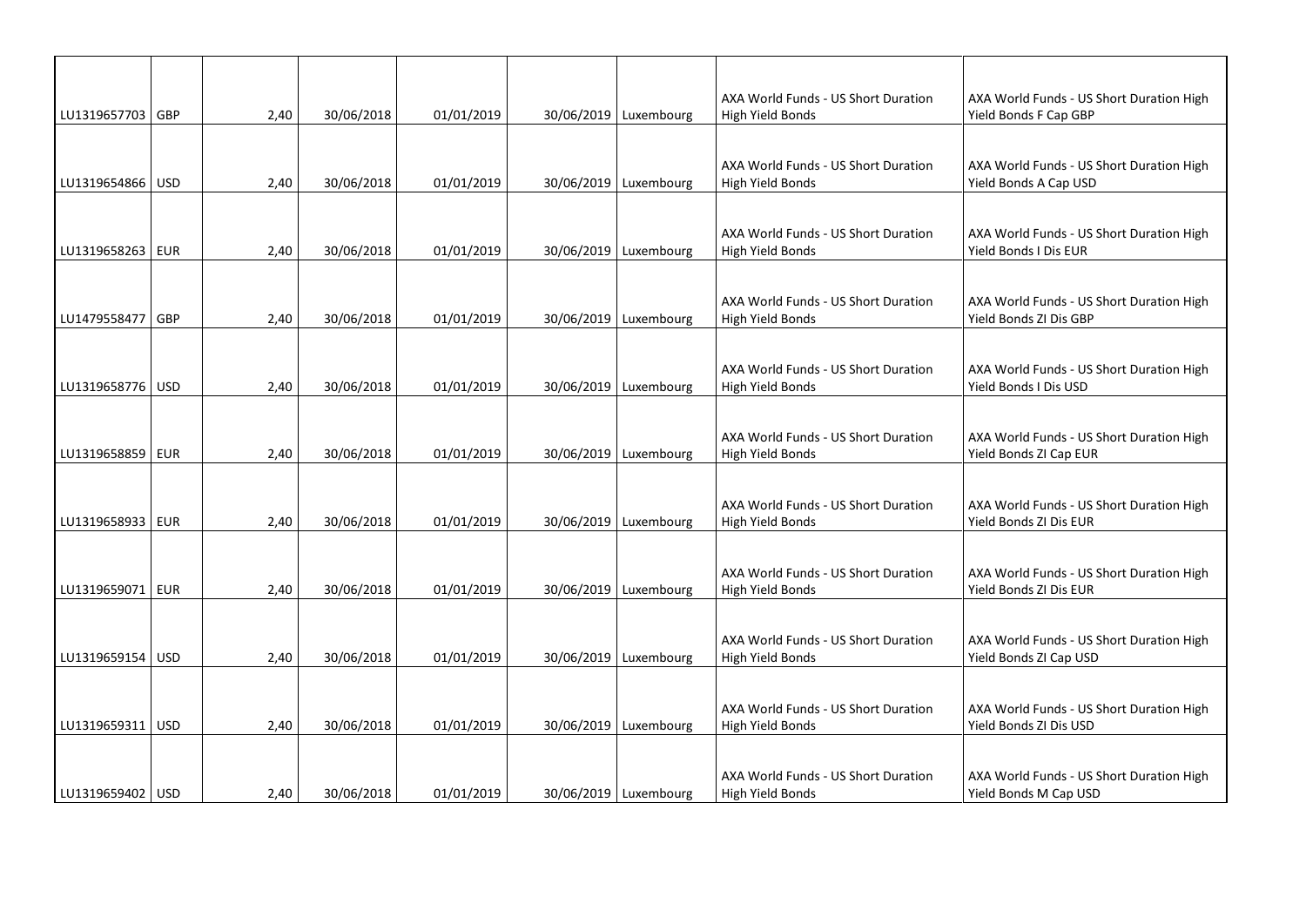| | | | | | | | | |
|---|---|---|---|---|---|---|---|---|
| LU1319657703 | GBP | 2,40 | 30/06/2018 | 01/01/2019 | 30/06/2019 | Luxembourg | AXA World Funds - US Short Duration High Yield Bonds | AXA World Funds - US Short Duration High Yield Bonds F Cap GBP |
| LU1319654866 | USD | 2,40 | 30/06/2018 | 01/01/2019 | 30/06/2019 | Luxembourg | AXA World Funds - US Short Duration High Yield Bonds | AXA World Funds - US Short Duration High Yield Bonds A Cap USD |
| LU1319658263 | EUR | 2,40 | 30/06/2018 | 01/01/2019 | 30/06/2019 | Luxembourg | AXA World Funds - US Short Duration High Yield Bonds | AXA World Funds - US Short Duration High Yield Bonds I Dis EUR |
| LU1479558477 | GBP | 2,40 | 30/06/2018 | 01/01/2019 | 30/06/2019 | Luxembourg | AXA World Funds - US Short Duration High Yield Bonds | AXA World Funds - US Short Duration High Yield Bonds ZI Dis GBP |
| LU1319658776 | USD | 2,40 | 30/06/2018 | 01/01/2019 | 30/06/2019 | Luxembourg | AXA World Funds - US Short Duration High Yield Bonds | AXA World Funds - US Short Duration High Yield Bonds I Dis USD |
| LU1319658859 | EUR | 2,40 | 30/06/2018 | 01/01/2019 | 30/06/2019 | Luxembourg | AXA World Funds - US Short Duration High Yield Bonds | AXA World Funds - US Short Duration High Yield Bonds ZI Cap EUR |
| LU1319658933 | EUR | 2,40 | 30/06/2018 | 01/01/2019 | 30/06/2019 | Luxembourg | AXA World Funds - US Short Duration High Yield Bonds | AXA World Funds - US Short Duration High Yield Bonds ZI Dis EUR |
| LU1319659071 | EUR | 2,40 | 30/06/2018 | 01/01/2019 | 30/06/2019 | Luxembourg | AXA World Funds - US Short Duration High Yield Bonds | AXA World Funds - US Short Duration High Yield Bonds ZI Dis EUR |
| LU1319659154 | USD | 2,40 | 30/06/2018 | 01/01/2019 | 30/06/2019 | Luxembourg | AXA World Funds - US Short Duration High Yield Bonds | AXA World Funds - US Short Duration High Yield Bonds ZI Cap USD |
| LU1319659311 | USD | 2,40 | 30/06/2018 | 01/01/2019 | 30/06/2019 | Luxembourg | AXA World Funds - US Short Duration High Yield Bonds | AXA World Funds - US Short Duration High Yield Bonds ZI Dis USD |
| LU1319659402 | USD | 2,40 | 30/06/2018 | 01/01/2019 | 30/06/2019 | Luxembourg | AXA World Funds - US Short Duration High Yield Bonds | AXA World Funds - US Short Duration High Yield Bonds M Cap USD |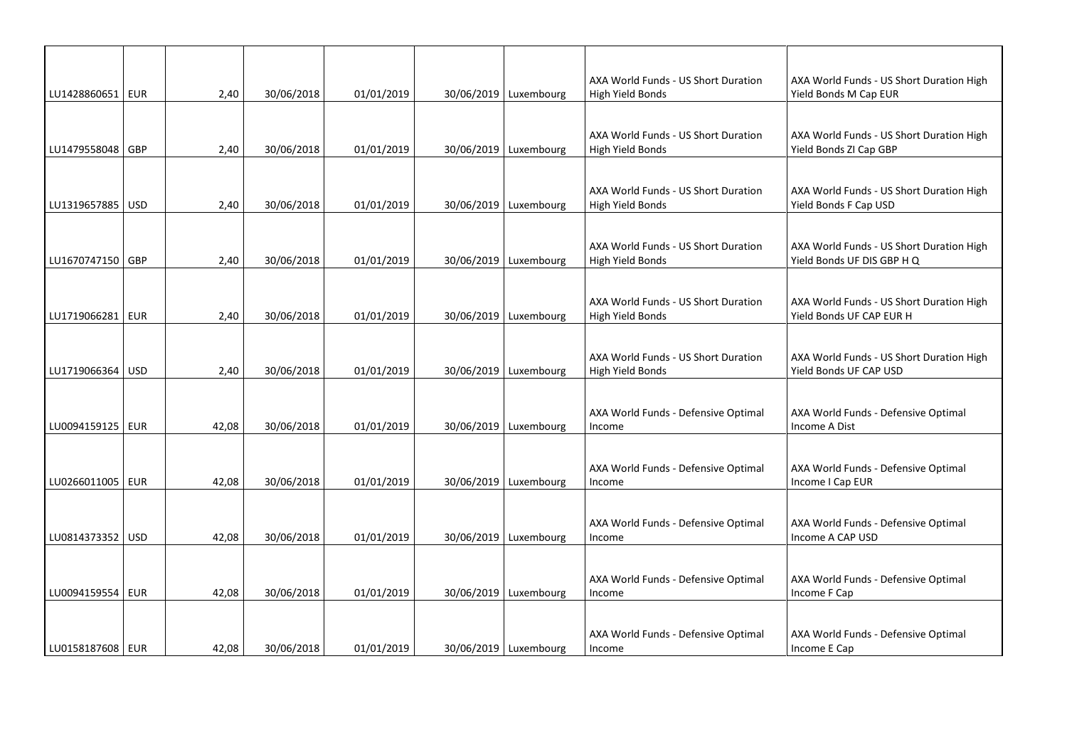| | | | | | | | | |
|---|---|---|---|---|---|---|---|---|
| LU1428860651 | EUR | 2,40 | 30/06/2018 | 01/01/2019 | 30/06/2019 | Luxembourg | AXA World Funds - US Short Duration High Yield Bonds | AXA World Funds - US Short Duration High Yield Bonds M Cap EUR |
| LU1479558048 | GBP | 2,40 | 30/06/2018 | 01/01/2019 | 30/06/2019 | Luxembourg | AXA World Funds - US Short Duration High Yield Bonds | AXA World Funds - US Short Duration High Yield Bonds ZI Cap GBP |
| LU1319657885 | USD | 2,40 | 30/06/2018 | 01/01/2019 | 30/06/2019 | Luxembourg | AXA World Funds - US Short Duration High Yield Bonds | AXA World Funds - US Short Duration High Yield Bonds F Cap USD |
| LU1670747150 | GBP | 2,40 | 30/06/2018 | 01/01/2019 | 30/06/2019 | Luxembourg | AXA World Funds - US Short Duration High Yield Bonds | AXA World Funds - US Short Duration High Yield Bonds UF DIS GBP H Q |
| LU1719066281 | EUR | 2,40 | 30/06/2018 | 01/01/2019 | 30/06/2019 | Luxembourg | AXA World Funds - US Short Duration High Yield Bonds | AXA World Funds - US Short Duration High Yield Bonds UF CAP EUR H |
| LU1719066364 | USD | 2,40 | 30/06/2018 | 01/01/2019 | 30/06/2019 | Luxembourg | AXA World Funds - US Short Duration High Yield Bonds | AXA World Funds - US Short Duration High Yield Bonds UF CAP USD |
| LU0094159125 | EUR | 42,08 | 30/06/2018 | 01/01/2019 | 30/06/2019 | Luxembourg | AXA World Funds - Defensive Optimal Income | AXA World Funds - Defensive Optimal Income A Dist |
| LU0266011005 | EUR | 42,08 | 30/06/2018 | 01/01/2019 | 30/06/2019 | Luxembourg | AXA World Funds - Defensive Optimal Income | AXA World Funds - Defensive Optimal Income I Cap EUR |
| LU0814373352 | USD | 42,08 | 30/06/2018 | 01/01/2019 | 30/06/2019 | Luxembourg | AXA World Funds - Defensive Optimal Income | AXA World Funds - Defensive Optimal Income A CAP USD |
| LU0094159554 | EUR | 42,08 | 30/06/2018 | 01/01/2019 | 30/06/2019 | Luxembourg | AXA World Funds - Defensive Optimal Income | AXA World Funds - Defensive Optimal Income F Cap |
| LU0158187608 | EUR | 42,08 | 30/06/2018 | 01/01/2019 | 30/06/2019 | Luxembourg | AXA World Funds - Defensive Optimal Income | AXA World Funds - Defensive Optimal Income E Cap |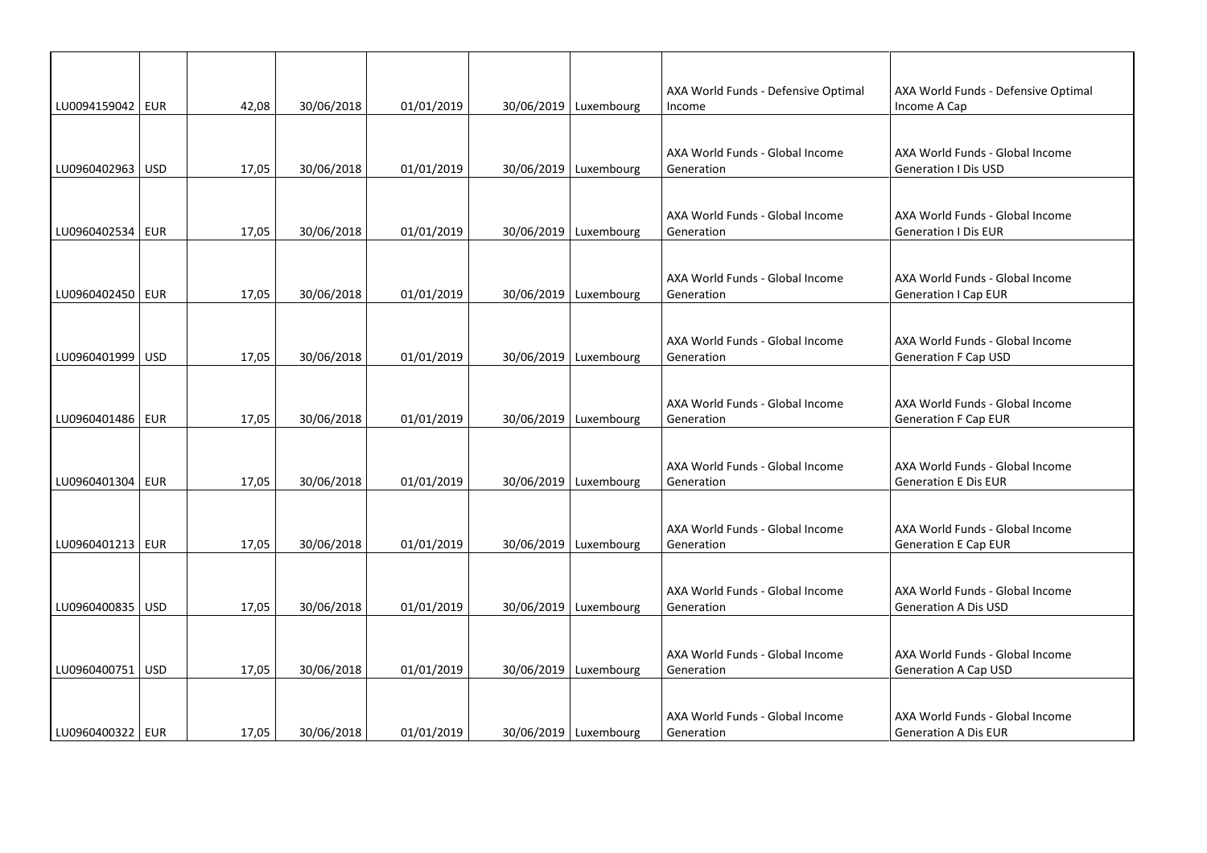| | | | | | | | | |
|---|---|---|---|---|---|---|---|---|
| LU0094159042 | EUR | 42,08 | 30/06/2018 | 01/01/2019 | 30/06/2019 | Luxembourg | AXA World Funds - Defensive Optimal Income | AXA World Funds - Defensive Optimal Income A Cap |
| LU0960402963 | USD | 17,05 | 30/06/2018 | 01/01/2019 | 30/06/2019 | Luxembourg | AXA World Funds - Global Income Generation | AXA World Funds - Global Income Generation I Dis USD |
| LU0960402534 | EUR | 17,05 | 30/06/2018 | 01/01/2019 | 30/06/2019 | Luxembourg | AXA World Funds - Global Income Generation | AXA World Funds - Global Income Generation I Dis EUR |
| LU0960402450 | EUR | 17,05 | 30/06/2018 | 01/01/2019 | 30/06/2019 | Luxembourg | AXA World Funds - Global Income Generation | AXA World Funds - Global Income Generation I Cap EUR |
| LU0960401999 | USD | 17,05 | 30/06/2018 | 01/01/2019 | 30/06/2019 | Luxembourg | AXA World Funds - Global Income Generation | AXA World Funds - Global Income Generation F Cap USD |
| LU0960401486 | EUR | 17,05 | 30/06/2018 | 01/01/2019 | 30/06/2019 | Luxembourg | AXA World Funds - Global Income Generation | AXA World Funds - Global Income Generation F Cap EUR |
| LU0960401304 | EUR | 17,05 | 30/06/2018 | 01/01/2019 | 30/06/2019 | Luxembourg | AXA World Funds - Global Income Generation | AXA World Funds - Global Income Generation E Dis EUR |
| LU0960401213 | EUR | 17,05 | 30/06/2018 | 01/01/2019 | 30/06/2019 | Luxembourg | AXA World Funds - Global Income Generation | AXA World Funds - Global Income Generation E Cap EUR |
| LU0960400835 | USD | 17,05 | 30/06/2018 | 01/01/2019 | 30/06/2019 | Luxembourg | AXA World Funds - Global Income Generation | AXA World Funds - Global Income Generation A Dis USD |
| LU0960400751 | USD | 17,05 | 30/06/2018 | 01/01/2019 | 30/06/2019 | Luxembourg | AXA World Funds - Global Income Generation | AXA World Funds - Global Income Generation A Cap USD |
| LU0960400322 | EUR | 17,05 | 30/06/2018 | 01/01/2019 | 30/06/2019 | Luxembourg | AXA World Funds - Global Income Generation | AXA World Funds - Global Income Generation A Dis EUR |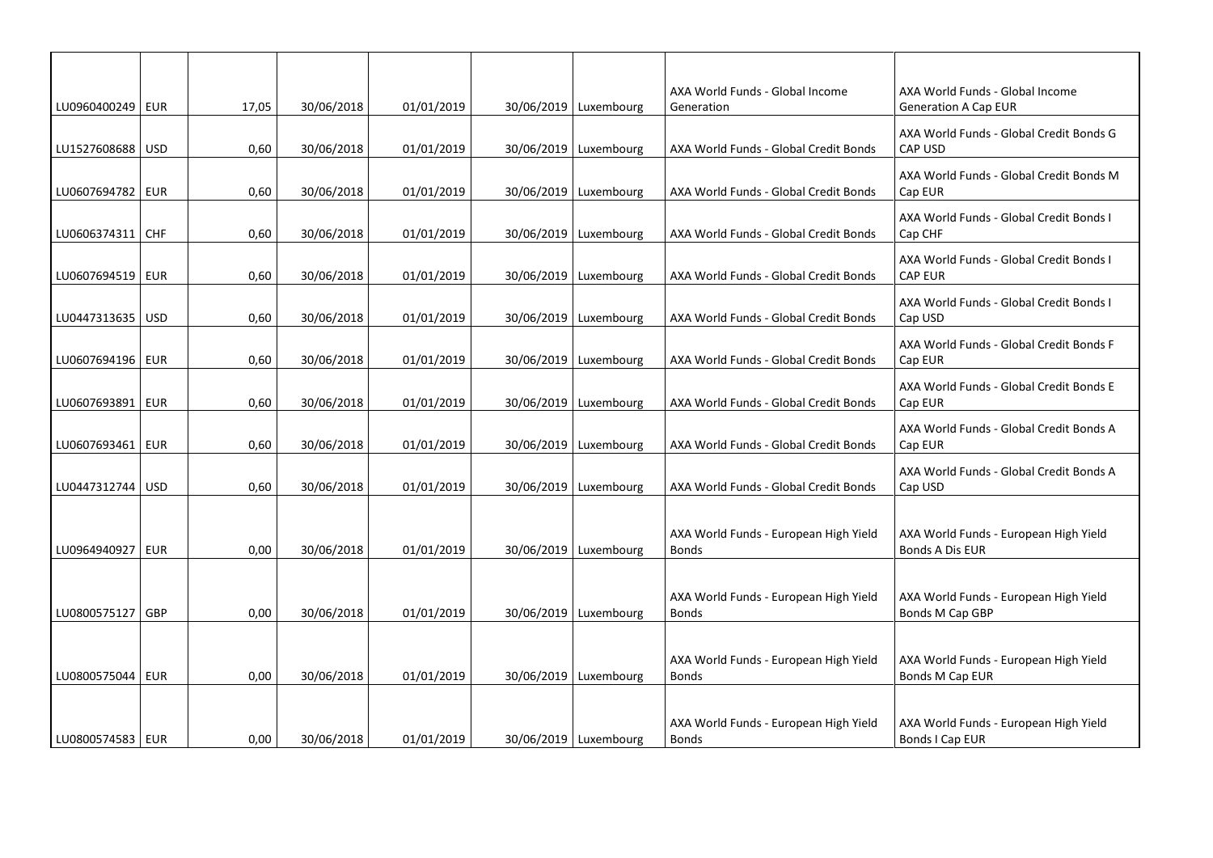| | | | | | | | | |
|---|---|---|---|---|---|---|---|---|
| LU0960400249 | EUR | 17,05 | 30/06/2018 | 01/01/2019 | 30/06/2019 | Luxembourg | AXA World Funds - Global Income Generation | AXA World Funds - Global Income Generation A Cap EUR |
| LU1527608688 | USD | 0,60 | 30/06/2018 | 01/01/2019 | 30/06/2019 | Luxembourg | AXA World Funds - Global Credit Bonds | AXA World Funds - Global Credit Bonds G CAP USD |
| LU0607694782 | EUR | 0,60 | 30/06/2018 | 01/01/2019 | 30/06/2019 | Luxembourg | AXA World Funds - Global Credit Bonds | AXA World Funds - Global Credit Bonds M Cap EUR |
| LU0606374311 | CHF | 0,60 | 30/06/2018 | 01/01/2019 | 30/06/2019 | Luxembourg | AXA World Funds - Global Credit Bonds | AXA World Funds - Global Credit Bonds I Cap CHF |
| LU0607694519 | EUR | 0,60 | 30/06/2018 | 01/01/2019 | 30/06/2019 | Luxembourg | AXA World Funds - Global Credit Bonds | AXA World Funds - Global Credit Bonds I CAP EUR |
| LU0447313635 | USD | 0,60 | 30/06/2018 | 01/01/2019 | 30/06/2019 | Luxembourg | AXA World Funds - Global Credit Bonds | AXA World Funds - Global Credit Bonds I Cap USD |
| LU0607694196 | EUR | 0,60 | 30/06/2018 | 01/01/2019 | 30/06/2019 | Luxembourg | AXA World Funds - Global Credit Bonds | AXA World Funds - Global Credit Bonds F Cap EUR |
| LU0607693891 | EUR | 0,60 | 30/06/2018 | 01/01/2019 | 30/06/2019 | Luxembourg | AXA World Funds - Global Credit Bonds | AXA World Funds - Global Credit Bonds E Cap EUR |
| LU0607693461 | EUR | 0,60 | 30/06/2018 | 01/01/2019 | 30/06/2019 | Luxembourg | AXA World Funds - Global Credit Bonds | AXA World Funds - Global Credit Bonds A Cap EUR |
| LU0447312744 | USD | 0,60 | 30/06/2018 | 01/01/2019 | 30/06/2019 | Luxembourg | AXA World Funds - Global Credit Bonds | AXA World Funds - Global Credit Bonds A Cap USD |
| LU0964940927 | EUR | 0,00 | 30/06/2018 | 01/01/2019 | 30/06/2019 | Luxembourg | AXA World Funds - European High Yield Bonds | AXA World Funds - European High Yield Bonds A Dis EUR |
| LU0800575127 | GBP | 0,00 | 30/06/2018 | 01/01/2019 | 30/06/2019 | Luxembourg | AXA World Funds - European High Yield Bonds | AXA World Funds - European High Yield Bonds M Cap GBP |
| LU0800575044 | EUR | 0,00 | 30/06/2018 | 01/01/2019 | 30/06/2019 | Luxembourg | AXA World Funds - European High Yield Bonds | AXA World Funds - European High Yield Bonds M Cap EUR |
| LU0800574583 | EUR | 0,00 | 30/06/2018 | 01/01/2019 | 30/06/2019 | Luxembourg | AXA World Funds - European High Yield Bonds | AXA World Funds - European High Yield Bonds I Cap EUR |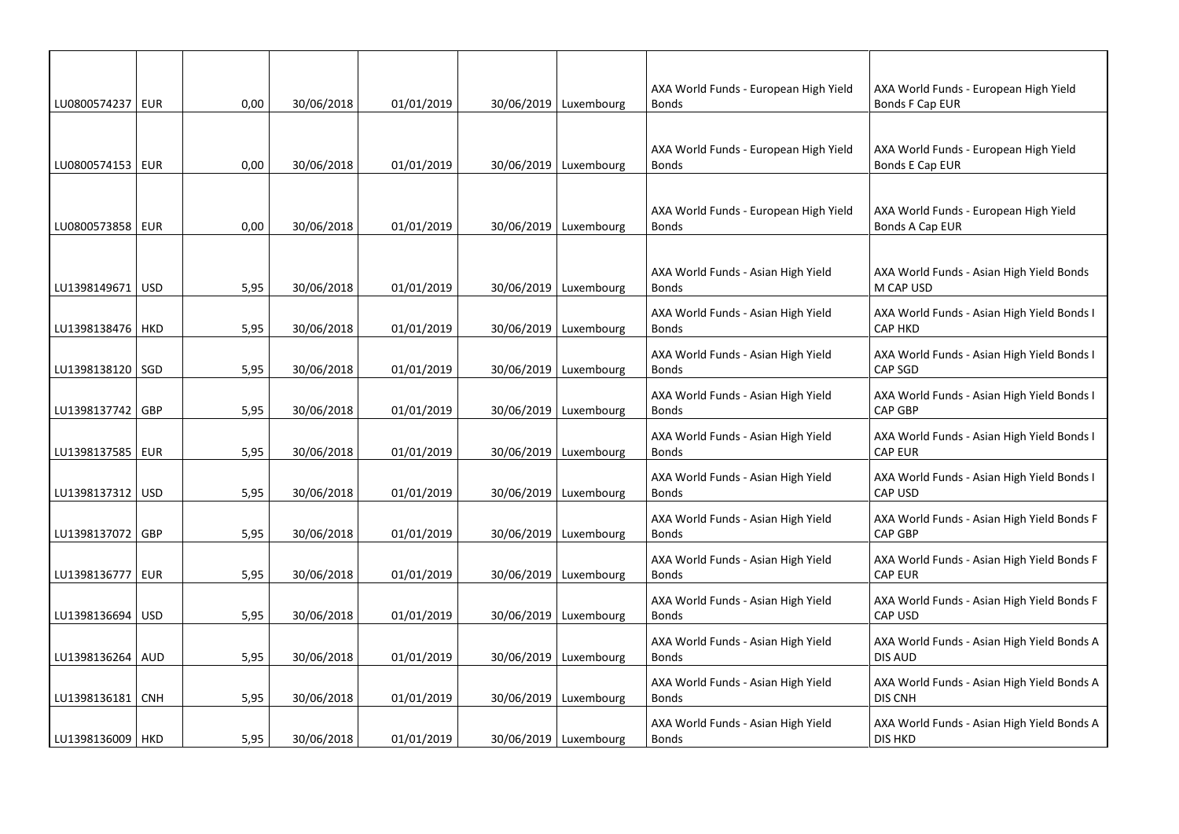| | | | | | | | | |
|---|---|---|---|---|---|---|---|---|
| LU0800574237 | EUR | 0,00 | 30/06/2018 | 01/01/2019 | 30/06/2019 | Luxembourg | AXA World Funds - European High Yield Bonds | AXA World Funds - European High Yield Bonds F Cap EUR |
| LU0800574153 | EUR | 0,00 | 30/06/2018 | 01/01/2019 | 30/06/2019 | Luxembourg | AXA World Funds - European High Yield Bonds | AXA World Funds - European High Yield Bonds E Cap EUR |
| LU0800573858 | EUR | 0,00 | 30/06/2018 | 01/01/2019 | 30/06/2019 | Luxembourg | AXA World Funds - European High Yield Bonds | AXA World Funds - European High Yield Bonds A Cap EUR |
| LU1398149671 | USD | 5,95 | 30/06/2018 | 01/01/2019 | 30/06/2019 | Luxembourg | AXA World Funds - Asian High Yield Bonds | AXA World Funds - Asian High Yield Bonds M CAP USD |
| LU1398138476 | HKD | 5,95 | 30/06/2018 | 01/01/2019 | 30/06/2019 | Luxembourg | AXA World Funds - Asian High Yield Bonds | AXA World Funds - Asian High Yield Bonds I CAP HKD |
| LU1398138120 | SGD | 5,95 | 30/06/2018 | 01/01/2019 | 30/06/2019 | Luxembourg | AXA World Funds - Asian High Yield Bonds | AXA World Funds - Asian High Yield Bonds I CAP SGD |
| LU1398137742 | GBP | 5,95 | 30/06/2018 | 01/01/2019 | 30/06/2019 | Luxembourg | AXA World Funds - Asian High Yield Bonds | AXA World Funds - Asian High Yield Bonds I CAP GBP |
| LU1398137585 | EUR | 5,95 | 30/06/2018 | 01/01/2019 | 30/06/2019 | Luxembourg | AXA World Funds - Asian High Yield Bonds | AXA World Funds - Asian High Yield Bonds I CAP EUR |
| LU1398137312 | USD | 5,95 | 30/06/2018 | 01/01/2019 | 30/06/2019 | Luxembourg | AXA World Funds - Asian High Yield Bonds | AXA World Funds - Asian High Yield Bonds I CAP USD |
| LU1398137072 | GBP | 5,95 | 30/06/2018 | 01/01/2019 | 30/06/2019 | Luxembourg | AXA World Funds - Asian High Yield Bonds | AXA World Funds - Asian High Yield Bonds F CAP GBP |
| LU1398136777 | EUR | 5,95 | 30/06/2018 | 01/01/2019 | 30/06/2019 | Luxembourg | AXA World Funds - Asian High Yield Bonds | AXA World Funds - Asian High Yield Bonds F CAP EUR |
| LU1398136694 | USD | 5,95 | 30/06/2018 | 01/01/2019 | 30/06/2019 | Luxembourg | AXA World Funds - Asian High Yield Bonds | AXA World Funds - Asian High Yield Bonds F CAP USD |
| LU1398136264 | AUD | 5,95 | 30/06/2018 | 01/01/2019 | 30/06/2019 | Luxembourg | AXA World Funds - Asian High Yield Bonds | AXA World Funds - Asian High Yield Bonds A DIS AUD |
| LU1398136181 | CNH | 5,95 | 30/06/2018 | 01/01/2019 | 30/06/2019 | Luxembourg | AXA World Funds - Asian High Yield Bonds | AXA World Funds - Asian High Yield Bonds A DIS CNH |
| LU1398136009 | HKD | 5,95 | 30/06/2018 | 01/01/2019 | 30/06/2019 | Luxembourg | AXA World Funds - Asian High Yield Bonds | AXA World Funds - Asian High Yield Bonds A DIS HKD |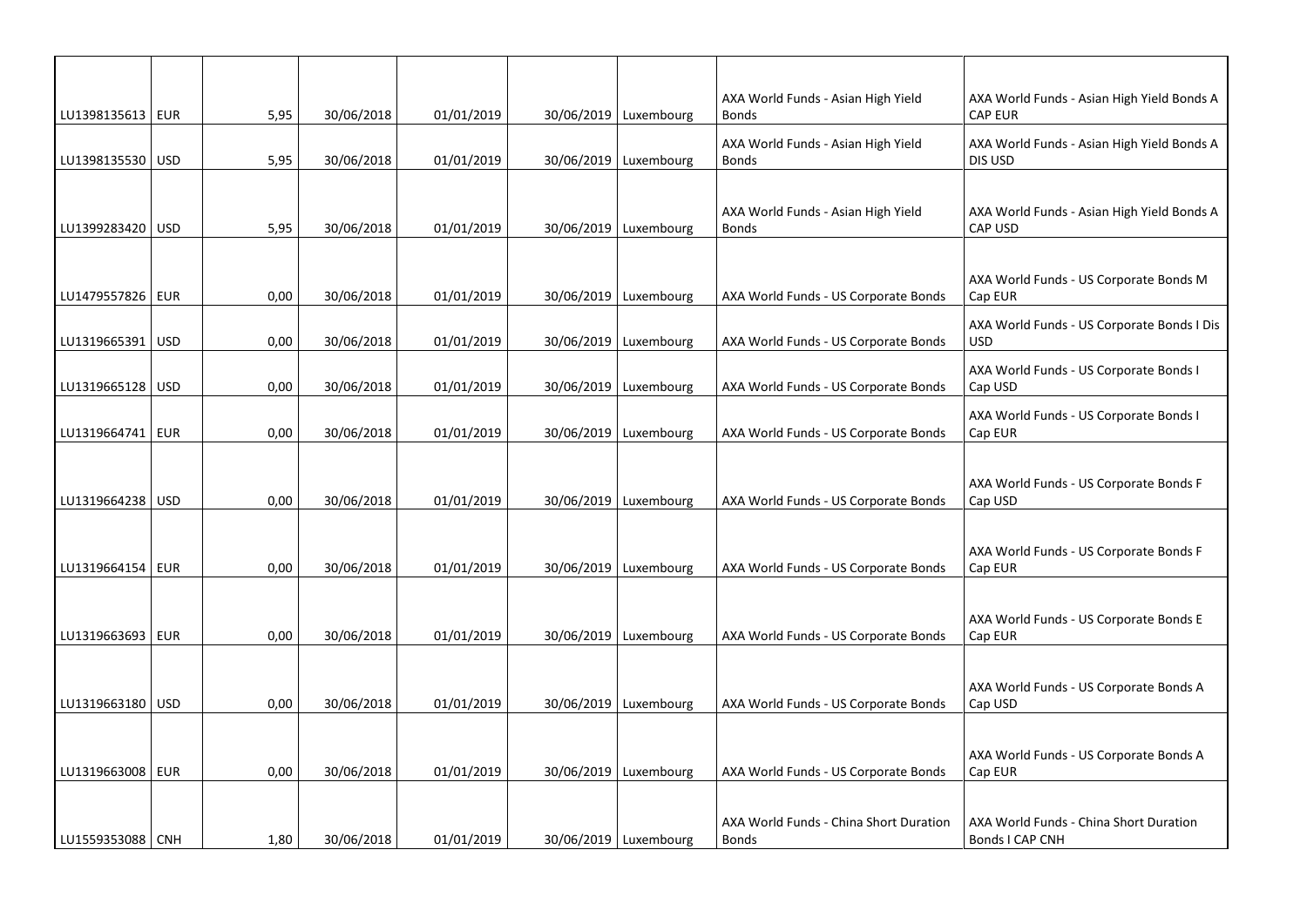| | | | | | | | | |
|---|---|---|---|---|---|---|---|---|
| LU1398135613 | EUR | 5,95 | 30/06/2018 | 01/01/2019 | 30/06/2019 | Luxembourg | AXA World Funds - Asian High Yield Bonds | AXA World Funds - Asian High Yield Bonds A CAP EUR |
| LU1398135530 | USD | 5,95 | 30/06/2018 | 01/01/2019 | 30/06/2019 | Luxembourg | AXA World Funds - Asian High Yield Bonds | AXA World Funds - Asian High Yield Bonds A DIS USD |
| LU1399283420 | USD | 5,95 | 30/06/2018 | 01/01/2019 | 30/06/2019 | Luxembourg | AXA World Funds - Asian High Yield Bonds | AXA World Funds - Asian High Yield Bonds A CAP USD |
| LU1479557826 | EUR | 0,00 | 30/06/2018 | 01/01/2019 | 30/06/2019 | Luxembourg | AXA World Funds - US Corporate Bonds | AXA World Funds - US Corporate Bonds M Cap EUR |
| LU1319665391 | USD | 0,00 | 30/06/2018 | 01/01/2019 | 30/06/2019 | Luxembourg | AXA World Funds - US Corporate Bonds | AXA World Funds - US Corporate Bonds I Dis USD |
| LU1319665128 | USD | 0,00 | 30/06/2018 | 01/01/2019 | 30/06/2019 | Luxembourg | AXA World Funds - US Corporate Bonds | AXA World Funds - US Corporate Bonds I Cap USD |
| LU1319664741 | EUR | 0,00 | 30/06/2018 | 01/01/2019 | 30/06/2019 | Luxembourg | AXA World Funds - US Corporate Bonds | AXA World Funds - US Corporate Bonds I Cap EUR |
| LU1319664238 | USD | 0,00 | 30/06/2018 | 01/01/2019 | 30/06/2019 | Luxembourg | AXA World Funds - US Corporate Bonds | AXA World Funds - US Corporate Bonds F Cap USD |
| LU1319664154 | EUR | 0,00 | 30/06/2018 | 01/01/2019 | 30/06/2019 | Luxembourg | AXA World Funds - US Corporate Bonds | AXA World Funds - US Corporate Bonds F Cap EUR |
| LU1319663693 | EUR | 0,00 | 30/06/2018 | 01/01/2019 | 30/06/2019 | Luxembourg | AXA World Funds - US Corporate Bonds | AXA World Funds - US Corporate Bonds E Cap EUR |
| LU1319663180 | USD | 0,00 | 30/06/2018 | 01/01/2019 | 30/06/2019 | Luxembourg | AXA World Funds - US Corporate Bonds | AXA World Funds - US Corporate Bonds A Cap USD |
| LU1319663008 | EUR | 0,00 | 30/06/2018 | 01/01/2019 | 30/06/2019 | Luxembourg | AXA World Funds - US Corporate Bonds | AXA World Funds - US Corporate Bonds A Cap EUR |
| LU1559353088 | CNH | 1,80 | 30/06/2018 | 01/01/2019 | 30/06/2019 | Luxembourg | AXA World Funds - China Short Duration Bonds | AXA World Funds - China Short Duration Bonds I CAP CNH |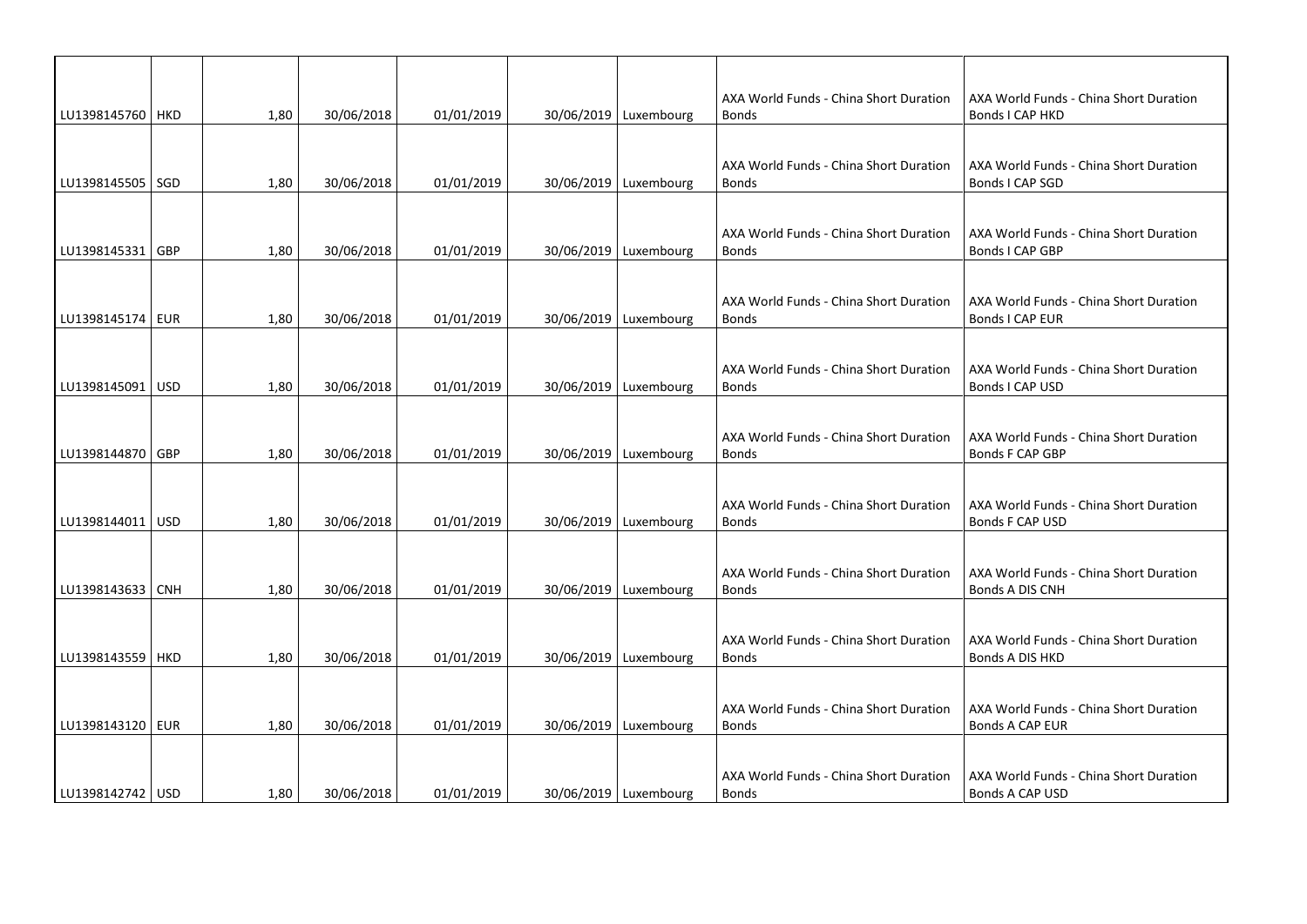| | | | | | | | | |
|---|---|---|---|---|---|---|---|---|
| LU1398145760 | HKD | 1,80 | 30/06/2018 | 01/01/2019 | 30/06/2019 | Luxembourg | AXA World Funds - China Short Duration Bonds | AXA World Funds - China Short Duration Bonds I CAP HKD |
| LU1398145505 | SGD | 1,80 | 30/06/2018 | 01/01/2019 | 30/06/2019 | Luxembourg | AXA World Funds - China Short Duration Bonds | AXA World Funds - China Short Duration Bonds I CAP SGD |
| LU1398145331 | GBP | 1,80 | 30/06/2018 | 01/01/2019 | 30/06/2019 | Luxembourg | AXA World Funds - China Short Duration Bonds | AXA World Funds - China Short Duration Bonds I CAP GBP |
| LU1398145174 | EUR | 1,80 | 30/06/2018 | 01/01/2019 | 30/06/2019 | Luxembourg | AXA World Funds - China Short Duration Bonds | AXA World Funds - China Short Duration Bonds I CAP EUR |
| LU1398145091 | USD | 1,80 | 30/06/2018 | 01/01/2019 | 30/06/2019 | Luxembourg | AXA World Funds - China Short Duration Bonds | AXA World Funds - China Short Duration Bonds I CAP USD |
| LU1398144870 | GBP | 1,80 | 30/06/2018 | 01/01/2019 | 30/06/2019 | Luxembourg | AXA World Funds - China Short Duration Bonds | AXA World Funds - China Short Duration Bonds F CAP GBP |
| LU1398144011 | USD | 1,80 | 30/06/2018 | 01/01/2019 | 30/06/2019 | Luxembourg | AXA World Funds - China Short Duration Bonds | AXA World Funds - China Short Duration Bonds F CAP USD |
| LU1398143633 | CNH | 1,80 | 30/06/2018 | 01/01/2019 | 30/06/2019 | Luxembourg | AXA World Funds - China Short Duration Bonds | AXA World Funds - China Short Duration Bonds A DIS CNH |
| LU1398143559 | HKD | 1,80 | 30/06/2018 | 01/01/2019 | 30/06/2019 | Luxembourg | AXA World Funds - China Short Duration Bonds | AXA World Funds - China Short Duration Bonds A DIS HKD |
| LU1398143120 | EUR | 1,80 | 30/06/2018 | 01/01/2019 | 30/06/2019 | Luxembourg | AXA World Funds - China Short Duration Bonds | AXA World Funds - China Short Duration Bonds A CAP EUR |
| LU1398142742 | USD | 1,80 | 30/06/2018 | 01/01/2019 | 30/06/2019 | Luxembourg | AXA World Funds - China Short Duration Bonds | AXA World Funds - China Short Duration Bonds A CAP USD |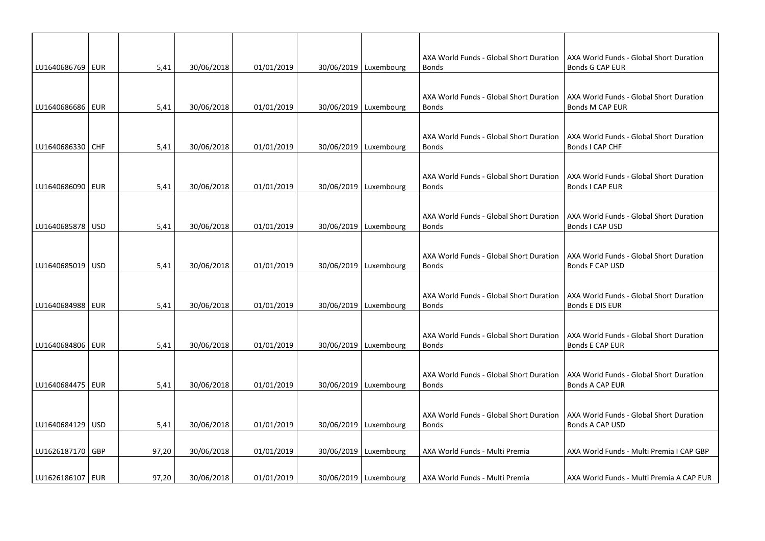| | | | | | | | | |
|---|---|---|---|---|---|---|---|---|
| LU1640686769 | EUR | 5,41 | 30/06/2018 | 01/01/2019 | 30/06/2019 | Luxembourg | AXA World Funds - Global Short Duration Bonds | AXA World Funds - Global Short Duration Bonds G CAP EUR |
| LU1640686686 | EUR | 5,41 | 30/06/2018 | 01/01/2019 | 30/06/2019 | Luxembourg | AXA World Funds - Global Short Duration Bonds | AXA World Funds - Global Short Duration Bonds M CAP EUR |
| LU1640686330 | CHF | 5,41 | 30/06/2018 | 01/01/2019 | 30/06/2019 | Luxembourg | AXA World Funds - Global Short Duration Bonds | AXA World Funds - Global Short Duration Bonds I CAP CHF |
| LU1640686090 | EUR | 5,41 | 30/06/2018 | 01/01/2019 | 30/06/2019 | Luxembourg | AXA World Funds - Global Short Duration Bonds | AXA World Funds - Global Short Duration Bonds I CAP EUR |
| LU1640685878 | USD | 5,41 | 30/06/2018 | 01/01/2019 | 30/06/2019 | Luxembourg | AXA World Funds - Global Short Duration Bonds | AXA World Funds - Global Short Duration Bonds I CAP USD |
| LU1640685019 | USD | 5,41 | 30/06/2018 | 01/01/2019 | 30/06/2019 | Luxembourg | AXA World Funds - Global Short Duration Bonds | AXA World Funds - Global Short Duration Bonds F CAP USD |
| LU1640684988 | EUR | 5,41 | 30/06/2018 | 01/01/2019 | 30/06/2019 | Luxembourg | AXA World Funds - Global Short Duration Bonds | AXA World Funds - Global Short Duration Bonds E DIS EUR |
| LU1640684806 | EUR | 5,41 | 30/06/2018 | 01/01/2019 | 30/06/2019 | Luxembourg | AXA World Funds - Global Short Duration Bonds | AXA World Funds - Global Short Duration Bonds E CAP EUR |
| LU1640684475 | EUR | 5,41 | 30/06/2018 | 01/01/2019 | 30/06/2019 | Luxembourg | AXA World Funds - Global Short Duration Bonds | AXA World Funds - Global Short Duration Bonds A CAP EUR |
| LU1640684129 | USD | 5,41 | 30/06/2018 | 01/01/2019 | 30/06/2019 | Luxembourg | AXA World Funds - Global Short Duration Bonds | AXA World Funds - Global Short Duration Bonds A CAP USD |
| LU1626187170 | GBP | 97,20 | 30/06/2018 | 01/01/2019 | 30/06/2019 | Luxembourg | AXA World Funds - Multi Premia | AXA World Funds - Multi Premia I CAP GBP |
| LU1626186107 | EUR | 97,20 | 30/06/2018 | 01/01/2019 | 30/06/2019 | Luxembourg | AXA World Funds - Multi Premia | AXA World Funds - Multi Premia A CAP EUR |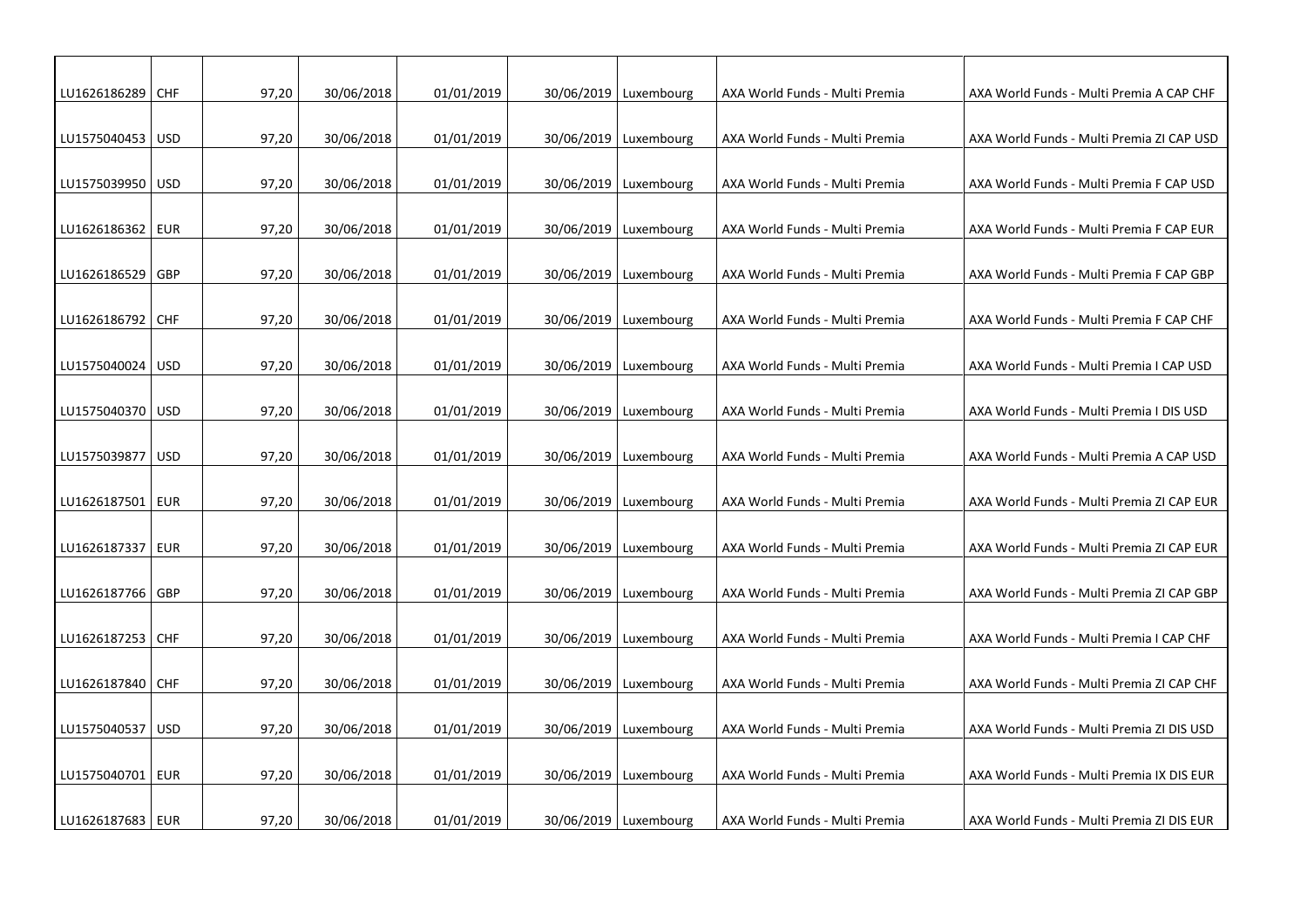| | | | | | | | | |
|---|---|---|---|---|---|---|---|---|
| LU1626186289 | CHF | 97,20 | 30/06/2018 | 01/01/2019 | 30/06/2019 | Luxembourg | AXA World Funds - Multi Premia | AXA World Funds - Multi Premia A CAP CHF |
| LU1575040453 | USD | 97,20 | 30/06/2018 | 01/01/2019 | 30/06/2019 | Luxembourg | AXA World Funds - Multi Premia | AXA World Funds - Multi Premia ZI CAP USD |
| LU1575039950 | USD | 97,20 | 30/06/2018 | 01/01/2019 | 30/06/2019 | Luxembourg | AXA World Funds - Multi Premia | AXA World Funds - Multi Premia F CAP USD |
| LU1626186362 | EUR | 97,20 | 30/06/2018 | 01/01/2019 | 30/06/2019 | Luxembourg | AXA World Funds - Multi Premia | AXA World Funds - Multi Premia F CAP EUR |
| LU1626186529 | GBP | 97,20 | 30/06/2018 | 01/01/2019 | 30/06/2019 | Luxembourg | AXA World Funds - Multi Premia | AXA World Funds - Multi Premia F CAP GBP |
| LU1626186792 | CHF | 97,20 | 30/06/2018 | 01/01/2019 | 30/06/2019 | Luxembourg | AXA World Funds - Multi Premia | AXA World Funds - Multi Premia F CAP CHF |
| LU1575040024 | USD | 97,20 | 30/06/2018 | 01/01/2019 | 30/06/2019 | Luxembourg | AXA World Funds - Multi Premia | AXA World Funds - Multi Premia I CAP USD |
| LU1575040370 | USD | 97,20 | 30/06/2018 | 01/01/2019 | 30/06/2019 | Luxembourg | AXA World Funds - Multi Premia | AXA World Funds - Multi Premia I DIS USD |
| LU1575039877 | USD | 97,20 | 30/06/2018 | 01/01/2019 | 30/06/2019 | Luxembourg | AXA World Funds - Multi Premia | AXA World Funds - Multi Premia A CAP USD |
| LU1626187501 | EUR | 97,20 | 30/06/2018 | 01/01/2019 | 30/06/2019 | Luxembourg | AXA World Funds - Multi Premia | AXA World Funds - Multi Premia ZI CAP EUR |
| LU1626187337 | EUR | 97,20 | 30/06/2018 | 01/01/2019 | 30/06/2019 | Luxembourg | AXA World Funds - Multi Premia | AXA World Funds - Multi Premia ZI CAP EUR |
| LU1626187766 | GBP | 97,20 | 30/06/2018 | 01/01/2019 | 30/06/2019 | Luxembourg | AXA World Funds - Multi Premia | AXA World Funds - Multi Premia ZI CAP GBP |
| LU1626187253 | CHF | 97,20 | 30/06/2018 | 01/01/2019 | 30/06/2019 | Luxembourg | AXA World Funds - Multi Premia | AXA World Funds - Multi Premia I CAP CHF |
| LU1626187840 | CHF | 97,20 | 30/06/2018 | 01/01/2019 | 30/06/2019 | Luxembourg | AXA World Funds - Multi Premia | AXA World Funds - Multi Premia ZI CAP CHF |
| LU1575040537 | USD | 97,20 | 30/06/2018 | 01/01/2019 | 30/06/2019 | Luxembourg | AXA World Funds - Multi Premia | AXA World Funds - Multi Premia ZI DIS USD |
| LU1575040701 | EUR | 97,20 | 30/06/2018 | 01/01/2019 | 30/06/2019 | Luxembourg | AXA World Funds - Multi Premia | AXA World Funds - Multi Premia IX DIS EUR |
| LU1626187683 | EUR | 97,20 | 30/06/2018 | 01/01/2019 | 30/06/2019 | Luxembourg | AXA World Funds - Multi Premia | AXA World Funds - Multi Premia ZI DIS EUR |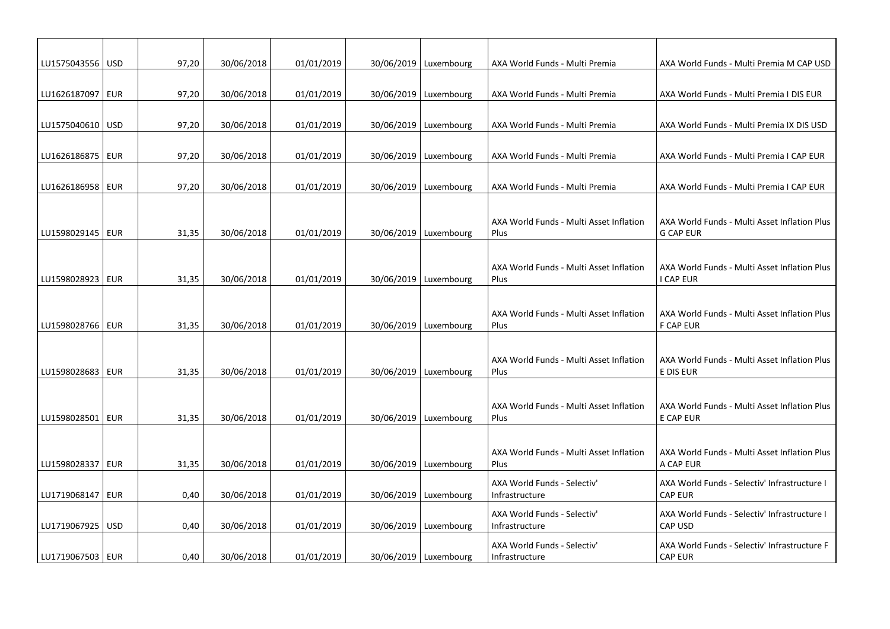| | | | | | | | | |
|---|---|---|---|---|---|---|---|---|
| LU1575043556 | USD | 97,20 | 30/06/2018 | 01/01/2019 | 30/06/2019 | Luxembourg | AXA World Funds - Multi Premia | AXA World Funds - Multi Premia M CAP USD |
| LU1626187097 | EUR | 97,20 | 30/06/2018 | 01/01/2019 | 30/06/2019 | Luxembourg | AXA World Funds - Multi Premia | AXA World Funds - Multi Premia I DIS EUR |
| LU1575040610 | USD | 97,20 | 30/06/2018 | 01/01/2019 | 30/06/2019 | Luxembourg | AXA World Funds - Multi Premia | AXA World Funds - Multi Premia IX DIS USD |
| LU1626186875 | EUR | 97,20 | 30/06/2018 | 01/01/2019 | 30/06/2019 | Luxembourg | AXA World Funds - Multi Premia | AXA World Funds - Multi Premia I CAP EUR |
| LU1626186958 | EUR | 97,20 | 30/06/2018 | 01/01/2019 | 30/06/2019 | Luxembourg | AXA World Funds - Multi Premia | AXA World Funds - Multi Premia I CAP EUR |
| LU1598029145 | EUR | 31,35 | 30/06/2018 | 01/01/2019 | 30/06/2019 | Luxembourg | AXA World Funds - Multi Asset Inflation Plus | AXA World Funds - Multi Asset Inflation Plus G CAP EUR |
| LU1598028923 | EUR | 31,35 | 30/06/2018 | 01/01/2019 | 30/06/2019 | Luxembourg | AXA World Funds - Multi Asset Inflation Plus | AXA World Funds - Multi Asset Inflation Plus I CAP EUR |
| LU1598028766 | EUR | 31,35 | 30/06/2018 | 01/01/2019 | 30/06/2019 | Luxembourg | AXA World Funds - Multi Asset Inflation Plus | AXA World Funds - Multi Asset Inflation Plus F CAP EUR |
| LU1598028683 | EUR | 31,35 | 30/06/2018 | 01/01/2019 | 30/06/2019 | Luxembourg | AXA World Funds - Multi Asset Inflation Plus | AXA World Funds - Multi Asset Inflation Plus E DIS EUR |
| LU1598028501 | EUR | 31,35 | 30/06/2018 | 01/01/2019 | 30/06/2019 | Luxembourg | AXA World Funds - Multi Asset Inflation Plus | AXA World Funds - Multi Asset Inflation Plus E CAP EUR |
| LU1598028337 | EUR | 31,35 | 30/06/2018 | 01/01/2019 | 30/06/2019 | Luxembourg | AXA World Funds - Multi Asset Inflation Plus | AXA World Funds - Multi Asset Inflation Plus A CAP EUR |
| LU1719068147 | EUR | 0,40 | 30/06/2018 | 01/01/2019 | 30/06/2019 | Luxembourg | AXA World Funds - Selectiv' Infrastructure | AXA World Funds - Selectiv' Infrastructure I CAP EUR |
| LU1719067925 | USD | 0,40 | 30/06/2018 | 01/01/2019 | 30/06/2019 | Luxembourg | AXA World Funds - Selectiv' Infrastructure | AXA World Funds - Selectiv' Infrastructure I CAP USD |
| LU1719067503 | EUR | 0,40 | 30/06/2018 | 01/01/2019 | 30/06/2019 | Luxembourg | AXA World Funds - Selectiv' Infrastructure | AXA World Funds - Selectiv' Infrastructure F CAP EUR |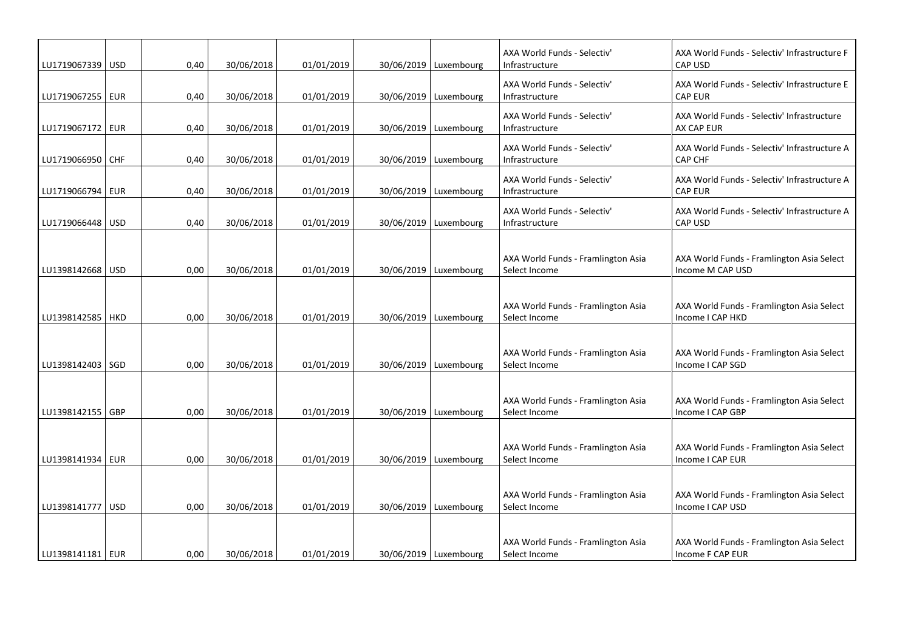| | | | | | | | | |
|---|---|---|---|---|---|---|---|---|
| LU1719067339 | USD | 0,40 | 30/06/2018 | 01/01/2019 | 30/06/2019 | Luxembourg | AXA World Funds - Selectiv' Infrastructure | AXA World Funds - Selectiv' Infrastructure F CAP USD |
| LU1719067255 | EUR | 0,40 | 30/06/2018 | 01/01/2019 | 30/06/2019 | Luxembourg | AXA World Funds - Selectiv' Infrastructure | AXA World Funds - Selectiv' Infrastructure E CAP EUR |
| LU1719067172 | EUR | 0,40 | 30/06/2018 | 01/01/2019 | 30/06/2019 | Luxembourg | AXA World Funds - Selectiv' Infrastructure | AXA World Funds - Selectiv' Infrastructure AX CAP EUR |
| LU1719066950 | CHF | 0,40 | 30/06/2018 | 01/01/2019 | 30/06/2019 | Luxembourg | AXA World Funds - Selectiv' Infrastructure | AXA World Funds - Selectiv' Infrastructure A CAP CHF |
| LU1719066794 | EUR | 0,40 | 30/06/2018 | 01/01/2019 | 30/06/2019 | Luxembourg | AXA World Funds - Selectiv' Infrastructure | AXA World Funds - Selectiv' Infrastructure A CAP EUR |
| LU1719066448 | USD | 0,40 | 30/06/2018 | 01/01/2019 | 30/06/2019 | Luxembourg | AXA World Funds - Selectiv' Infrastructure | AXA World Funds - Selectiv' Infrastructure A CAP USD |
| LU1398142668 | USD | 0,00 | 30/06/2018 | 01/01/2019 | 30/06/2019 | Luxembourg | AXA World Funds - Framlington Asia Select Income | AXA World Funds - Framlington Asia Select Income M CAP USD |
| LU1398142585 | HKD | 0,00 | 30/06/2018 | 01/01/2019 | 30/06/2019 | Luxembourg | AXA World Funds - Framlington Asia Select Income | AXA World Funds - Framlington Asia Select Income I CAP HKD |
| LU1398142403 | SGD | 0,00 | 30/06/2018 | 01/01/2019 | 30/06/2019 | Luxembourg | AXA World Funds - Framlington Asia Select Income | AXA World Funds - Framlington Asia Select Income I CAP SGD |
| LU1398142155 | GBP | 0,00 | 30/06/2018 | 01/01/2019 | 30/06/2019 | Luxembourg | AXA World Funds - Framlington Asia Select Income | AXA World Funds - Framlington Asia Select Income I CAP GBP |
| LU1398141934 | EUR | 0,00 | 30/06/2018 | 01/01/2019 | 30/06/2019 | Luxembourg | AXA World Funds - Framlington Asia Select Income | AXA World Funds - Framlington Asia Select Income I CAP EUR |
| LU1398141777 | USD | 0,00 | 30/06/2018 | 01/01/2019 | 30/06/2019 | Luxembourg | AXA World Funds - Framlington Asia Select Income | AXA World Funds - Framlington Asia Select Income I CAP USD |
| LU1398141181 | EUR | 0,00 | 30/06/2018 | 01/01/2019 | 30/06/2019 | Luxembourg | AXA World Funds - Framlington Asia Select Income | AXA World Funds - Framlington Asia Select Income F CAP EUR |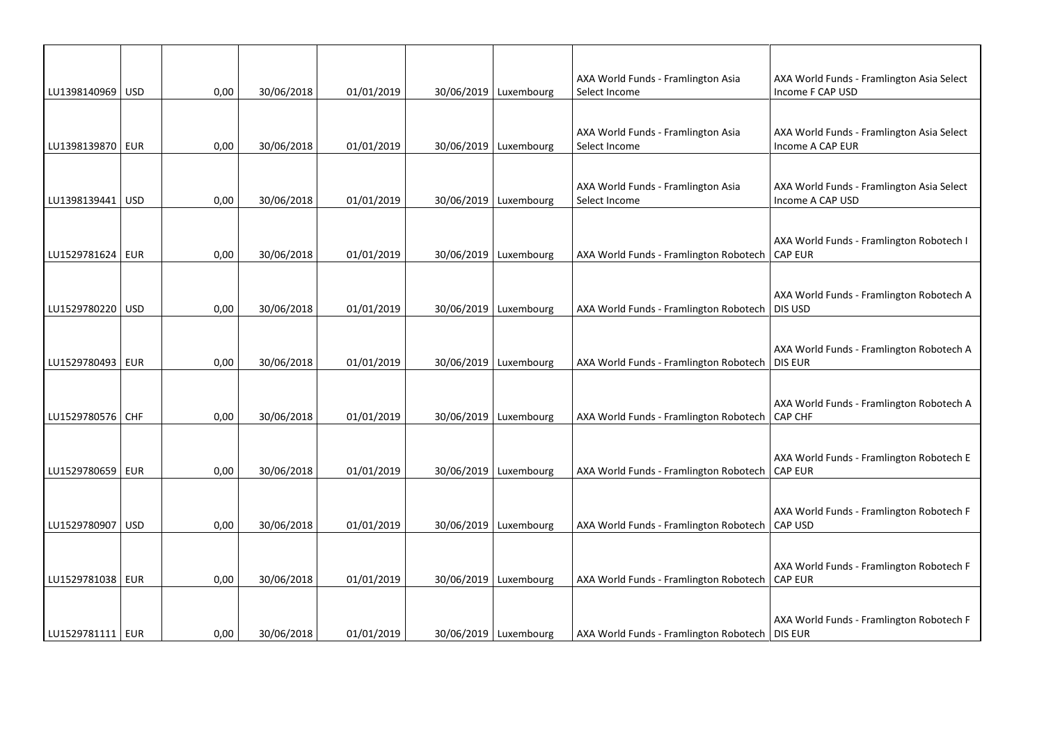| | | | | | | | | |
|---|---|---|---|---|---|---|---|---|
| LU1398140969 | USD | 0,00 | 30/06/2018 | 01/01/2019 | 30/06/2019 | Luxembourg | AXA World Funds - Framlington Asia Select Income | AXA World Funds - Framlington Asia Select Income F CAP USD |
| LU1398139870 | EUR | 0,00 | 30/06/2018 | 01/01/2019 | 30/06/2019 | Luxembourg | AXA World Funds - Framlington Asia Select Income | AXA World Funds - Framlington Asia Select Income A CAP EUR |
| LU1398139441 | USD | 0,00 | 30/06/2018 | 01/01/2019 | 30/06/2019 | Luxembourg | AXA World Funds - Framlington Asia Select Income | AXA World Funds - Framlington Asia Select Income A CAP USD |
| LU1529781624 | EUR | 0,00 | 30/06/2018 | 01/01/2019 | 30/06/2019 | Luxembourg | AXA World Funds - Framlington Robotech | AXA World Funds - Framlington Robotech I CAP EUR |
| LU1529780220 | USD | 0,00 | 30/06/2018 | 01/01/2019 | 30/06/2019 | Luxembourg | AXA World Funds - Framlington Robotech | AXA World Funds - Framlington Robotech A DIS USD |
| LU1529780493 | EUR | 0,00 | 30/06/2018 | 01/01/2019 | 30/06/2019 | Luxembourg | AXA World Funds - Framlington Robotech | AXA World Funds - Framlington Robotech A DIS EUR |
| LU1529780576 | CHF | 0,00 | 30/06/2018 | 01/01/2019 | 30/06/2019 | Luxembourg | AXA World Funds - Framlington Robotech | AXA World Funds - Framlington Robotech A CAP CHF |
| LU1529780659 | EUR | 0,00 | 30/06/2018 | 01/01/2019 | 30/06/2019 | Luxembourg | AXA World Funds - Framlington Robotech | AXA World Funds - Framlington Robotech E CAP EUR |
| LU1529780907 | USD | 0,00 | 30/06/2018 | 01/01/2019 | 30/06/2019 | Luxembourg | AXA World Funds - Framlington Robotech | AXA World Funds - Framlington Robotech F CAP USD |
| LU1529781038 | EUR | 0,00 | 30/06/2018 | 01/01/2019 | 30/06/2019 | Luxembourg | AXA World Funds - Framlington Robotech | AXA World Funds - Framlington Robotech F CAP EUR |
| LU1529781111 | EUR | 0,00 | 30/06/2018 | 01/01/2019 | 30/06/2019 | Luxembourg | AXA World Funds - Framlington Robotech | AXA World Funds - Framlington Robotech F DIS EUR |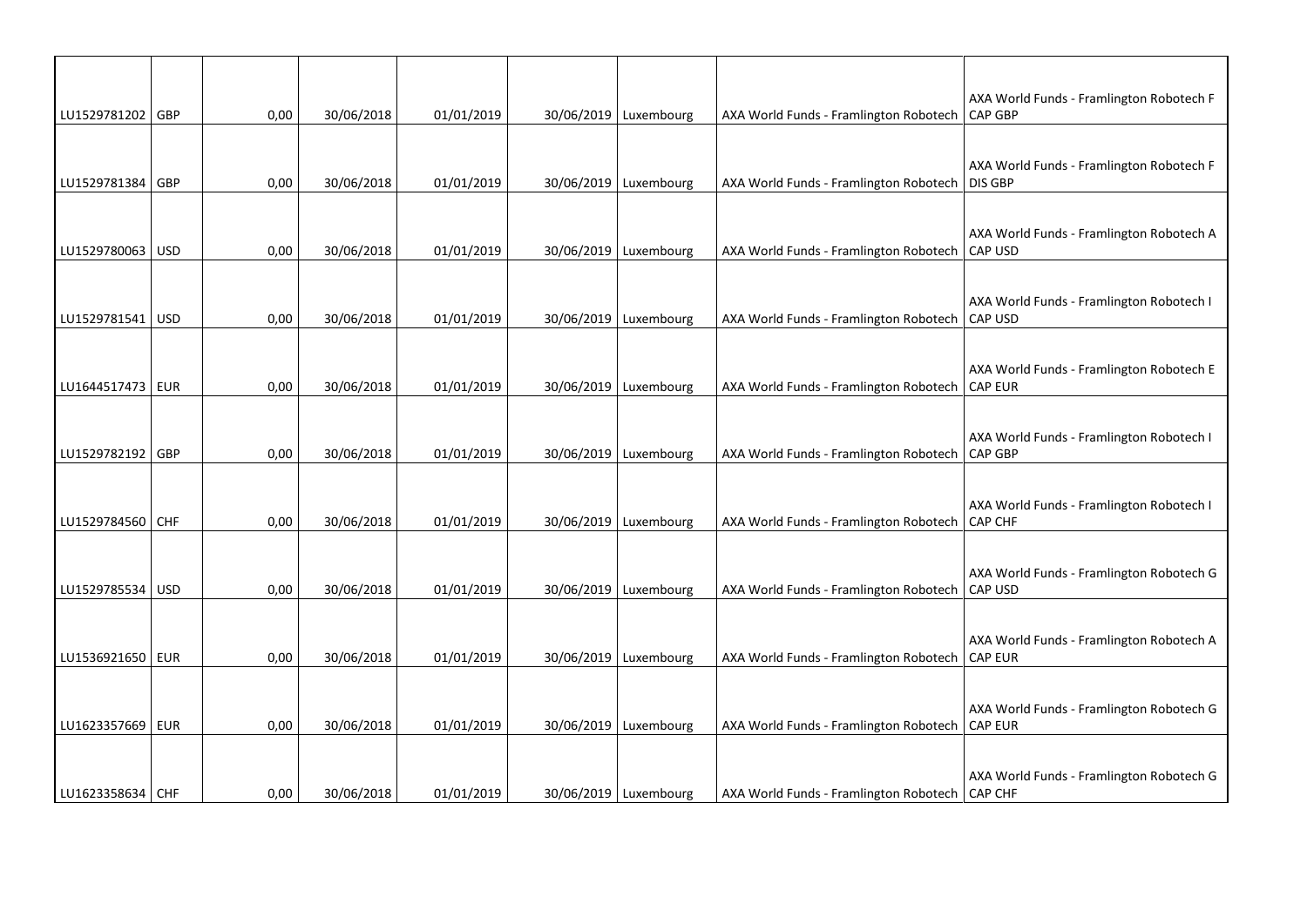| | | | | | | | | |
|---|---|---|---|---|---|---|---|---|
| LU1529781202 | GBP | 0,00 | 30/06/2018 | 01/01/2019 | 30/06/2019 | Luxembourg | AXA World Funds - Framlington Robotech | AXA World Funds - Framlington Robotech F CAP GBP |
| LU1529781384 | GBP | 0,00 | 30/06/2018 | 01/01/2019 | 30/06/2019 | Luxembourg | AXA World Funds - Framlington Robotech | AXA World Funds - Framlington Robotech F DIS GBP |
| LU1529780063 | USD | 0,00 | 30/06/2018 | 01/01/2019 | 30/06/2019 | Luxembourg | AXA World Funds - Framlington Robotech | AXA World Funds - Framlington Robotech A CAP USD |
| LU1529781541 | USD | 0,00 | 30/06/2018 | 01/01/2019 | 30/06/2019 | Luxembourg | AXA World Funds - Framlington Robotech | AXA World Funds - Framlington Robotech I CAP USD |
| LU1644517473 | EUR | 0,00 | 30/06/2018 | 01/01/2019 | 30/06/2019 | Luxembourg | AXA World Funds - Framlington Robotech | AXA World Funds - Framlington Robotech E CAP EUR |
| LU1529782192 | GBP | 0,00 | 30/06/2018 | 01/01/2019 | 30/06/2019 | Luxembourg | AXA World Funds - Framlington Robotech | AXA World Funds - Framlington Robotech I CAP GBP |
| LU1529784560 | CHF | 0,00 | 30/06/2018 | 01/01/2019 | 30/06/2019 | Luxembourg | AXA World Funds - Framlington Robotech | AXA World Funds - Framlington Robotech I CAP CHF |
| LU1529785534 | USD | 0,00 | 30/06/2018 | 01/01/2019 | 30/06/2019 | Luxembourg | AXA World Funds - Framlington Robotech | AXA World Funds - Framlington Robotech G CAP USD |
| LU1536921650 | EUR | 0,00 | 30/06/2018 | 01/01/2019 | 30/06/2019 | Luxembourg | AXA World Funds - Framlington Robotech | AXA World Funds - Framlington Robotech A CAP EUR |
| LU1623357669 | EUR | 0,00 | 30/06/2018 | 01/01/2019 | 30/06/2019 | Luxembourg | AXA World Funds - Framlington Robotech | AXA World Funds - Framlington Robotech G CAP EUR |
| LU1623358634 | CHF | 0,00 | 30/06/2018 | 01/01/2019 | 30/06/2019 | Luxembourg | AXA World Funds - Framlington Robotech | AXA World Funds - Framlington Robotech G CAP CHF |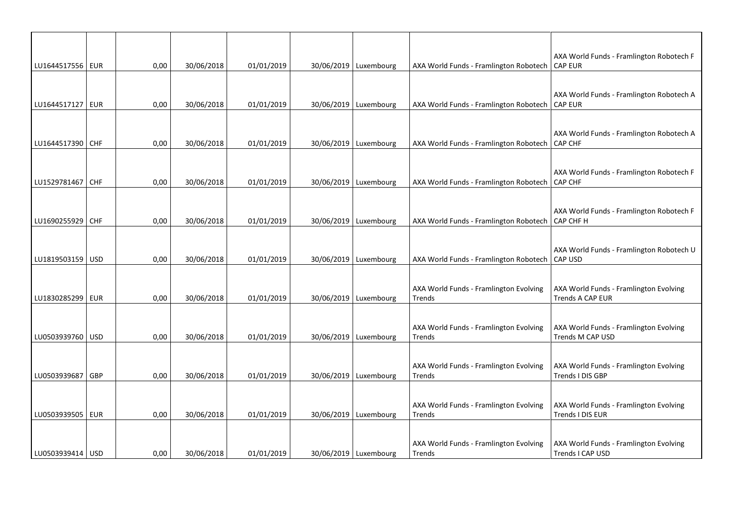| | | | | | | | | |
|---|---|---|---|---|---|---|---|---|
| LU1644517556 | EUR | 0,00 | 30/06/2018 | 01/01/2019 | 30/06/2019 | Luxembourg | AXA World Funds - Framlington Robotech | AXA World Funds - Framlington Robotech F CAP EUR |
| LU1644517127 | EUR | 0,00 | 30/06/2018 | 01/01/2019 | 30/06/2019 | Luxembourg | AXA World Funds - Framlington Robotech | AXA World Funds - Framlington Robotech A CAP EUR |
| LU1644517390 | CHF | 0,00 | 30/06/2018 | 01/01/2019 | 30/06/2019 | Luxembourg | AXA World Funds - Framlington Robotech | AXA World Funds - Framlington Robotech A CAP CHF |
| LU1529781467 | CHF | 0,00 | 30/06/2018 | 01/01/2019 | 30/06/2019 | Luxembourg | AXA World Funds - Framlington Robotech | AXA World Funds - Framlington Robotech F CAP CHF |
| LU1690255929 | CHF | 0,00 | 30/06/2018 | 01/01/2019 | 30/06/2019 | Luxembourg | AXA World Funds - Framlington Robotech | AXA World Funds - Framlington Robotech F CAP CHF H |
| LU1819503159 | USD | 0,00 | 30/06/2018 | 01/01/2019 | 30/06/2019 | Luxembourg | AXA World Funds - Framlington Robotech | AXA World Funds - Framlington Robotech U CAP USD |
| LU1830285299 | EUR | 0,00 | 30/06/2018 | 01/01/2019 | 30/06/2019 | Luxembourg | AXA World Funds - Framlington Evolving Trends | AXA World Funds - Framlington Evolving Trends A CAP EUR |
| LU0503939760 | USD | 0,00 | 30/06/2018 | 01/01/2019 | 30/06/2019 | Luxembourg | AXA World Funds - Framlington Evolving Trends | AXA World Funds - Framlington Evolving Trends M CAP USD |
| LU0503939687 | GBP | 0,00 | 30/06/2018 | 01/01/2019 | 30/06/2019 | Luxembourg | AXA World Funds - Framlington Evolving Trends | AXA World Funds - Framlington Evolving Trends I DIS GBP |
| LU0503939505 | EUR | 0,00 | 30/06/2018 | 01/01/2019 | 30/06/2019 | Luxembourg | AXA World Funds - Framlington Evolving Trends | AXA World Funds - Framlington Evolving Trends I DIS EUR |
| LU0503939414 | USD | 0,00 | 30/06/2018 | 01/01/2019 | 30/06/2019 | Luxembourg | AXA World Funds - Framlington Evolving Trends | AXA World Funds - Framlington Evolving Trends I CAP USD |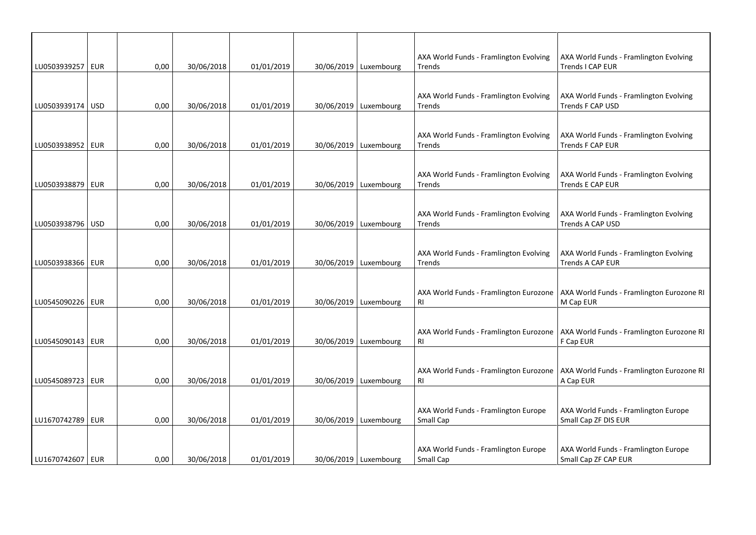| | | | | | | | | |
|---|---|---|---|---|---|---|---|---|
| LU0503939257 | EUR | 0,00 | 30/06/2018 | 01/01/2019 | 30/06/2019 | Luxembourg | AXA World Funds - Framlington Evolving Trends | AXA World Funds - Framlington Evolving Trends I CAP EUR |
| LU0503939174 | USD | 0,00 | 30/06/2018 | 01/01/2019 | 30/06/2019 | Luxembourg | AXA World Funds - Framlington Evolving Trends | AXA World Funds - Framlington Evolving Trends F CAP USD |
| LU0503938952 | EUR | 0,00 | 30/06/2018 | 01/01/2019 | 30/06/2019 | Luxembourg | AXA World Funds - Framlington Evolving Trends | AXA World Funds - Framlington Evolving Trends F CAP EUR |
| LU0503938879 | EUR | 0,00 | 30/06/2018 | 01/01/2019 | 30/06/2019 | Luxembourg | AXA World Funds - Framlington Evolving Trends | AXA World Funds - Framlington Evolving Trends E CAP EUR |
| LU0503938796 | USD | 0,00 | 30/06/2018 | 01/01/2019 | 30/06/2019 | Luxembourg | AXA World Funds - Framlington Evolving Trends | AXA World Funds - Framlington Evolving Trends A CAP USD |
| LU0503938366 | EUR | 0,00 | 30/06/2018 | 01/01/2019 | 30/06/2019 | Luxembourg | AXA World Funds - Framlington Evolving Trends | AXA World Funds - Framlington Evolving Trends A CAP EUR |
| LU0545090226 | EUR | 0,00 | 30/06/2018 | 01/01/2019 | 30/06/2019 | Luxembourg | AXA World Funds - Framlington Eurozone RI | AXA World Funds - Framlington Eurozone RI M Cap EUR |
| LU0545090143 | EUR | 0,00 | 30/06/2018 | 01/01/2019 | 30/06/2019 | Luxembourg | AXA World Funds - Framlington Eurozone RI | AXA World Funds - Framlington Eurozone RI F Cap EUR |
| LU0545089723 | EUR | 0,00 | 30/06/2018 | 01/01/2019 | 30/06/2019 | Luxembourg | AXA World Funds - Framlington Eurozone RI | AXA World Funds - Framlington Eurozone RI A Cap EUR |
| LU1670742789 | EUR | 0,00 | 30/06/2018 | 01/01/2019 | 30/06/2019 | Luxembourg | AXA World Funds - Framlington Europe Small Cap | AXA World Funds - Framlington Europe Small Cap ZF DIS EUR |
| LU1670742607 | EUR | 0,00 | 30/06/2018 | 01/01/2019 | 30/06/2019 | Luxembourg | AXA World Funds - Framlington Europe Small Cap | AXA World Funds - Framlington Europe Small Cap ZF CAP EUR |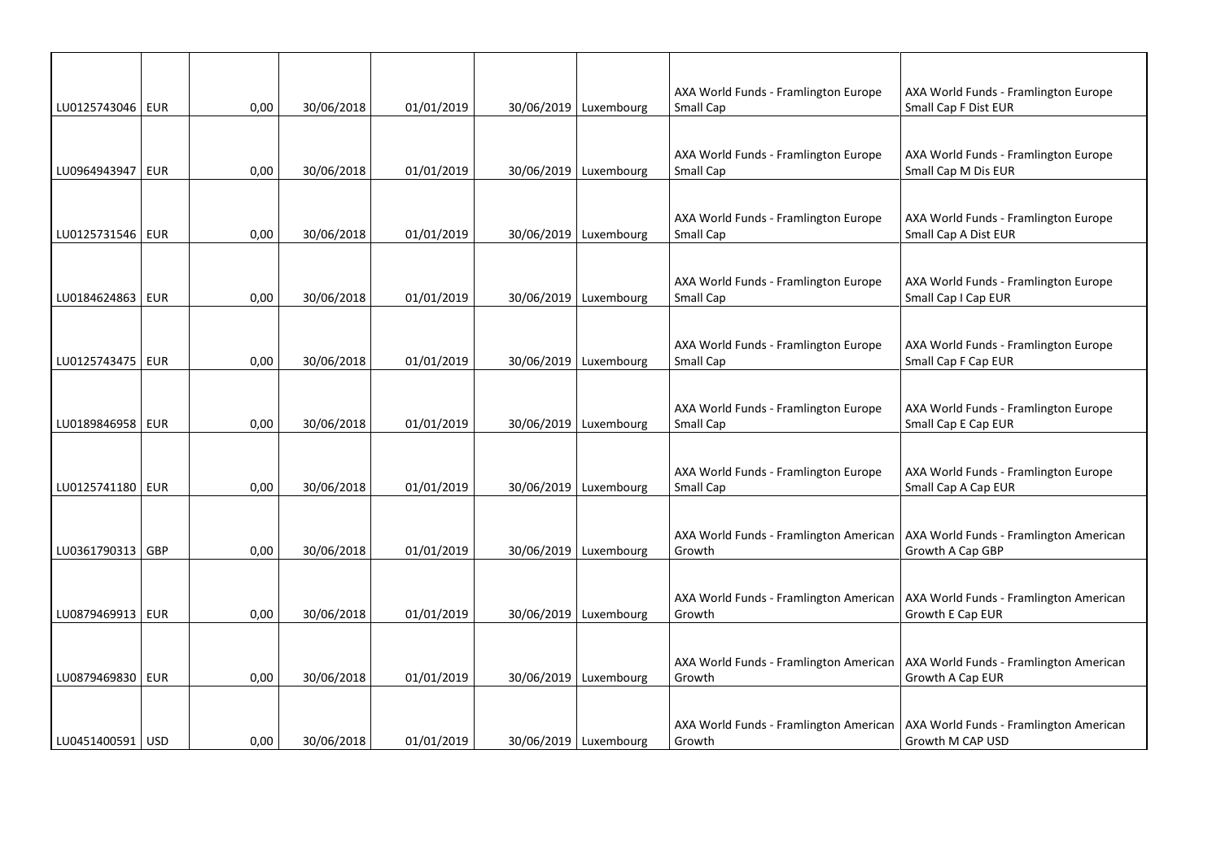| | | | | | | | | |
|---|---|---|---|---|---|---|---|---|
| LU0125743046 | EUR | 0,00 | 30/06/2018 | 01/01/2019 | 30/06/2019 | Luxembourg | AXA World Funds - Framlington Europe Small Cap | AXA World Funds - Framlington Europe Small Cap F Dist EUR |
| LU0964943947 | EUR | 0,00 | 30/06/2018 | 01/01/2019 | 30/06/2019 | Luxembourg | AXA World Funds - Framlington Europe Small Cap | AXA World Funds - Framlington Europe Small Cap M Dis EUR |
| LU0125731546 | EUR | 0,00 | 30/06/2018 | 01/01/2019 | 30/06/2019 | Luxembourg | AXA World Funds - Framlington Europe Small Cap | AXA World Funds - Framlington Europe Small Cap A Dist EUR |
| LU0184624863 | EUR | 0,00 | 30/06/2018 | 01/01/2019 | 30/06/2019 | Luxembourg | AXA World Funds - Framlington Europe Small Cap | AXA World Funds - Framlington Europe Small Cap I Cap EUR |
| LU0125743475 | EUR | 0,00 | 30/06/2018 | 01/01/2019 | 30/06/2019 | Luxembourg | AXA World Funds - Framlington Europe Small Cap | AXA World Funds - Framlington Europe Small Cap F Cap EUR |
| LU0189846958 | EUR | 0,00 | 30/06/2018 | 01/01/2019 | 30/06/2019 | Luxembourg | AXA World Funds - Framlington Europe Small Cap | AXA World Funds - Framlington Europe Small Cap E Cap EUR |
| LU0125741180 | EUR | 0,00 | 30/06/2018 | 01/01/2019 | 30/06/2019 | Luxembourg | AXA World Funds - Framlington Europe Small Cap | AXA World Funds - Framlington Europe Small Cap A Cap EUR |
| LU0361790313 | GBP | 0,00 | 30/06/2018 | 01/01/2019 | 30/06/2019 | Luxembourg | AXA World Funds - Framlington American Growth | AXA World Funds - Framlington American Growth A Cap GBP |
| LU0879469913 | EUR | 0,00 | 30/06/2018 | 01/01/2019 | 30/06/2019 | Luxembourg | AXA World Funds - Framlington American Growth | AXA World Funds - Framlington American Growth E Cap EUR |
| LU0879469830 | EUR | 0,00 | 30/06/2018 | 01/01/2019 | 30/06/2019 | Luxembourg | AXA World Funds - Framlington American Growth | AXA World Funds - Framlington American Growth A Cap EUR |
| LU0451400591 | USD | 0,00 | 30/06/2018 | 01/01/2019 | 30/06/2019 | Luxembourg | AXA World Funds - Framlington American Growth | AXA World Funds - Framlington American Growth M CAP USD |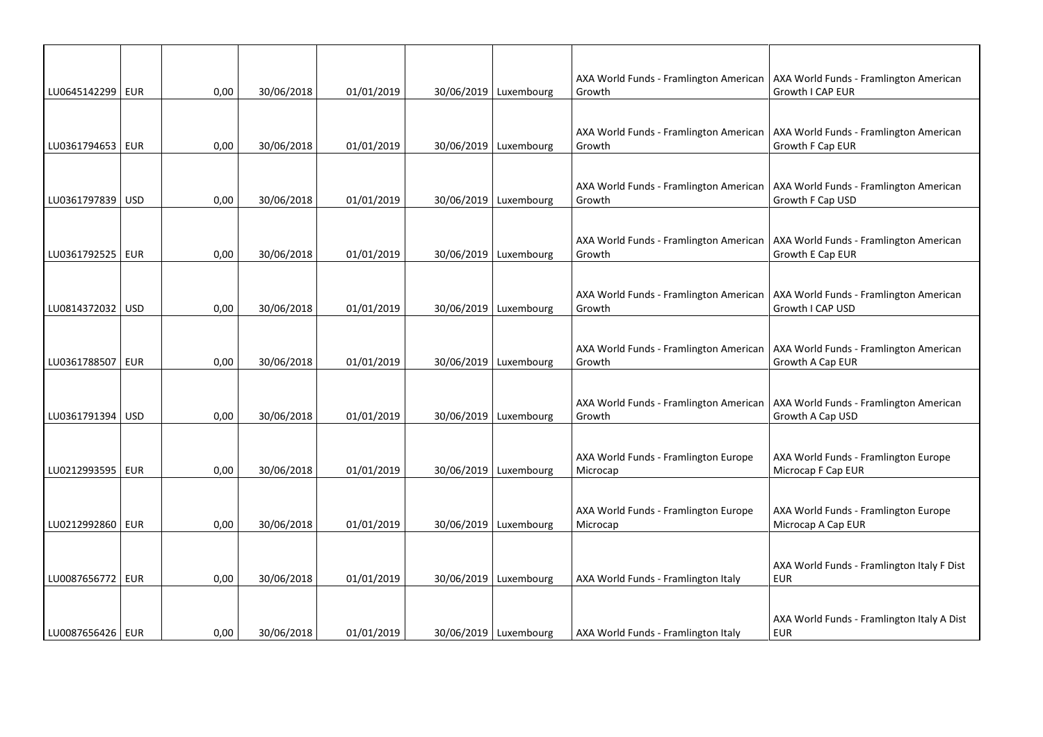| | | | | | | | | |
|---|---|---|---|---|---|---|---|---|
| LU0645142299 | EUR | 0,00 | 30/06/2018 | 01/01/2019 | 30/06/2019 | Luxembourg | AXA World Funds - Framlington American Growth | AXA World Funds - Framlington American Growth I CAP EUR |
| LU0361794653 | EUR | 0,00 | 30/06/2018 | 01/01/2019 | 30/06/2019 | Luxembourg | AXA World Funds - Framlington American Growth | AXA World Funds - Framlington American Growth F Cap EUR |
| LU0361797839 | USD | 0,00 | 30/06/2018 | 01/01/2019 | 30/06/2019 | Luxembourg | AXA World Funds - Framlington American Growth | AXA World Funds - Framlington American Growth F Cap USD |
| LU0361792525 | EUR | 0,00 | 30/06/2018 | 01/01/2019 | 30/06/2019 | Luxembourg | AXA World Funds - Framlington American Growth | AXA World Funds - Framlington American Growth E Cap EUR |
| LU0814372032 | USD | 0,00 | 30/06/2018 | 01/01/2019 | 30/06/2019 | Luxembourg | AXA World Funds - Framlington American Growth | AXA World Funds - Framlington American Growth I CAP USD |
| LU0361788507 | EUR | 0,00 | 30/06/2018 | 01/01/2019 | 30/06/2019 | Luxembourg | AXA World Funds - Framlington American Growth | AXA World Funds - Framlington American Growth A Cap EUR |
| LU0361791394 | USD | 0,00 | 30/06/2018 | 01/01/2019 | 30/06/2019 | Luxembourg | AXA World Funds - Framlington American Growth | AXA World Funds - Framlington American Growth A Cap USD |
| LU0212993595 | EUR | 0,00 | 30/06/2018 | 01/01/2019 | 30/06/2019 | Luxembourg | AXA World Funds - Framlington Europe Microcap | AXA World Funds - Framlington Europe Microcap F Cap EUR |
| LU0212992860 | EUR | 0,00 | 30/06/2018 | 01/01/2019 | 30/06/2019 | Luxembourg | AXA World Funds - Framlington Europe Microcap | AXA World Funds - Framlington Europe Microcap A Cap EUR |
| LU0087656772 | EUR | 0,00 | 30/06/2018 | 01/01/2019 | 30/06/2019 | Luxembourg | AXA World Funds - Framlington Italy | AXA World Funds - Framlington Italy F Dist EUR |
| LU0087656426 | EUR | 0,00 | 30/06/2018 | 01/01/2019 | 30/06/2019 | Luxembourg | AXA World Funds - Framlington Italy | AXA World Funds - Framlington Italy A Dist EUR |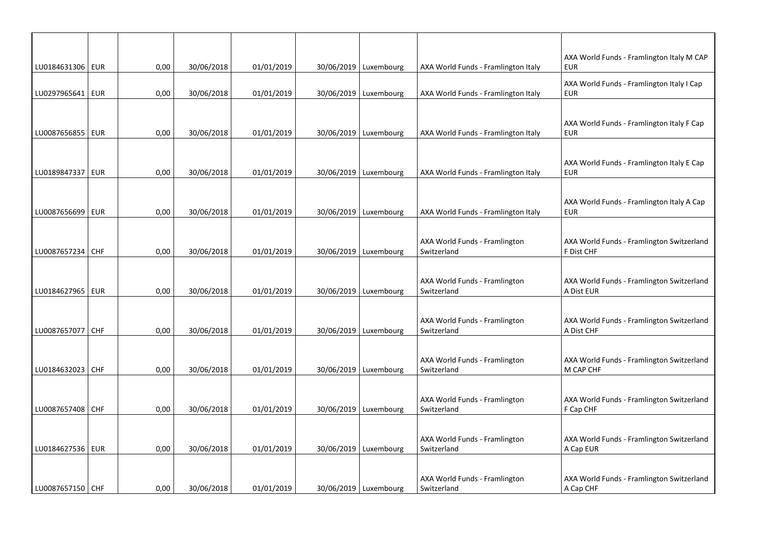| | | | | | | | | |
|---|---|---|---|---|---|---|---|---|
| LU0184631306 | EUR | 0,00 | 30/06/2018 | 01/01/2019 | 30/06/2019 | Luxembourg | AXA World Funds - Framlington Italy | AXA World Funds - Framlington Italy M CAP EUR |
| LU0297965641 | EUR | 0,00 | 30/06/2018 | 01/01/2019 | 30/06/2019 | Luxembourg | AXA World Funds - Framlington Italy | AXA World Funds - Framlington Italy I Cap EUR |
| LU0087656855 | EUR | 0,00 | 30/06/2018 | 01/01/2019 | 30/06/2019 | Luxembourg | AXA World Funds - Framlington Italy | AXA World Funds - Framlington Italy F Cap EUR |
| LU0189847337 | EUR | 0,00 | 30/06/2018 | 01/01/2019 | 30/06/2019 | Luxembourg | AXA World Funds - Framlington Italy | AXA World Funds - Framlington Italy E Cap EUR |
| LU0087656699 | EUR | 0,00 | 30/06/2018 | 01/01/2019 | 30/06/2019 | Luxembourg | AXA World Funds - Framlington Italy | AXA World Funds - Framlington Italy A Cap EUR |
| LU0087657234 | CHF | 0,00 | 30/06/2018 | 01/01/2019 | 30/06/2019 | Luxembourg | AXA World Funds - Framlington Switzerland | AXA World Funds - Framlington Switzerland F Dist CHF |
| LU0184627965 | EUR | 0,00 | 30/06/2018 | 01/01/2019 | 30/06/2019 | Luxembourg | AXA World Funds - Framlington Switzerland | AXA World Funds - Framlington Switzerland A Dist EUR |
| LU0087657077 | CHF | 0,00 | 30/06/2018 | 01/01/2019 | 30/06/2019 | Luxembourg | AXA World Funds - Framlington Switzerland | AXA World Funds - Framlington Switzerland A Dist CHF |
| LU0184632023 | CHF | 0,00 | 30/06/2018 | 01/01/2019 | 30/06/2019 | Luxembourg | AXA World Funds - Framlington Switzerland | AXA World Funds - Framlington Switzerland M CAP CHF |
| LU0087657408 | CHF | 0,00 | 30/06/2018 | 01/01/2019 | 30/06/2019 | Luxembourg | AXA World Funds - Framlington Switzerland | AXA World Funds - Framlington Switzerland F Cap CHF |
| LU0184627536 | EUR | 0,00 | 30/06/2018 | 01/01/2019 | 30/06/2019 | Luxembourg | AXA World Funds - Framlington Switzerland | AXA World Funds - Framlington Switzerland A Cap EUR |
| LU0087657150 | CHF | 0,00 | 30/06/2018 | 01/01/2019 | 30/06/2019 | Luxembourg | AXA World Funds - Framlington Switzerland | AXA World Funds - Framlington Switzerland A Cap CHF |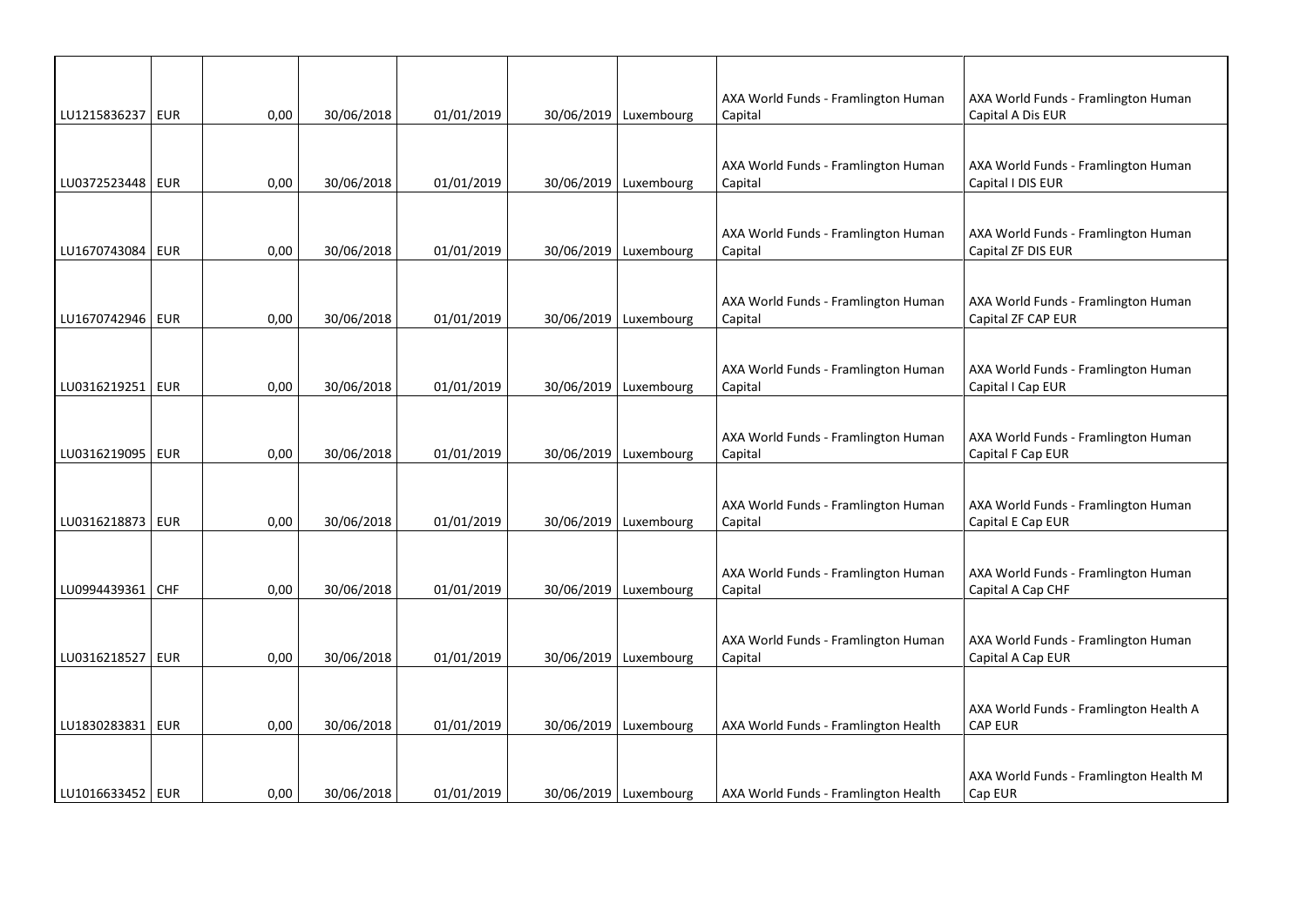| | | | | | | | | |
|---|---|---|---|---|---|---|---|---|
| LU1215836237 | EUR | 0,00 | 30/06/2018 | 01/01/2019 | 30/06/2019 | Luxembourg | AXA World Funds - Framlington Human Capital | AXA World Funds - Framlington Human Capital A Dis EUR |
| LU0372523448 | EUR | 0,00 | 30/06/2018 | 01/01/2019 | 30/06/2019 | Luxembourg | AXA World Funds - Framlington Human Capital | AXA World Funds - Framlington Human Capital I DIS EUR |
| LU1670743084 | EUR | 0,00 | 30/06/2018 | 01/01/2019 | 30/06/2019 | Luxembourg | AXA World Funds - Framlington Human Capital | AXA World Funds - Framlington Human Capital ZF DIS EUR |
| LU1670742946 | EUR | 0,00 | 30/06/2018 | 01/01/2019 | 30/06/2019 | Luxembourg | AXA World Funds - Framlington Human Capital | AXA World Funds - Framlington Human Capital ZF CAP EUR |
| LU0316219251 | EUR | 0,00 | 30/06/2018 | 01/01/2019 | 30/06/2019 | Luxembourg | AXA World Funds - Framlington Human Capital | AXA World Funds - Framlington Human Capital I Cap EUR |
| LU0316219095 | EUR | 0,00 | 30/06/2018 | 01/01/2019 | 30/06/2019 | Luxembourg | AXA World Funds - Framlington Human Capital | AXA World Funds - Framlington Human Capital F Cap EUR |
| LU0316218873 | EUR | 0,00 | 30/06/2018 | 01/01/2019 | 30/06/2019 | Luxembourg | AXA World Funds - Framlington Human Capital | AXA World Funds - Framlington Human Capital E Cap EUR |
| LU0994439361 | CHF | 0,00 | 30/06/2018 | 01/01/2019 | 30/06/2019 | Luxembourg | AXA World Funds - Framlington Human Capital | AXA World Funds - Framlington Human Capital A Cap CHF |
| LU0316218527 | EUR | 0,00 | 30/06/2018 | 01/01/2019 | 30/06/2019 | Luxembourg | AXA World Funds - Framlington Human Capital | AXA World Funds - Framlington Human Capital A Cap EUR |
| LU1830283831 | EUR | 0,00 | 30/06/2018 | 01/01/2019 | 30/06/2019 | Luxembourg | AXA World Funds - Framlington Health | AXA World Funds - Framlington Health A CAP EUR |
| LU1016633452 | EUR | 0,00 | 30/06/2018 | 01/01/2019 | 30/06/2019 | Luxembourg | AXA World Funds - Framlington Health | AXA World Funds - Framlington Health M Cap EUR |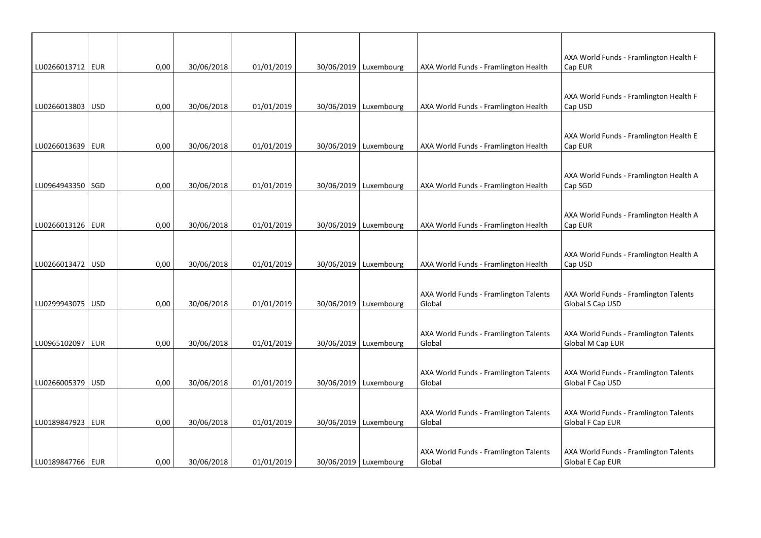| | | | | | | | | |
|---|---|---|---|---|---|---|---|---|
| LU0266013712 | EUR | 0,00 | 30/06/2018 | 01/01/2019 | 30/06/2019 | Luxembourg | AXA World Funds - Framlington Health | AXA World Funds - Framlington Health F Cap EUR |
| LU0266013803 | USD | 0,00 | 30/06/2018 | 01/01/2019 | 30/06/2019 | Luxembourg | AXA World Funds - Framlington Health | AXA World Funds - Framlington Health F Cap USD |
| LU0266013639 | EUR | 0,00 | 30/06/2018 | 01/01/2019 | 30/06/2019 | Luxembourg | AXA World Funds - Framlington Health | AXA World Funds - Framlington Health E Cap EUR |
| LU0964943350 | SGD | 0,00 | 30/06/2018 | 01/01/2019 | 30/06/2019 | Luxembourg | AXA World Funds - Framlington Health | AXA World Funds - Framlington Health A Cap SGD |
| LU0266013126 | EUR | 0,00 | 30/06/2018 | 01/01/2019 | 30/06/2019 | Luxembourg | AXA World Funds - Framlington Health | AXA World Funds - Framlington Health A Cap EUR |
| LU0266013472 | USD | 0,00 | 30/06/2018 | 01/01/2019 | 30/06/2019 | Luxembourg | AXA World Funds - Framlington Health | AXA World Funds - Framlington Health A Cap USD |
| LU0299943075 | USD | 0,00 | 30/06/2018 | 01/01/2019 | 30/06/2019 | Luxembourg | AXA World Funds - Framlington Talents Global | AXA World Funds - Framlington Talents Global S Cap USD |
| LU0965102097 | EUR | 0,00 | 30/06/2018 | 01/01/2019 | 30/06/2019 | Luxembourg | AXA World Funds - Framlington Talents Global | AXA World Funds - Framlington Talents Global M Cap EUR |
| LU0266005379 | USD | 0,00 | 30/06/2018 | 01/01/2019 | 30/06/2019 | Luxembourg | AXA World Funds - Framlington Talents Global | AXA World Funds - Framlington Talents Global F Cap USD |
| LU0189847923 | EUR | 0,00 | 30/06/2018 | 01/01/2019 | 30/06/2019 | Luxembourg | AXA World Funds - Framlington Talents Global | AXA World Funds - Framlington Talents Global F Cap EUR |
| LU0189847766 | EUR | 0,00 | 30/06/2018 | 01/01/2019 | 30/06/2019 | Luxembourg | AXA World Funds - Framlington Talents Global | AXA World Funds - Framlington Talents Global E Cap EUR |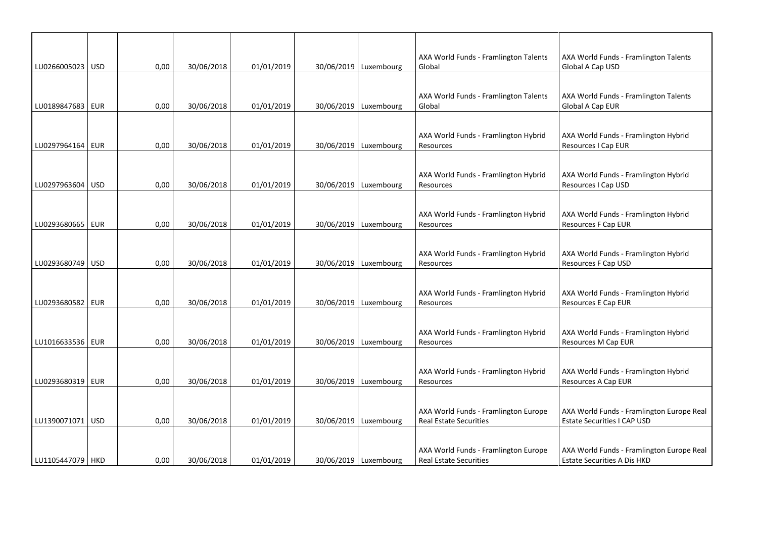| | | | | | | | | |
|---|---|---|---|---|---|---|---|---|
| LU0266005023 | USD | 0,00 | 30/06/2018 | 01/01/2019 | 30/06/2019 | Luxembourg | AXA World Funds - Framlington Talents Global | AXA World Funds - Framlington Talents Global A Cap USD |
| LU0189847683 | EUR | 0,00 | 30/06/2018 | 01/01/2019 | 30/06/2019 | Luxembourg | AXA World Funds - Framlington Talents Global | AXA World Funds - Framlington Talents Global A Cap EUR |
| LU0297964164 | EUR | 0,00 | 30/06/2018 | 01/01/2019 | 30/06/2019 | Luxembourg | AXA World Funds - Framlington Hybrid Resources | AXA World Funds - Framlington Hybrid Resources I Cap EUR |
| LU0297963604 | USD | 0,00 | 30/06/2018 | 01/01/2019 | 30/06/2019 | Luxembourg | AXA World Funds - Framlington Hybrid Resources | AXA World Funds - Framlington Hybrid Resources I Cap USD |
| LU0293680665 | EUR | 0,00 | 30/06/2018 | 01/01/2019 | 30/06/2019 | Luxembourg | AXA World Funds - Framlington Hybrid Resources | AXA World Funds - Framlington Hybrid Resources F Cap EUR |
| LU0293680749 | USD | 0,00 | 30/06/2018 | 01/01/2019 | 30/06/2019 | Luxembourg | AXA World Funds - Framlington Hybrid Resources | AXA World Funds - Framlington Hybrid Resources F Cap USD |
| LU0293680582 | EUR | 0,00 | 30/06/2018 | 01/01/2019 | 30/06/2019 | Luxembourg | AXA World Funds - Framlington Hybrid Resources | AXA World Funds - Framlington Hybrid Resources E Cap EUR |
| LU1016633536 | EUR | 0,00 | 30/06/2018 | 01/01/2019 | 30/06/2019 | Luxembourg | AXA World Funds - Framlington Hybrid Resources | AXA World Funds - Framlington Hybrid Resources M Cap EUR |
| LU0293680319 | EUR | 0,00 | 30/06/2018 | 01/01/2019 | 30/06/2019 | Luxembourg | AXA World Funds - Framlington Hybrid Resources | AXA World Funds - Framlington Hybrid Resources A Cap EUR |
| LU1390071071 | USD | 0,00 | 30/06/2018 | 01/01/2019 | 30/06/2019 | Luxembourg | AXA World Funds - Framlington Europe Real Estate Securities | AXA World Funds - Framlington Europe Real Estate Securities I CAP USD |
| LU1105447079 | HKD | 0,00 | 30/06/2018 | 01/01/2019 | 30/06/2019 | Luxembourg | AXA World Funds - Framlington Europe Real Estate Securities | AXA World Funds - Framlington Europe Real Estate Securities A Dis HKD |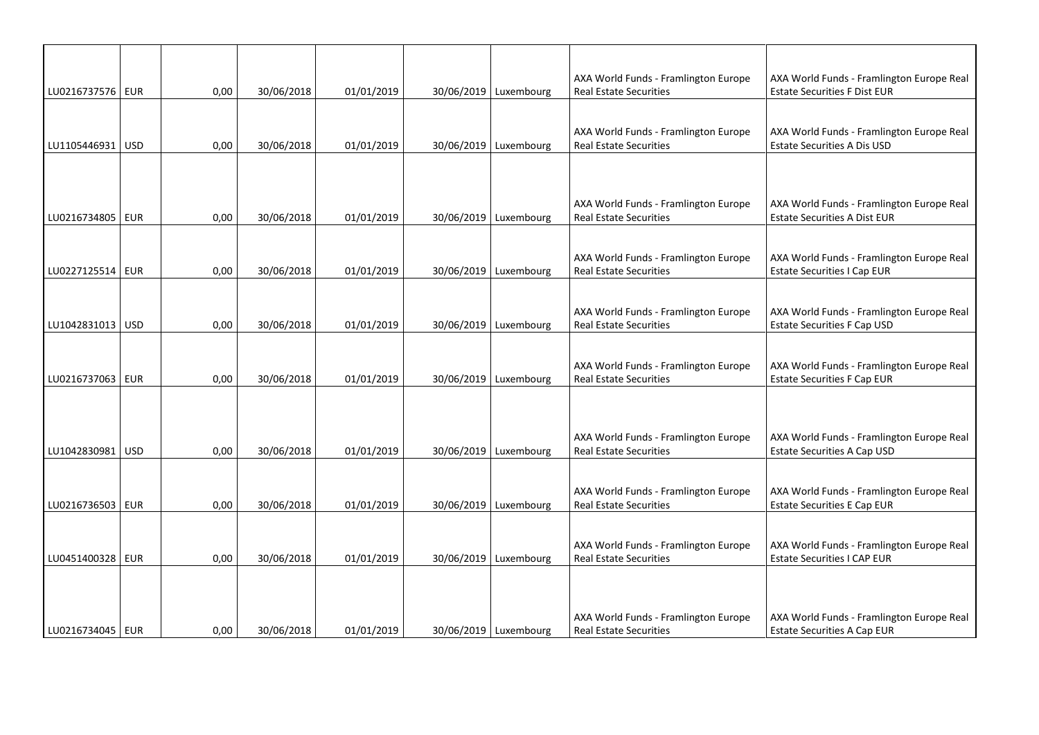| | | | | | | | | |
|---|---|---|---|---|---|---|---|---|
| LU0216737576 | EUR | 0,00 | 30/06/2018 | 01/01/2019 | 30/06/2019 | Luxembourg | AXA World Funds - Framlington Europe Real Estate Securities | AXA World Funds - Framlington Europe Real Estate Securities F Dist EUR |
| LU1105446931 | USD | 0,00 | 30/06/2018 | 01/01/2019 | 30/06/2019 | Luxembourg | AXA World Funds - Framlington Europe Real Estate Securities | AXA World Funds - Framlington Europe Real Estate Securities A Dis USD |
| LU0216734805 | EUR | 0,00 | 30/06/2018 | 01/01/2019 | 30/06/2019 | Luxembourg | AXA World Funds - Framlington Europe Real Estate Securities | AXA World Funds - Framlington Europe Real Estate Securities A Dist EUR |
| LU0227125514 | EUR | 0,00 | 30/06/2018 | 01/01/2019 | 30/06/2019 | Luxembourg | AXA World Funds - Framlington Europe Real Estate Securities | AXA World Funds - Framlington Europe Real Estate Securities I Cap EUR |
| LU1042831013 | USD | 0,00 | 30/06/2018 | 01/01/2019 | 30/06/2019 | Luxembourg | AXA World Funds - Framlington Europe Real Estate Securities | AXA World Funds - Framlington Europe Real Estate Securities F Cap USD |
| LU0216737063 | EUR | 0,00 | 30/06/2018 | 01/01/2019 | 30/06/2019 | Luxembourg | AXA World Funds - Framlington Europe Real Estate Securities | AXA World Funds - Framlington Europe Real Estate Securities F Cap EUR |
| LU1042830981 | USD | 0,00 | 30/06/2018 | 01/01/2019 | 30/06/2019 | Luxembourg | AXA World Funds - Framlington Europe Real Estate Securities | AXA World Funds - Framlington Europe Real Estate Securities A Cap USD |
| LU0216736503 | EUR | 0,00 | 30/06/2018 | 01/01/2019 | 30/06/2019 | Luxembourg | AXA World Funds - Framlington Europe Real Estate Securities | AXA World Funds - Framlington Europe Real Estate Securities E Cap EUR |
| LU0451400328 | EUR | 0,00 | 30/06/2018 | 01/01/2019 | 30/06/2019 | Luxembourg | AXA World Funds - Framlington Europe Real Estate Securities | AXA World Funds - Framlington Europe Real Estate Securities I CAP EUR |
| LU0216734045 | EUR | 0,00 | 30/06/2018 | 01/01/2019 | 30/06/2019 | Luxembourg | AXA World Funds - Framlington Europe Real Estate Securities | AXA World Funds - Framlington Europe Real Estate Securities A Cap EUR |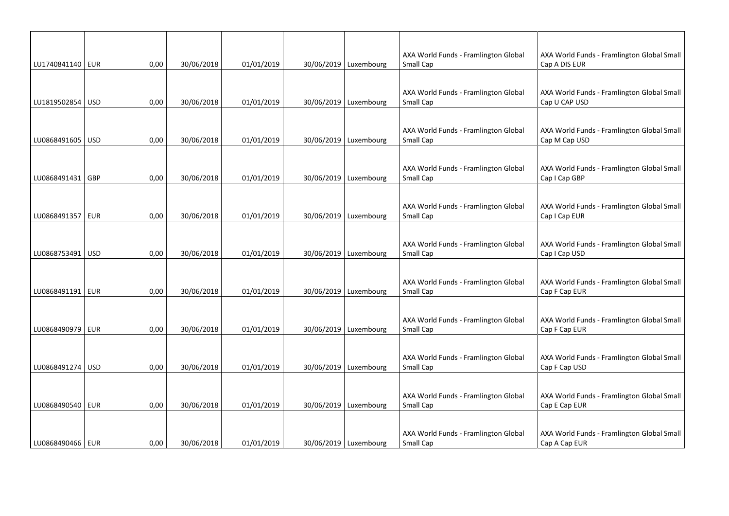| | | | | | | | | |
|---|---|---|---|---|---|---|---|---|
| LU1740841140 | EUR | 0,00 | 30/06/2018 | 01/01/2019 | 30/06/2019 | Luxembourg | AXA World Funds - Framlington Global Small Cap | AXA World Funds - Framlington Global Small Cap A DIS EUR |
| LU1819502854 | USD | 0,00 | 30/06/2018 | 01/01/2019 | 30/06/2019 | Luxembourg | AXA World Funds - Framlington Global Small Cap | AXA World Funds - Framlington Global Small Cap U CAP USD |
| LU0868491605 | USD | 0,00 | 30/06/2018 | 01/01/2019 | 30/06/2019 | Luxembourg | AXA World Funds - Framlington Global Small Cap | AXA World Funds - Framlington Global Small Cap M Cap USD |
| LU0868491431 | GBP | 0,00 | 30/06/2018 | 01/01/2019 | 30/06/2019 | Luxembourg | AXA World Funds - Framlington Global Small Cap | AXA World Funds - Framlington Global Small Cap I Cap GBP |
| LU0868491357 | EUR | 0,00 | 30/06/2018 | 01/01/2019 | 30/06/2019 | Luxembourg | AXA World Funds - Framlington Global Small Cap | AXA World Funds - Framlington Global Small Cap I Cap EUR |
| LU0868753491 | USD | 0,00 | 30/06/2018 | 01/01/2019 | 30/06/2019 | Luxembourg | AXA World Funds - Framlington Global Small Cap | AXA World Funds - Framlington Global Small Cap I Cap USD |
| LU0868491191 | EUR | 0,00 | 30/06/2018 | 01/01/2019 | 30/06/2019 | Luxembourg | AXA World Funds - Framlington Global Small Cap | AXA World Funds - Framlington Global Small Cap F Cap EUR |
| LU0868490979 | EUR | 0,00 | 30/06/2018 | 01/01/2019 | 30/06/2019 | Luxembourg | AXA World Funds - Framlington Global Small Cap | AXA World Funds - Framlington Global Small Cap F Cap EUR |
| LU0868491274 | USD | 0,00 | 30/06/2018 | 01/01/2019 | 30/06/2019 | Luxembourg | AXA World Funds - Framlington Global Small Cap | AXA World Funds - Framlington Global Small Cap F Cap USD |
| LU0868490540 | EUR | 0,00 | 30/06/2018 | 01/01/2019 | 30/06/2019 | Luxembourg | AXA World Funds - Framlington Global Small Cap | AXA World Funds - Framlington Global Small Cap E Cap EUR |
| LU0868490466 | EUR | 0,00 | 30/06/2018 | 01/01/2019 | 30/06/2019 | Luxembourg | AXA World Funds - Framlington Global Small Cap | AXA World Funds - Framlington Global Small Cap A Cap EUR |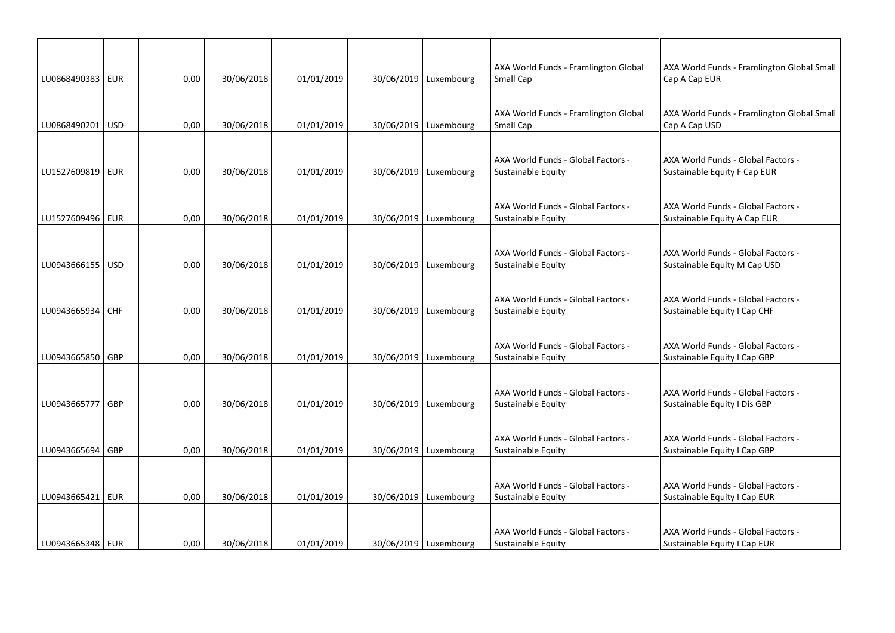| | | | | | | | | |
|---|---|---|---|---|---|---|---|---|
| LU0868490383 | EUR | 0,00 | 30/06/2018 | 01/01/2019 | 30/06/2019 | Luxembourg | AXA World Funds - Framlington Global Small Cap | AXA World Funds - Framlington Global Small Cap A Cap EUR |
| LU0868490201 | USD | 0,00 | 30/06/2018 | 01/01/2019 | 30/06/2019 | Luxembourg | AXA World Funds - Framlington Global Small Cap | AXA World Funds - Framlington Global Small Cap A Cap USD |
| LU1527609819 | EUR | 0,00 | 30/06/2018 | 01/01/2019 | 30/06/2019 | Luxembourg | AXA World Funds - Global Factors - Sustainable Equity | AXA World Funds - Global Factors - Sustainable Equity F Cap EUR |
| LU1527609496 | EUR | 0,00 | 30/06/2018 | 01/01/2019 | 30/06/2019 | Luxembourg | AXA World Funds - Global Factors - Sustainable Equity | AXA World Funds - Global Factors - Sustainable Equity A Cap EUR |
| LU0943666155 | USD | 0,00 | 30/06/2018 | 01/01/2019 | 30/06/2019 | Luxembourg | AXA World Funds - Global Factors - Sustainable Equity | AXA World Funds - Global Factors - Sustainable Equity M Cap USD |
| LU0943665934 | CHF | 0,00 | 30/06/2018 | 01/01/2019 | 30/06/2019 | Luxembourg | AXA World Funds - Global Factors - Sustainable Equity | AXA World Funds - Global Factors - Sustainable Equity I Cap CHF |
| LU0943665850 | GBP | 0,00 | 30/06/2018 | 01/01/2019 | 30/06/2019 | Luxembourg | AXA World Funds - Global Factors - Sustainable Equity | AXA World Funds - Global Factors - Sustainable Equity I Cap GBP |
| LU0943665777 | GBP | 0,00 | 30/06/2018 | 01/01/2019 | 30/06/2019 | Luxembourg | AXA World Funds - Global Factors - Sustainable Equity | AXA World Funds - Global Factors - Sustainable Equity I Dis GBP |
| LU0943665694 | GBP | 0,00 | 30/06/2018 | 01/01/2019 | 30/06/2019 | Luxembourg | AXA World Funds - Global Factors - Sustainable Equity | AXA World Funds - Global Factors - Sustainable Equity I Cap GBP |
| LU0943665421 | EUR | 0,00 | 30/06/2018 | 01/01/2019 | 30/06/2019 | Luxembourg | AXA World Funds - Global Factors - Sustainable Equity | AXA World Funds - Global Factors - Sustainable Equity I Cap EUR |
| LU0943665348 | EUR | 0,00 | 30/06/2018 | 01/01/2019 | 30/06/2019 | Luxembourg | AXA World Funds - Global Factors - Sustainable Equity | AXA World Funds - Global Factors - Sustainable Equity I Cap EUR |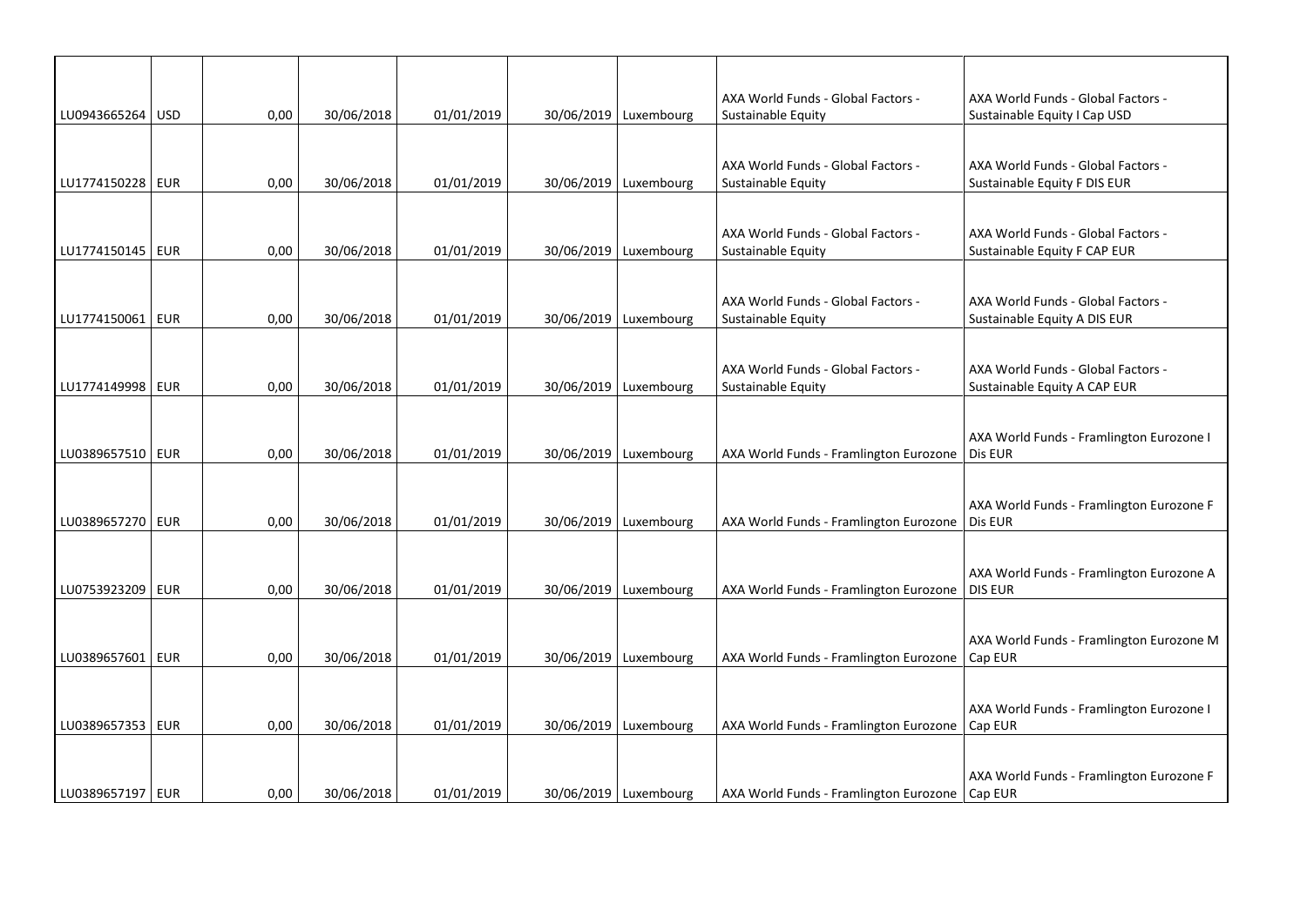| | | | | | | | | |
|---|---|---|---|---|---|---|---|---|
| LU0943665264 | USD | 0,00 | 30/06/2018 | 01/01/2019 | 30/06/2019 | Luxembourg | AXA World Funds - Global Factors - Sustainable Equity | AXA World Funds - Global Factors - Sustainable Equity I Cap USD |
| LU1774150228 | EUR | 0,00 | 30/06/2018 | 01/01/2019 | 30/06/2019 | Luxembourg | AXA World Funds - Global Factors - Sustainable Equity | AXA World Funds - Global Factors - Sustainable Equity F DIS EUR |
| LU1774150145 | EUR | 0,00 | 30/06/2018 | 01/01/2019 | 30/06/2019 | Luxembourg | AXA World Funds - Global Factors - Sustainable Equity | AXA World Funds - Global Factors - Sustainable Equity F CAP EUR |
| LU1774150061 | EUR | 0,00 | 30/06/2018 | 01/01/2019 | 30/06/2019 | Luxembourg | AXA World Funds - Global Factors - Sustainable Equity | AXA World Funds - Global Factors - Sustainable Equity A DIS EUR |
| LU1774149998 | EUR | 0,00 | 30/06/2018 | 01/01/2019 | 30/06/2019 | Luxembourg | AXA World Funds - Global Factors - Sustainable Equity | AXA World Funds - Global Factors - Sustainable Equity A CAP EUR |
| LU0389657510 | EUR | 0,00 | 30/06/2018 | 01/01/2019 | 30/06/2019 | Luxembourg | AXA World Funds - Framlington Eurozone | AXA World Funds - Framlington Eurozone I Dis EUR |
| LU0389657270 | EUR | 0,00 | 30/06/2018 | 01/01/2019 | 30/06/2019 | Luxembourg | AXA World Funds - Framlington Eurozone | AXA World Funds - Framlington Eurozone F Dis EUR |
| LU0753923209 | EUR | 0,00 | 30/06/2018 | 01/01/2019 | 30/06/2019 | Luxembourg | AXA World Funds - Framlington Eurozone | AXA World Funds - Framlington Eurozone A DIS EUR |
| LU0389657601 | EUR | 0,00 | 30/06/2018 | 01/01/2019 | 30/06/2019 | Luxembourg | AXA World Funds - Framlington Eurozone | AXA World Funds - Framlington Eurozone M Cap EUR |
| LU0389657353 | EUR | 0,00 | 30/06/2018 | 01/01/2019 | 30/06/2019 | Luxembourg | AXA World Funds - Framlington Eurozone | AXA World Funds - Framlington Eurozone I Cap EUR |
| LU0389657197 | EUR | 0,00 | 30/06/2018 | 01/01/2019 | 30/06/2019 | Luxembourg | AXA World Funds - Framlington Eurozone | AXA World Funds - Framlington Eurozone F Cap EUR |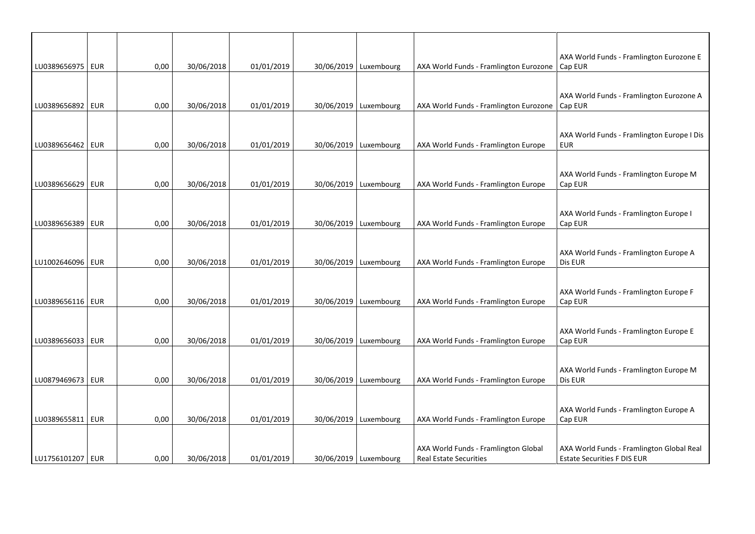| | | | | | | | | |
|---|---|---|---|---|---|---|---|---|
| LU0389656975 | EUR | 0,00 | 30/06/2018 | 01/01/2019 | 30/06/2019 | Luxembourg | AXA World Funds - Framlington Eurozone | AXA World Funds - Framlington Eurozone E Cap EUR |
| LU0389656892 | EUR | 0,00 | 30/06/2018 | 01/01/2019 | 30/06/2019 | Luxembourg | AXA World Funds - Framlington Eurozone | AXA World Funds - Framlington Eurozone A Cap EUR |
| LU0389656462 | EUR | 0,00 | 30/06/2018 | 01/01/2019 | 30/06/2019 | Luxembourg | AXA World Funds - Framlington Europe | AXA World Funds - Framlington Europe I Dis EUR |
| LU0389656629 | EUR | 0,00 | 30/06/2018 | 01/01/2019 | 30/06/2019 | Luxembourg | AXA World Funds - Framlington Europe | AXA World Funds - Framlington Europe M Cap EUR |
| LU0389656389 | EUR | 0,00 | 30/06/2018 | 01/01/2019 | 30/06/2019 | Luxembourg | AXA World Funds - Framlington Europe | AXA World Funds - Framlington Europe I Cap EUR |
| LU1002646096 | EUR | 0,00 | 30/06/2018 | 01/01/2019 | 30/06/2019 | Luxembourg | AXA World Funds - Framlington Europe | AXA World Funds - Framlington Europe A Dis EUR |
| LU0389656116 | EUR | 0,00 | 30/06/2018 | 01/01/2019 | 30/06/2019 | Luxembourg | AXA World Funds - Framlington Europe | AXA World Funds - Framlington Europe F Cap EUR |
| LU0389656033 | EUR | 0,00 | 30/06/2018 | 01/01/2019 | 30/06/2019 | Luxembourg | AXA World Funds - Framlington Europe | AXA World Funds - Framlington Europe E Cap EUR |
| LU0879469673 | EUR | 0,00 | 30/06/2018 | 01/01/2019 | 30/06/2019 | Luxembourg | AXA World Funds - Framlington Europe | AXA World Funds - Framlington Europe M Dis EUR |
| LU0389655811 | EUR | 0,00 | 30/06/2018 | 01/01/2019 | 30/06/2019 | Luxembourg | AXA World Funds - Framlington Europe | AXA World Funds - Framlington Europe A Cap EUR |
| LU1756101207 | EUR | 0,00 | 30/06/2018 | 01/01/2019 | 30/06/2019 | Luxembourg | AXA World Funds - Framlington Global Real Estate Securities | AXA World Funds - Framlington Global Real Estate Securities F DIS EUR |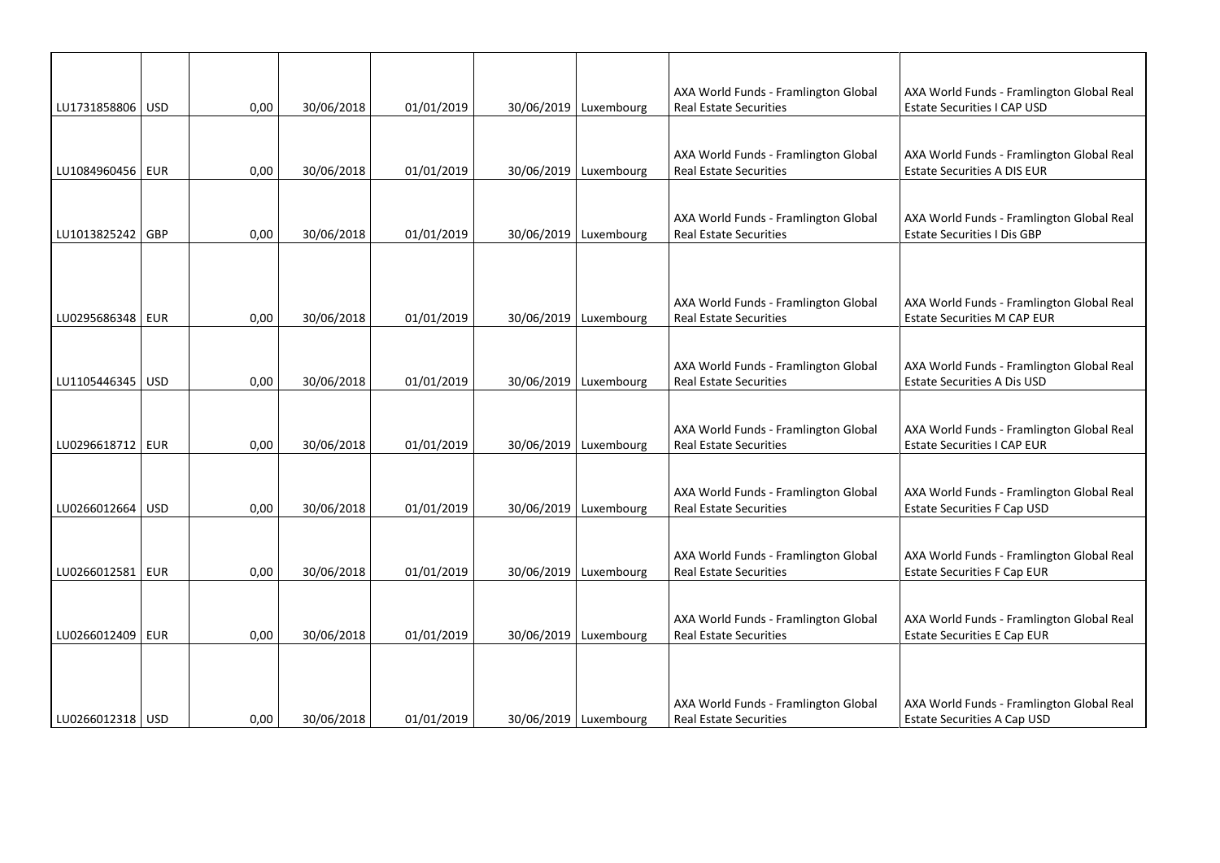| | | | | | | | | |
|---|---|---|---|---|---|---|---|---|
| LU1731858806 | USD | 0,00 | 30/06/2018 | 01/01/2019 | 30/06/2019 | Luxembourg | AXA World Funds - Framlington Global Real Estate Securities | AXA World Funds - Framlington Global Real Estate Securities I CAP USD |
| LU1084960456 | EUR | 0,00 | 30/06/2018 | 01/01/2019 | 30/06/2019 | Luxembourg | AXA World Funds - Framlington Global Real Estate Securities | AXA World Funds - Framlington Global Real Estate Securities A DIS EUR |
| LU1013825242 | GBP | 0,00 | 30/06/2018 | 01/01/2019 | 30/06/2019 | Luxembourg | AXA World Funds - Framlington Global Real Estate Securities | AXA World Funds - Framlington Global Real Estate Securities I Dis GBP |
| LU0295686348 | EUR | 0,00 | 30/06/2018 | 01/01/2019 | 30/06/2019 | Luxembourg | AXA World Funds - Framlington Global Real Estate Securities | AXA World Funds - Framlington Global Real Estate Securities M CAP EUR |
| LU1105446345 | USD | 0,00 | 30/06/2018 | 01/01/2019 | 30/06/2019 | Luxembourg | AXA World Funds - Framlington Global Real Estate Securities | AXA World Funds - Framlington Global Real Estate Securities A Dis USD |
| LU0296618712 | EUR | 0,00 | 30/06/2018 | 01/01/2019 | 30/06/2019 | Luxembourg | AXA World Funds - Framlington Global Real Estate Securities | AXA World Funds - Framlington Global Real Estate Securities I CAP EUR |
| LU0266012664 | USD | 0,00 | 30/06/2018 | 01/01/2019 | 30/06/2019 | Luxembourg | AXA World Funds - Framlington Global Real Estate Securities | AXA World Funds - Framlington Global Real Estate Securities F Cap USD |
| LU0266012581 | EUR | 0,00 | 30/06/2018 | 01/01/2019 | 30/06/2019 | Luxembourg | AXA World Funds - Framlington Global Real Estate Securities | AXA World Funds - Framlington Global Real Estate Securities F Cap EUR |
| LU0266012409 | EUR | 0,00 | 30/06/2018 | 01/01/2019 | 30/06/2019 | Luxembourg | AXA World Funds - Framlington Global Real Estate Securities | AXA World Funds - Framlington Global Real Estate Securities E Cap EUR |
| LU0266012318 | USD | 0,00 | 30/06/2018 | 01/01/2019 | 30/06/2019 | Luxembourg | AXA World Funds - Framlington Global Real Estate Securities | AXA World Funds - Framlington Global Real Estate Securities A Cap USD |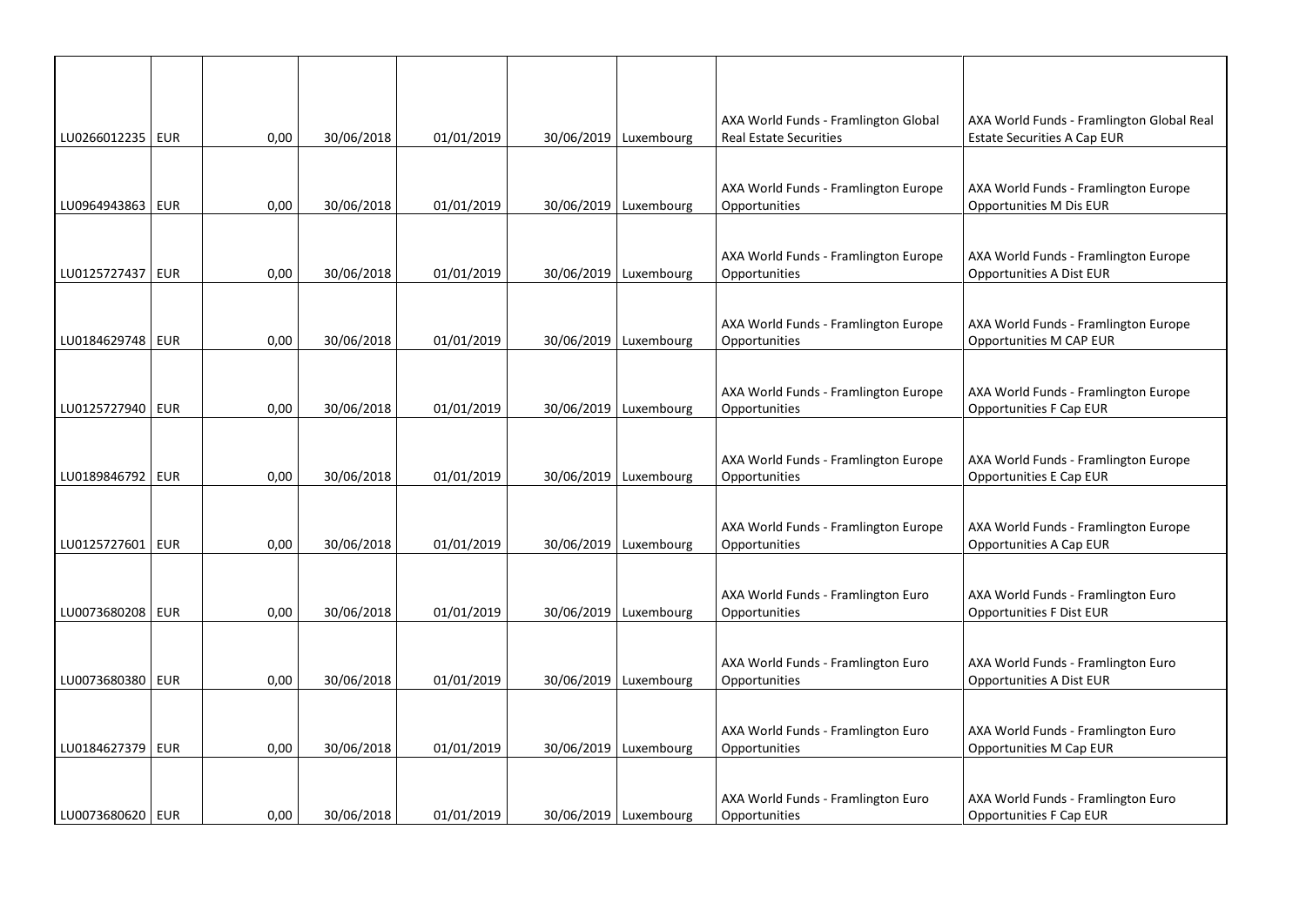| | | | | | | | | |
|---|---|---|---|---|---|---|---|---|
| LU0266012235 | EUR | 0,00 | 30/06/2018 | 01/01/2019 | 30/06/2019 | Luxembourg | AXA World Funds - Framlington Global Real Estate Securities | AXA World Funds - Framlington Global Real Estate Securities A Cap EUR |
| LU0964943863 | EUR | 0,00 | 30/06/2018 | 01/01/2019 | 30/06/2019 | Luxembourg | AXA World Funds - Framlington Europe Opportunities | AXA World Funds - Framlington Europe Opportunities M Dis EUR |
| LU0125727437 | EUR | 0,00 | 30/06/2018 | 01/01/2019 | 30/06/2019 | Luxembourg | AXA World Funds - Framlington Europe Opportunities | AXA World Funds - Framlington Europe Opportunities A Dist EUR |
| LU0184629748 | EUR | 0,00 | 30/06/2018 | 01/01/2019 | 30/06/2019 | Luxembourg | AXA World Funds - Framlington Europe Opportunities | AXA World Funds - Framlington Europe Opportunities M CAP EUR |
| LU0125727940 | EUR | 0,00 | 30/06/2018 | 01/01/2019 | 30/06/2019 | Luxembourg | AXA World Funds - Framlington Europe Opportunities | AXA World Funds - Framlington Europe Opportunities F Cap EUR |
| LU0189846792 | EUR | 0,00 | 30/06/2018 | 01/01/2019 | 30/06/2019 | Luxembourg | AXA World Funds - Framlington Europe Opportunities | AXA World Funds - Framlington Europe Opportunities E Cap EUR |
| LU0125727601 | EUR | 0,00 | 30/06/2018 | 01/01/2019 | 30/06/2019 | Luxembourg | AXA World Funds - Framlington Europe Opportunities | AXA World Funds - Framlington Europe Opportunities A Cap EUR |
| LU0073680208 | EUR | 0,00 | 30/06/2018 | 01/01/2019 | 30/06/2019 | Luxembourg | AXA World Funds - Framlington Euro Opportunities | AXA World Funds - Framlington Euro Opportunities F Dist EUR |
| LU0073680380 | EUR | 0,00 | 30/06/2018 | 01/01/2019 | 30/06/2019 | Luxembourg | AXA World Funds - Framlington Euro Opportunities | AXA World Funds - Framlington Euro Opportunities A Dist EUR |
| LU0184627379 | EUR | 0,00 | 30/06/2018 | 01/01/2019 | 30/06/2019 | Luxembourg | AXA World Funds - Framlington Euro Opportunities | AXA World Funds - Framlington Euro Opportunities M Cap EUR |
| LU0073680620 | EUR | 0,00 | 30/06/2018 | 01/01/2019 | 30/06/2019 | Luxembourg | AXA World Funds - Framlington Euro Opportunities | AXA World Funds - Framlington Euro Opportunities F Cap EUR |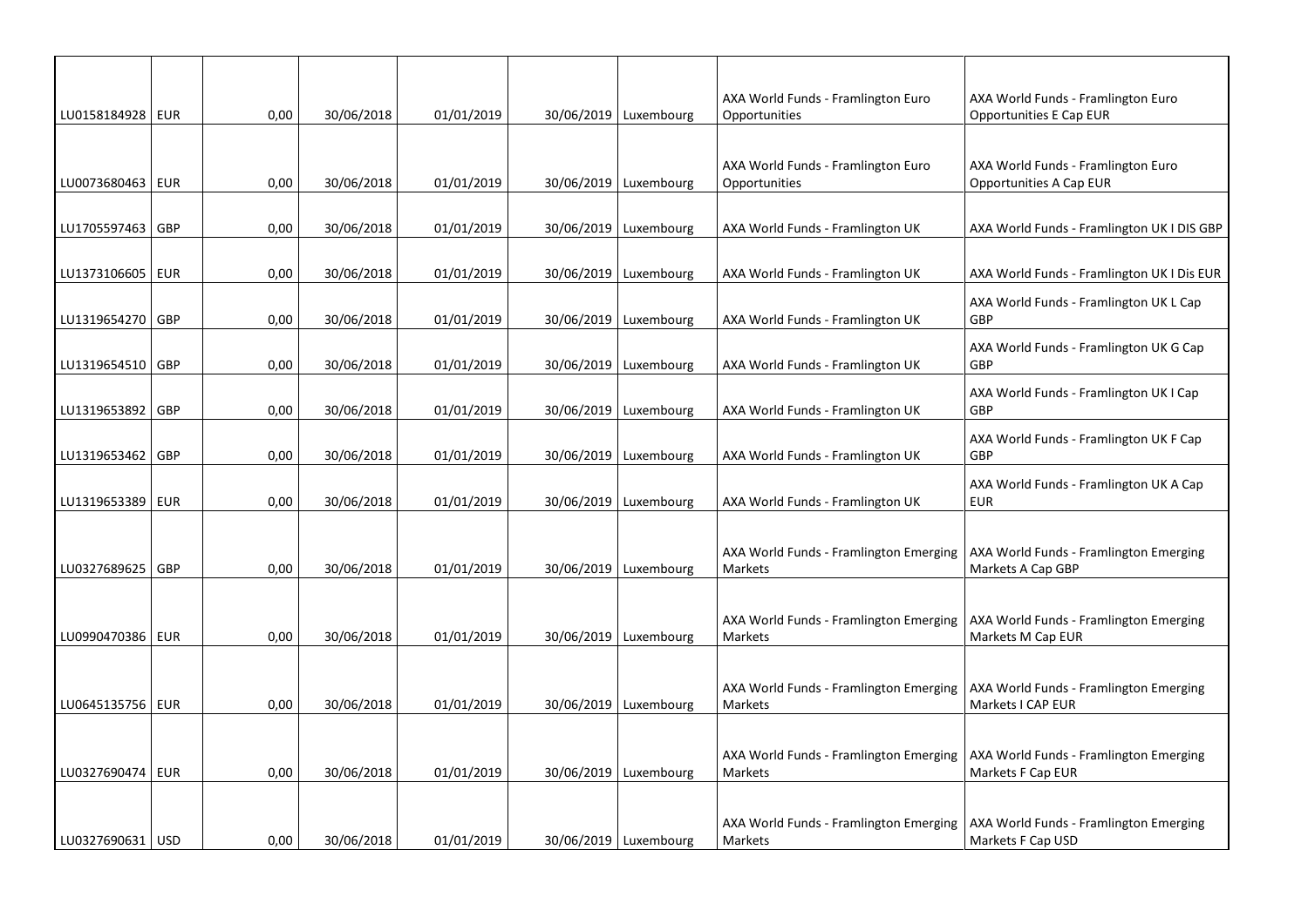| | | | | | | | | |
|---|---|---|---|---|---|---|---|---|
| LU0158184928 | EUR | 0,00 | 30/06/2018 | 01/01/2019 | 30/06/2019 | Luxembourg | AXA World Funds - Framlington Euro Opportunities | AXA World Funds - Framlington Euro Opportunities E Cap EUR |
| LU0073680463 | EUR | 0,00 | 30/06/2018 | 01/01/2019 | 30/06/2019 | Luxembourg | AXA World Funds - Framlington Euro Opportunities | AXA World Funds - Framlington Euro Opportunities A Cap EUR |
| LU1705597463 | GBP | 0,00 | 30/06/2018 | 01/01/2019 | 30/06/2019 | Luxembourg | AXA World Funds - Framlington UK | AXA World Funds - Framlington UK I DIS GBP |
| LU1373106605 | EUR | 0,00 | 30/06/2018 | 01/01/2019 | 30/06/2019 | Luxembourg | AXA World Funds - Framlington UK | AXA World Funds - Framlington UK I Dis EUR |
| LU1319654270 | GBP | 0,00 | 30/06/2018 | 01/01/2019 | 30/06/2019 | Luxembourg | AXA World Funds - Framlington UK | AXA World Funds - Framlington UK L Cap GBP |
| LU1319654510 | GBP | 0,00 | 30/06/2018 | 01/01/2019 | 30/06/2019 | Luxembourg | AXA World Funds - Framlington UK | AXA World Funds - Framlington UK G Cap GBP |
| LU1319653892 | GBP | 0,00 | 30/06/2018 | 01/01/2019 | 30/06/2019 | Luxembourg | AXA World Funds - Framlington UK | AXA World Funds - Framlington UK I Cap GBP |
| LU1319653462 | GBP | 0,00 | 30/06/2018 | 01/01/2019 | 30/06/2019 | Luxembourg | AXA World Funds - Framlington UK | AXA World Funds - Framlington UK F Cap GBP |
| LU1319653389 | EUR | 0,00 | 30/06/2018 | 01/01/2019 | 30/06/2019 | Luxembourg | AXA World Funds - Framlington UK | AXA World Funds - Framlington UK A Cap EUR |
| LU0327689625 | GBP | 0,00 | 30/06/2018 | 01/01/2019 | 30/06/2019 | Luxembourg | AXA World Funds - Framlington Emerging Markets | AXA World Funds - Framlington Emerging Markets A Cap GBP |
| LU0990470386 | EUR | 0,00 | 30/06/2018 | 01/01/2019 | 30/06/2019 | Luxembourg | AXA World Funds - Framlington Emerging Markets | AXA World Funds - Framlington Emerging Markets M Cap EUR |
| LU0645135756 | EUR | 0,00 | 30/06/2018 | 01/01/2019 | 30/06/2019 | Luxembourg | AXA World Funds - Framlington Emerging Markets | AXA World Funds - Framlington Emerging Markets I CAP EUR |
| LU0327690474 | EUR | 0,00 | 30/06/2018 | 01/01/2019 | 30/06/2019 | Luxembourg | AXA World Funds - Framlington Emerging Markets | AXA World Funds - Framlington Emerging Markets F Cap EUR |
| LU0327690631 | USD | 0,00 | 30/06/2018 | 01/01/2019 | 30/06/2019 | Luxembourg | AXA World Funds - Framlington Emerging Markets | AXA World Funds - Framlington Emerging Markets F Cap USD |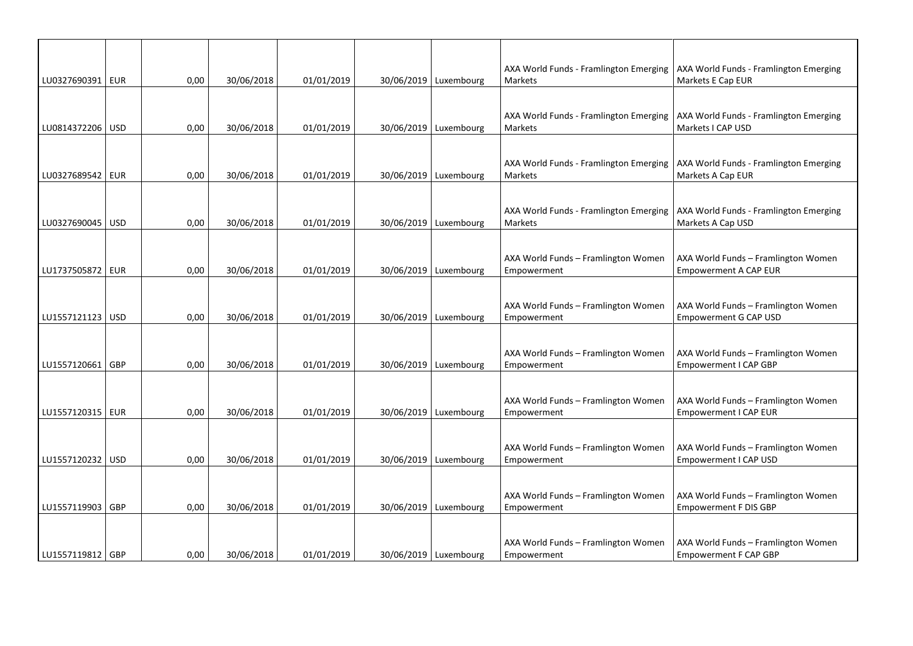| | | | | | | | | |
|---|---|---|---|---|---|---|---|---|
| LU0327690391 | EUR | 0,00 | 30/06/2018 | 01/01/2019 | 30/06/2019 | Luxembourg | AXA World Funds - Framlington Emerging Markets | AXA World Funds - Framlington Emerging Markets E Cap EUR |
| LU0814372206 | USD | 0,00 | 30/06/2018 | 01/01/2019 | 30/06/2019 | Luxembourg | AXA World Funds - Framlington Emerging Markets | AXA World Funds - Framlington Emerging Markets I CAP USD |
| LU0327689542 | EUR | 0,00 | 30/06/2018 | 01/01/2019 | 30/06/2019 | Luxembourg | AXA World Funds - Framlington Emerging Markets | AXA World Funds - Framlington Emerging Markets A Cap EUR |
| LU0327690045 | USD | 0,00 | 30/06/2018 | 01/01/2019 | 30/06/2019 | Luxembourg | AXA World Funds - Framlington Emerging Markets | AXA World Funds - Framlington Emerging Markets A Cap USD |
| LU1737505872 | EUR | 0,00 | 30/06/2018 | 01/01/2019 | 30/06/2019 | Luxembourg | AXA World Funds – Framlington Women Empowerment | AXA World Funds – Framlington Women Empowerment A CAP EUR |
| LU1557121123 | USD | 0,00 | 30/06/2018 | 01/01/2019 | 30/06/2019 | Luxembourg | AXA World Funds – Framlington Women Empowerment | AXA World Funds – Framlington Women Empowerment G CAP USD |
| LU1557120661 | GBP | 0,00 | 30/06/2018 | 01/01/2019 | 30/06/2019 | Luxembourg | AXA World Funds – Framlington Women Empowerment | AXA World Funds – Framlington Women Empowerment I CAP GBP |
| LU1557120315 | EUR | 0,00 | 30/06/2018 | 01/01/2019 | 30/06/2019 | Luxembourg | AXA World Funds – Framlington Women Empowerment | AXA World Funds – Framlington Women Empowerment I CAP EUR |
| LU1557120232 | USD | 0,00 | 30/06/2018 | 01/01/2019 | 30/06/2019 | Luxembourg | AXA World Funds – Framlington Women Empowerment | AXA World Funds – Framlington Women Empowerment I CAP USD |
| LU1557119903 | GBP | 0,00 | 30/06/2018 | 01/01/2019 | 30/06/2019 | Luxembourg | AXA World Funds – Framlington Women Empowerment | AXA World Funds – Framlington Women Empowerment F DIS GBP |
| LU1557119812 | GBP | 0,00 | 30/06/2018 | 01/01/2019 | 30/06/2019 | Luxembourg | AXA World Funds – Framlington Women Empowerment | AXA World Funds – Framlington Women Empowerment F CAP GBP |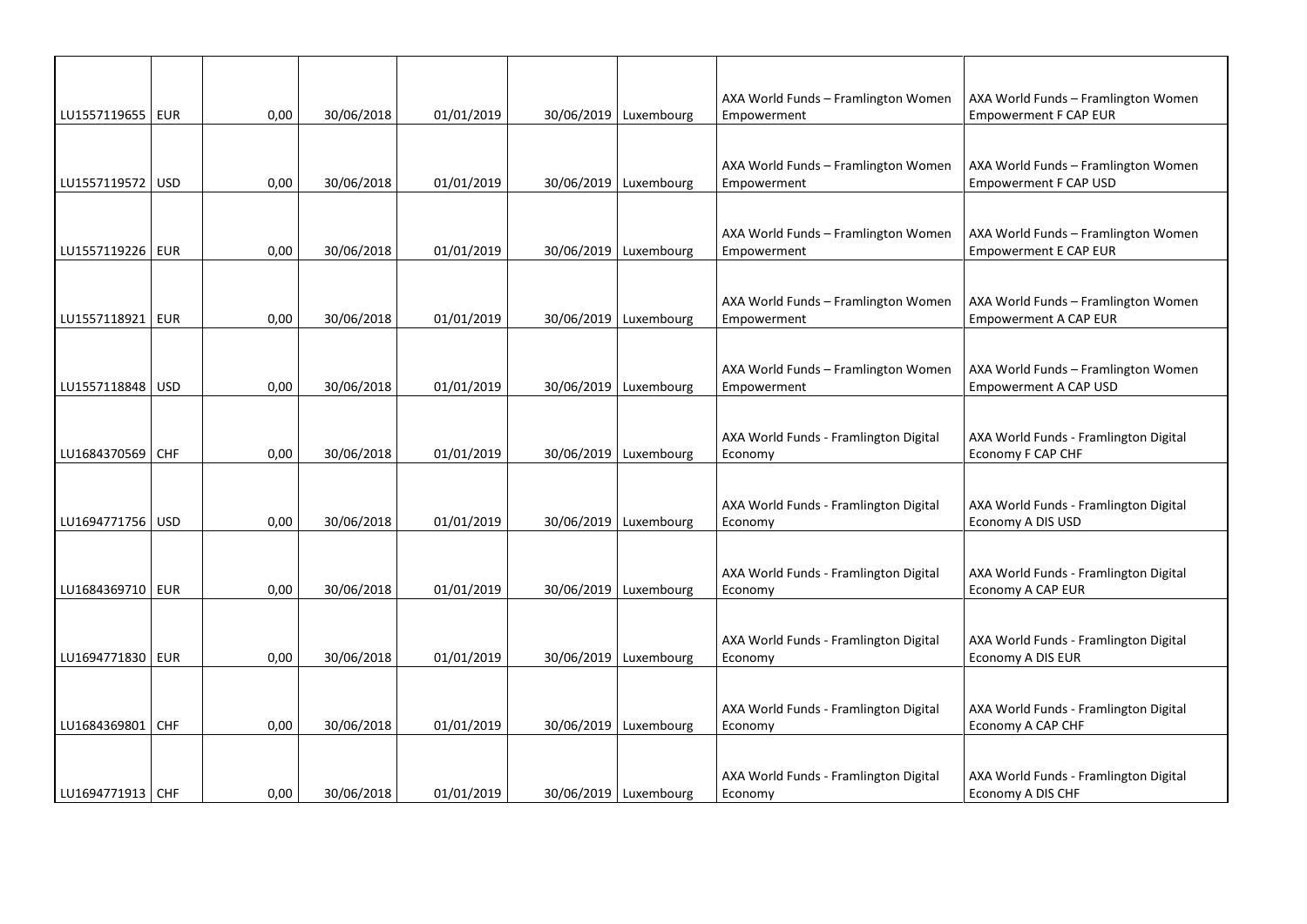| | | | | | | | | |
|---|---|---|---|---|---|---|---|---|
| LU1557119655 | EUR | 0,00 | 30/06/2018 | 01/01/2019 | 30/06/2019 | Luxembourg | AXA World Funds – Framlington Women Empowerment | AXA World Funds – Framlington Women Empowerment F CAP EUR |
| LU1557119572 | USD | 0,00 | 30/06/2018 | 01/01/2019 | 30/06/2019 | Luxembourg | AXA World Funds – Framlington Women Empowerment | AXA World Funds – Framlington Women Empowerment F CAP USD |
| LU1557119226 | EUR | 0,00 | 30/06/2018 | 01/01/2019 | 30/06/2019 | Luxembourg | AXA World Funds – Framlington Women Empowerment | AXA World Funds – Framlington Women Empowerment E CAP EUR |
| LU1557118921 | EUR | 0,00 | 30/06/2018 | 01/01/2019 | 30/06/2019 | Luxembourg | AXA World Funds – Framlington Women Empowerment | AXA World Funds – Framlington Women Empowerment A CAP EUR |
| LU1557118848 | USD | 0,00 | 30/06/2018 | 01/01/2019 | 30/06/2019 | Luxembourg | AXA World Funds – Framlington Women Empowerment | AXA World Funds – Framlington Women Empowerment A CAP USD |
| LU1684370569 | CHF | 0,00 | 30/06/2018 | 01/01/2019 | 30/06/2019 | Luxembourg | AXA World Funds - Framlington Digital Economy | AXA World Funds - Framlington Digital Economy F CAP CHF |
| LU1694771756 | USD | 0,00 | 30/06/2018 | 01/01/2019 | 30/06/2019 | Luxembourg | AXA World Funds - Framlington Digital Economy | AXA World Funds - Framlington Digital Economy A DIS USD |
| LU1684369710 | EUR | 0,00 | 30/06/2018 | 01/01/2019 | 30/06/2019 | Luxembourg | AXA World Funds - Framlington Digital Economy | AXA World Funds - Framlington Digital Economy A CAP EUR |
| LU1694771830 | EUR | 0,00 | 30/06/2018 | 01/01/2019 | 30/06/2019 | Luxembourg | AXA World Funds - Framlington Digital Economy | AXA World Funds - Framlington Digital Economy A DIS EUR |
| LU1684369801 | CHF | 0,00 | 30/06/2018 | 01/01/2019 | 30/06/2019 | Luxembourg | AXA World Funds - Framlington Digital Economy | AXA World Funds - Framlington Digital Economy A CAP CHF |
| LU1694771913 | CHF | 0,00 | 30/06/2018 | 01/01/2019 | 30/06/2019 | Luxembourg | AXA World Funds - Framlington Digital Economy | AXA World Funds - Framlington Digital Economy A DIS CHF |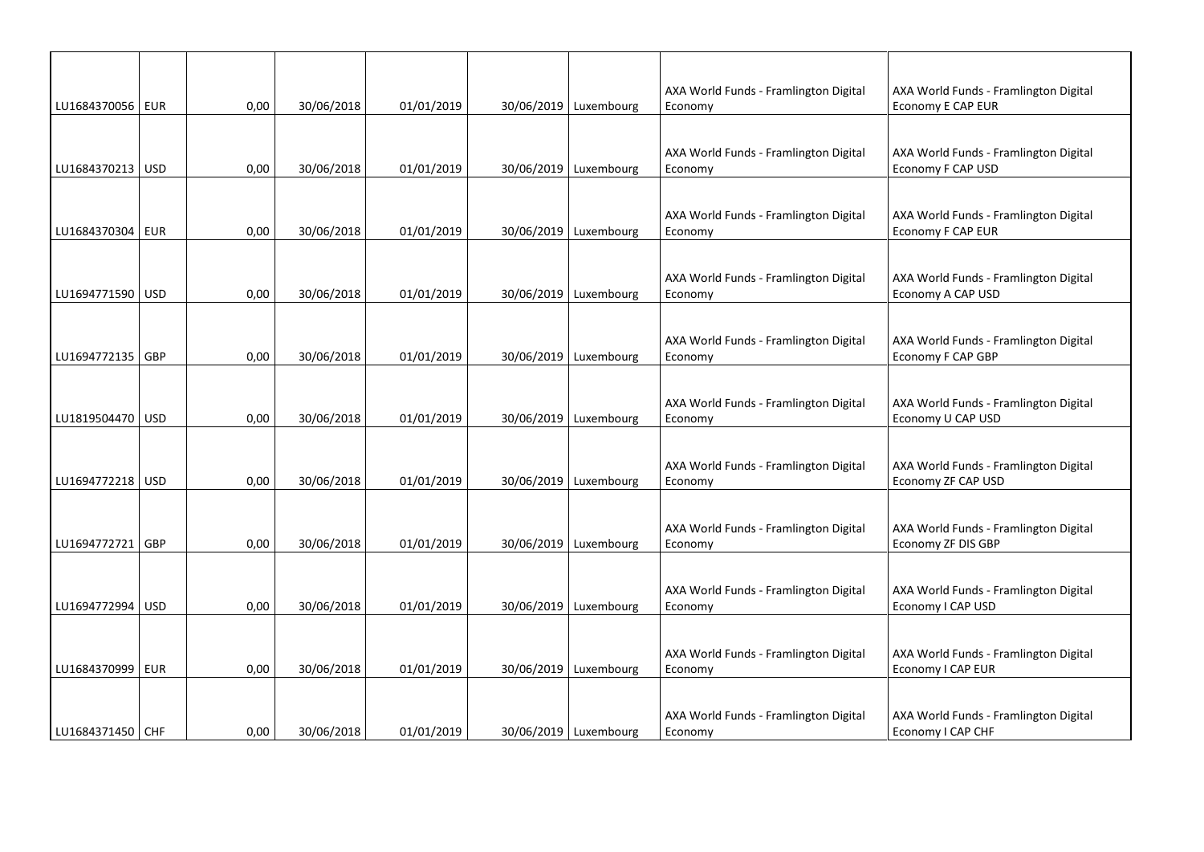| | | | | | | | | |
|---|---|---|---|---|---|---|---|---|
| LU1684370056 | EUR | 0,00 | 30/06/2018 | 01/01/2019 | 30/06/2019 | Luxembourg | AXA World Funds - Framlington Digital Economy | AXA World Funds - Framlington Digital Economy E CAP EUR |
| LU1684370213 | USD | 0,00 | 30/06/2018 | 01/01/2019 | 30/06/2019 | Luxembourg | AXA World Funds - Framlington Digital Economy | AXA World Funds - Framlington Digital Economy F CAP USD |
| LU1684370304 | EUR | 0,00 | 30/06/2018 | 01/01/2019 | 30/06/2019 | Luxembourg | AXA World Funds - Framlington Digital Economy | AXA World Funds - Framlington Digital Economy F CAP EUR |
| LU1694771590 | USD | 0,00 | 30/06/2018 | 01/01/2019 | 30/06/2019 | Luxembourg | AXA World Funds - Framlington Digital Economy | AXA World Funds - Framlington Digital Economy A CAP USD |
| LU1694772135 | GBP | 0,00 | 30/06/2018 | 01/01/2019 | 30/06/2019 | Luxembourg | AXA World Funds - Framlington Digital Economy | AXA World Funds - Framlington Digital Economy F CAP GBP |
| LU1819504470 | USD | 0,00 | 30/06/2018 | 01/01/2019 | 30/06/2019 | Luxembourg | AXA World Funds - Framlington Digital Economy | AXA World Funds - Framlington Digital Economy U CAP USD |
| LU1694772218 | USD | 0,00 | 30/06/2018 | 01/01/2019 | 30/06/2019 | Luxembourg | AXA World Funds - Framlington Digital Economy | AXA World Funds - Framlington Digital Economy ZF CAP USD |
| LU1694772721 | GBP | 0,00 | 30/06/2018 | 01/01/2019 | 30/06/2019 | Luxembourg | AXA World Funds - Framlington Digital Economy | AXA World Funds - Framlington Digital Economy ZF DIS GBP |
| LU1694772994 | USD | 0,00 | 30/06/2018 | 01/01/2019 | 30/06/2019 | Luxembourg | AXA World Funds - Framlington Digital Economy | AXA World Funds - Framlington Digital Economy I CAP USD |
| LU1684370999 | EUR | 0,00 | 30/06/2018 | 01/01/2019 | 30/06/2019 | Luxembourg | AXA World Funds - Framlington Digital Economy | AXA World Funds - Framlington Digital Economy I CAP EUR |
| LU1684371450 | CHF | 0,00 | 30/06/2018 | 01/01/2019 | 30/06/2019 | Luxembourg | AXA World Funds - Framlington Digital Economy | AXA World Funds - Framlington Digital Economy I CAP CHF |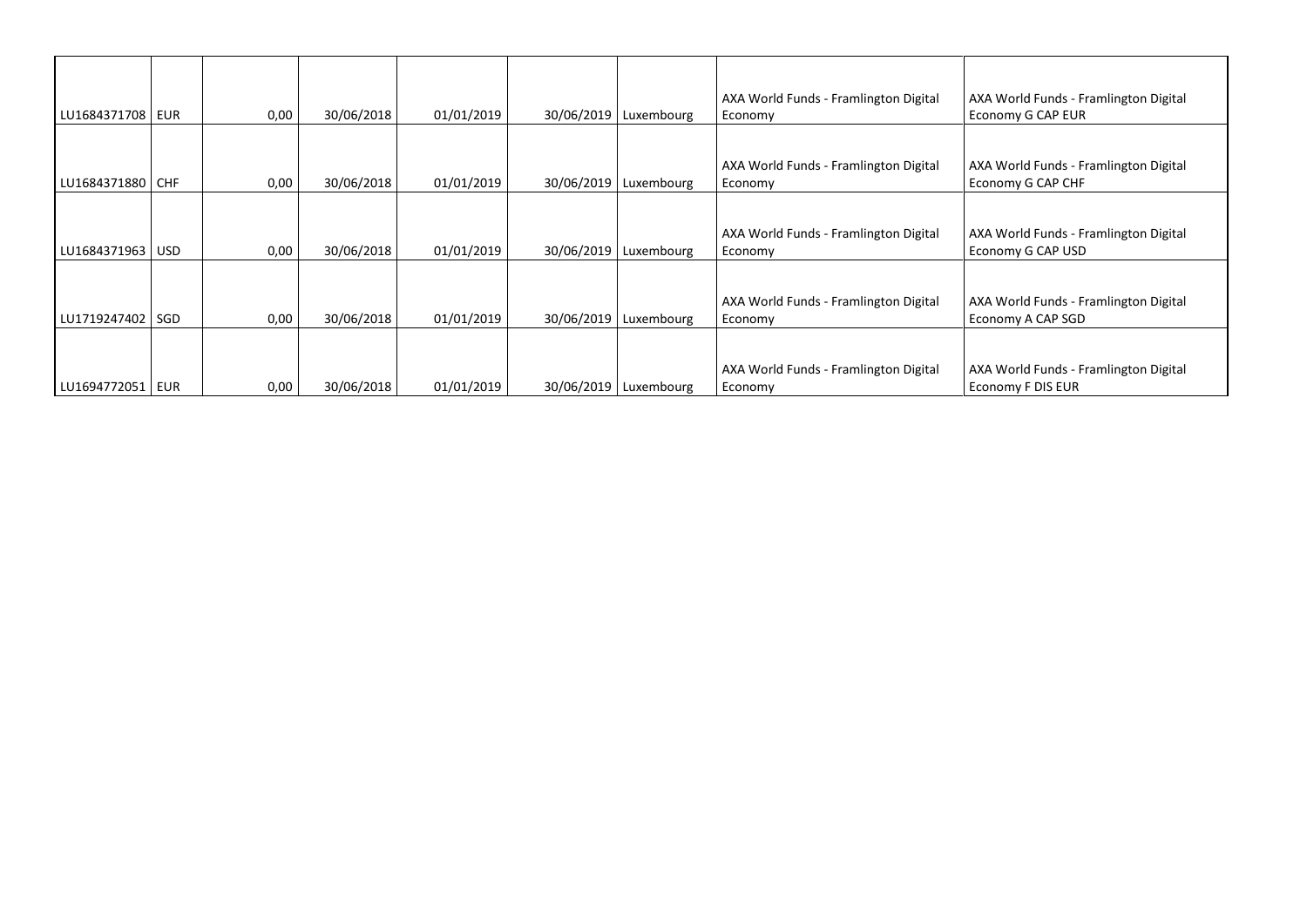| | | | | | | | | |
|---|---|---|---|---|---|---|---|---|
| LU1684371708 | EUR | 0,00 | 30/06/2018 | 01/01/2019 | 30/06/2019 | Luxembourg | AXA World Funds - Framlington Digital Economy | AXA World Funds - Framlington Digital Economy G CAP EUR |
| LU1684371880 | CHF | 0,00 | 30/06/2018 | 01/01/2019 | 30/06/2019 | Luxembourg | AXA World Funds - Framlington Digital Economy | AXA World Funds - Framlington Digital Economy G CAP CHF |
| LU1684371963 | USD | 0,00 | 30/06/2018 | 01/01/2019 | 30/06/2019 | Luxembourg | AXA World Funds - Framlington Digital Economy | AXA World Funds - Framlington Digital Economy G CAP USD |
| LU1719247402 | SGD | 0,00 | 30/06/2018 | 01/01/2019 | 30/06/2019 | Luxembourg | AXA World Funds - Framlington Digital Economy | AXA World Funds - Framlington Digital Economy A CAP SGD |
| LU1694772051 | EUR | 0,00 | 30/06/2018 | 01/01/2019 | 30/06/2019 | Luxembourg | AXA World Funds - Framlington Digital Economy | AXA World Funds - Framlington Digital Economy F DIS EUR |